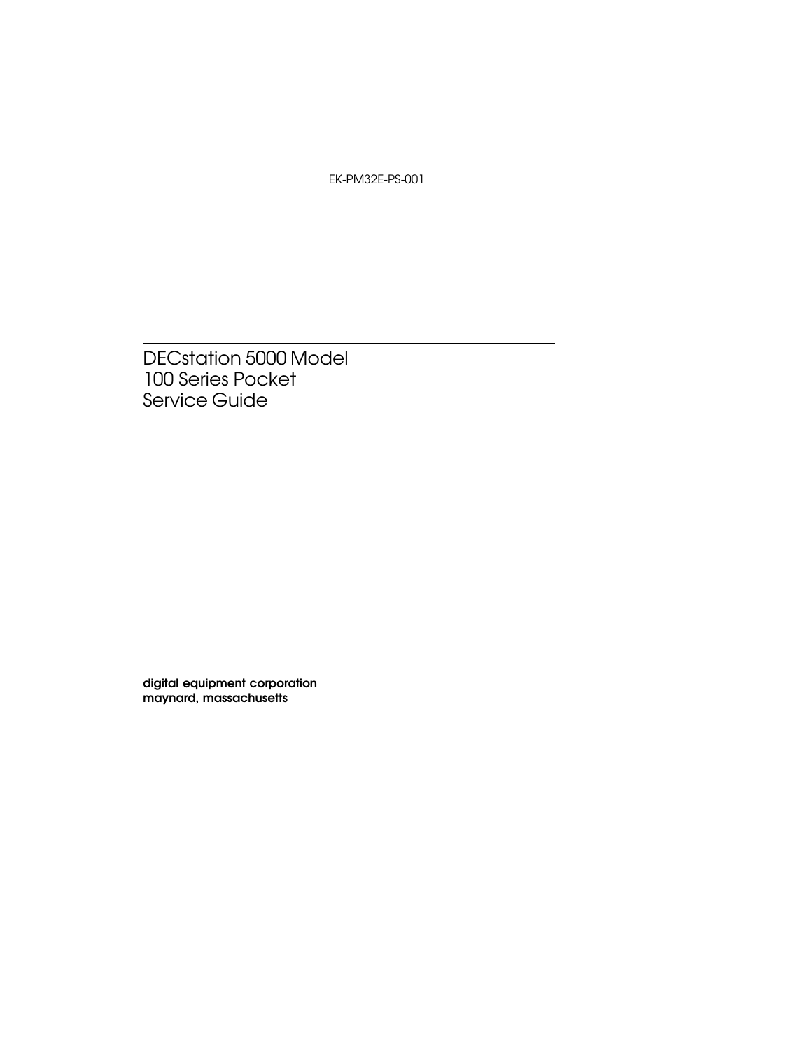EK-PM32E-PS-001

# DECstation 5000 Model 100 Series Pocket Service Guide

**digital equipment corporation**
**maynard, massachusetts**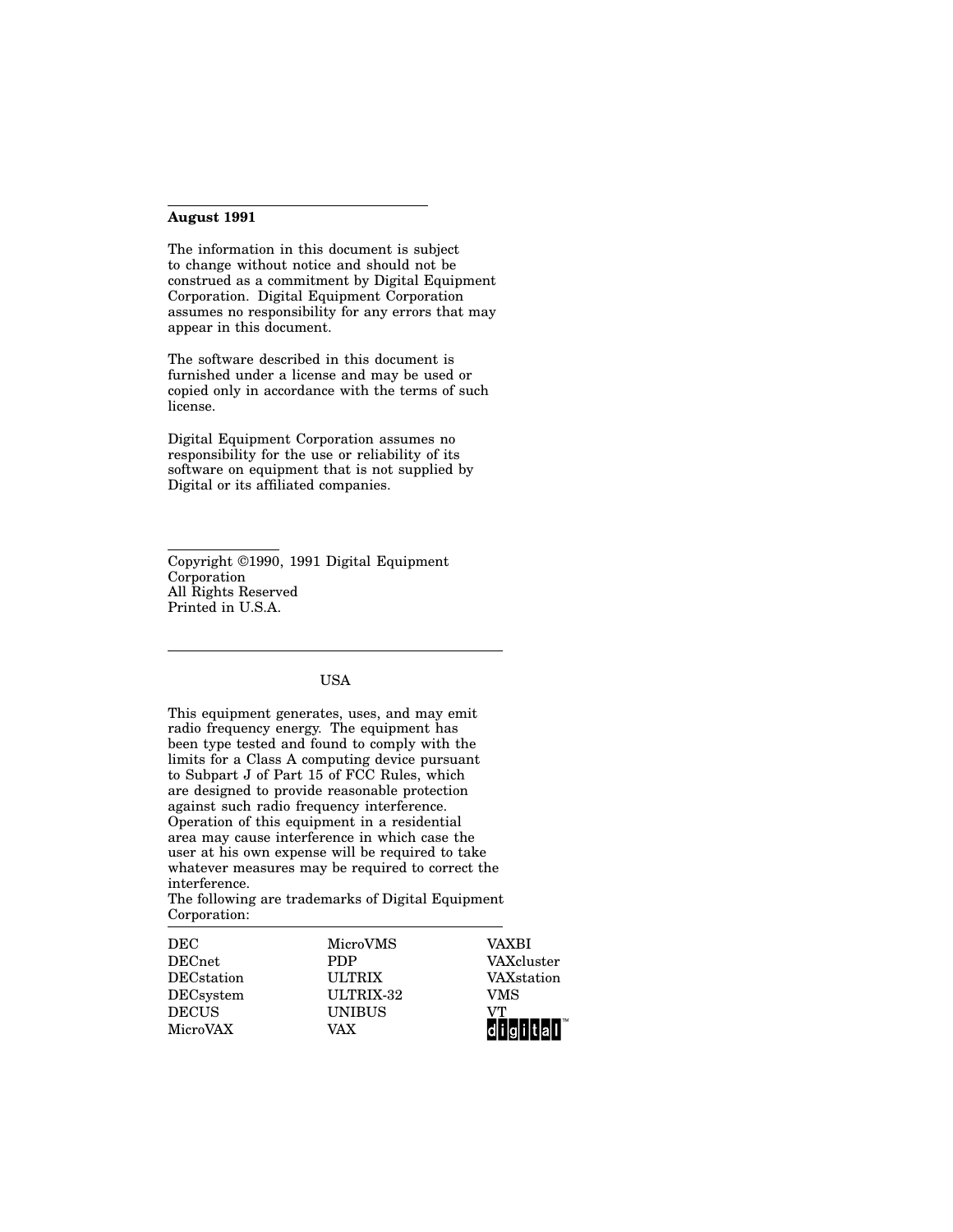**August 1991**

The information in this document is subject to change without notice and should not be construed as a commitment by Digital Equipment Corporation. Digital Equipment Corporation assumes no responsibility for any errors that may appear in this document.

The software described in this document is furnished under a license and may be used or copied only in accordance with the terms of such license.

Digital Equipment Corporation assumes no responsibility for the use or reliability of its software on equipment that is not supplied by Digital or its affiliated companies.

Copyright ©1990, 1991 Digital Equipment Corporation
All Rights Reserved
Printed in U.S.A.

USA

This equipment generates, uses, and may emit radio frequency energy. The equipment has been type tested and found to comply with the limits for a Class A computing device pursuant to Subpart J of Part 15 of FCC Rules, which are designed to provide reasonable protection against such radio frequency interference. Operation of this equipment in a residential area may cause interference in which case the user at his own expense will be required to take whatever measures may be required to correct the interference.
The following are trademarks of Digital Equipment Corporation:

| | | |
|---|---|---|
| DEC | MicroVMS | VAXBI |
| DECnet | PDP | VAXcluster |
| DECstation | ULTRIX | VAXstation |
| DECsystem | ULTRIX-32 | VMS |
| DECUS | UNIBUS | VT |
| MicroVAX | VAX | digital™ |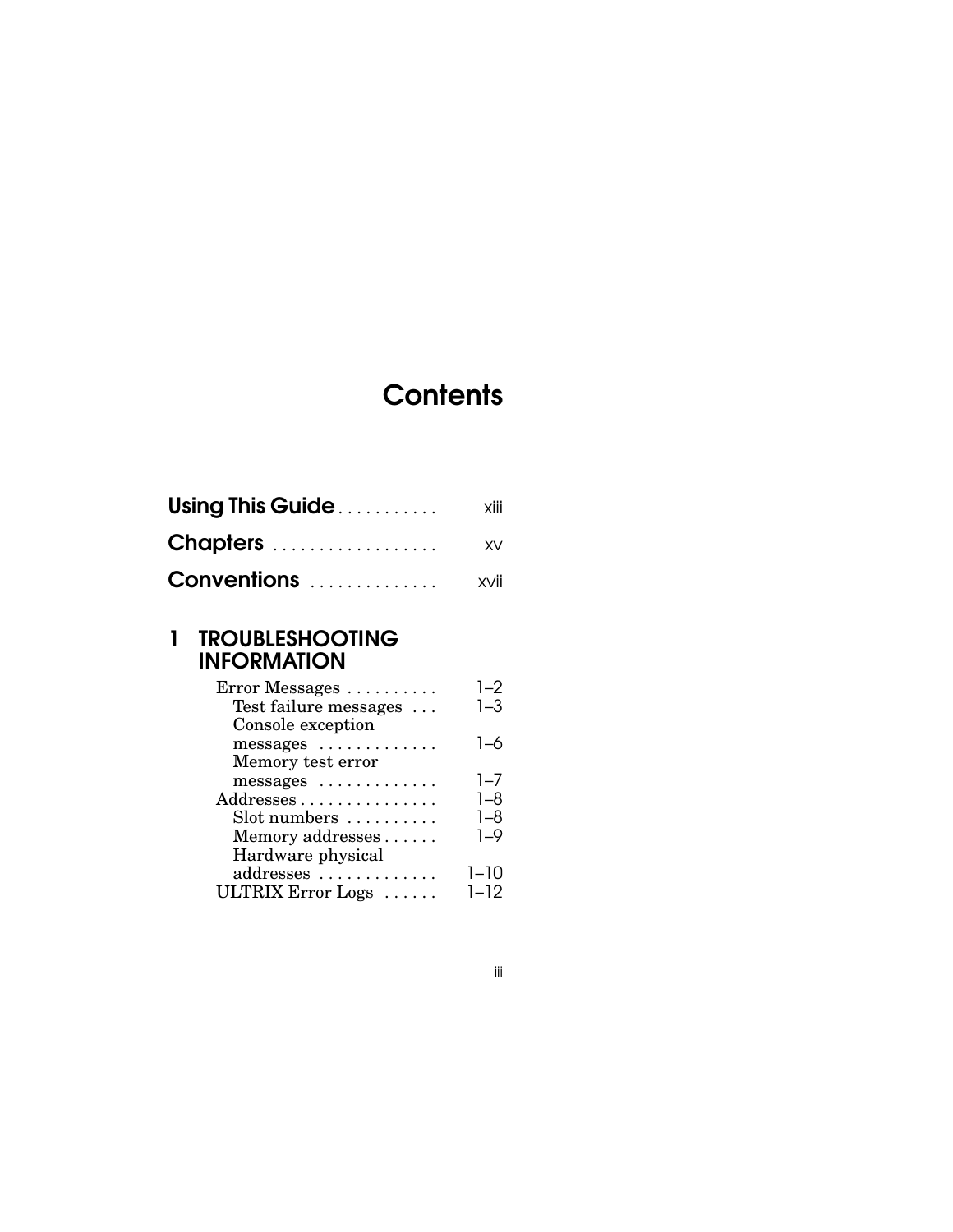# Contents

| | |
|---|---|
| **Using This Guide** | xiii |
| **Chapters** | xv |
| **Conventions** | xvii |

## 1 TROUBLESHOOTING INFORMATION

| | |
|---|---|
| Error Messages | 1–2 |
| Test failure messages | 1–3 |
| Console exception messages | 1–6 |
| Memory test error messages | 1–7 |
| Addresses | 1–8 |
| Slot numbers | 1–8 |
| Memory addresses | 1–9 |
| Hardware physical addresses | 1–10 |
| ULTRIX Error Logs | 1–12 |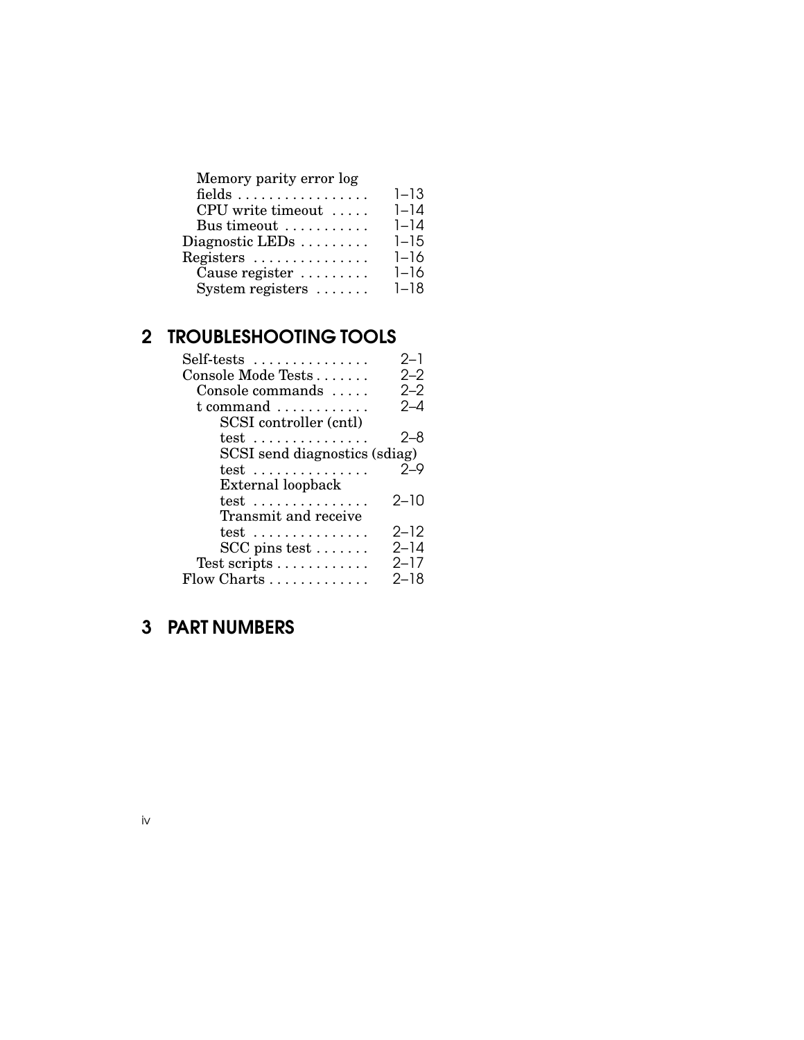Memory parity error log fields . . . . . . . . . . . . . . . . . 1–13
CPU write timeout . . . . . 1–14
Bus timeout . . . . . . . . . . . 1–14
Diagnostic LEDs . . . . . . . . . 1–15
Registers . . . . . . . . . . . . . . . 1–16
Cause register . . . . . . . . . 1–16
System registers . . . . . . . 1–18

## 2 TROUBLESHOOTING TOOLS

Self-tests . . . . . . . . . . . . . . . 2–1
Console Mode Tests . . . . . . . 2–2
Console commands . . . . . 2–2
t command . . . . . . . . . . . . 2–4
SCSI controller (cntl) test . . . . . . . . . . . . . . . 2–8
SCSI send diagnostics (sdiag) test . . . . . . . . . . . . . . . 2–9
External loopback test . . . . . . . . . . . . . . . 2–10
Transmit and receive test . . . . . . . . . . . . . . . 2–12
SCC pins test . . . . . . . 2–14
Test scripts . . . . . . . . . . . . 2–17
Flow Charts . . . . . . . . . . . . . 2–18

## 3 PART NUMBERS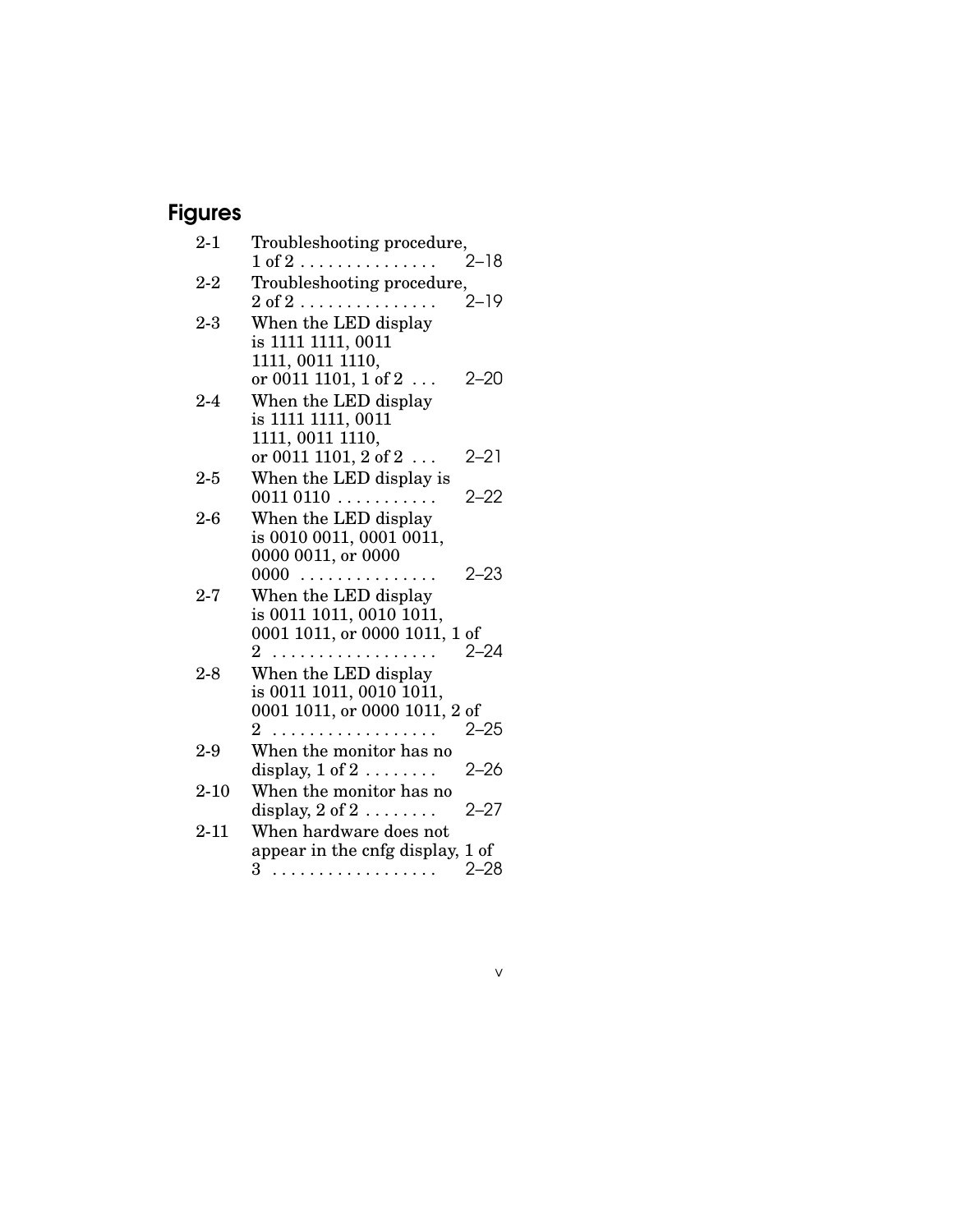# Figures

| | | |
|---|---|---|
| 2-1 | Troubleshooting procedure, 1 of 2 | 2–18 |
| 2-2 | Troubleshooting procedure, 2 of 2 | 2–19 |
| 2-3 | When the LED display is 1111 1111, 0011 1111, 0011 1110, or 0011 1101, 1 of 2 | 2–20 |
| 2-4 | When the LED display is 1111 1111, 0011 1111, 0011 1110, or 0011 1101, 2 of 2 | 2–21 |
| 2-5 | When the LED display is 0011 0110 | 2–22 |
| 2-6 | When the LED display is 0010 0011, 0001 0011, 0000 0011, or 0000 0000 | 2–23 |
| 2-7 | When the LED display is 0011 1011, 0010 1011, 0001 1011, or 0000 1011, 1 of 2 | 2–24 |
| 2-8 | When the LED display is 0011 1011, 0010 1011, 0001 1011, or 0000 1011, 2 of 2 | 2–25 |
| 2-9 | When the monitor has no display, 1 of 2 | 2–26 |
| 2-10 | When the monitor has no display, 2 of 2 | 2–27 |
| 2-11 | When hardware does not appear in the cnfg display, 1 of 3 | 2–28 |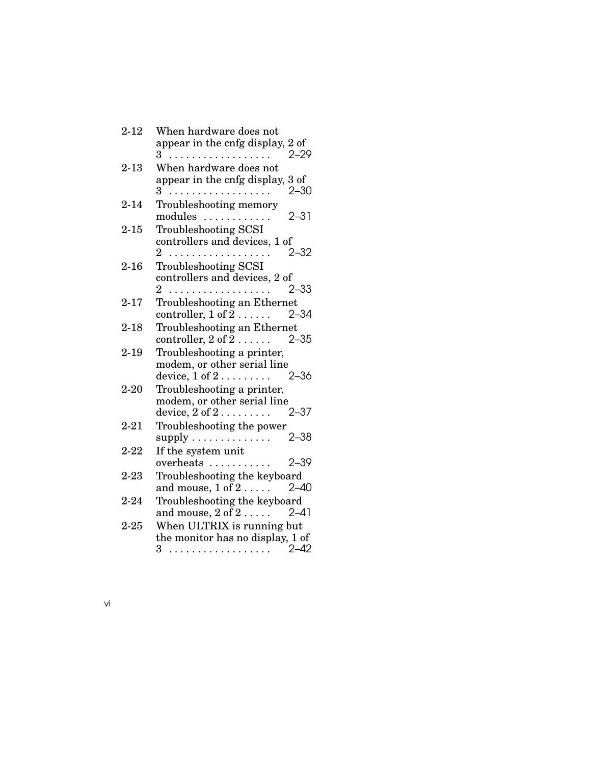| | | |
|---|---|---|
| 2-12 | When hardware does not appear in the cnfg display, 2 of 3 | 2–29 |
| 2-13 | When hardware does not appear in the cnfg display, 3 of 3 | 2–30 |
| 2-14 | Troubleshooting memory modules | 2–31 |
| 2-15 | Troubleshooting SCSI controllers and devices, 1 of 2 | 2–32 |
| 2-16 | Troubleshooting SCSI controllers and devices, 2 of 2 | 2–33 |
| 2-17 | Troubleshooting an Ethernet controller, 1 of 2 | 2–34 |
| 2-18 | Troubleshooting an Ethernet controller, 2 of 2 | 2–35 |
| 2-19 | Troubleshooting a printer, modem, or other serial line device, 1 of 2 | 2–36 |
| 2-20 | Troubleshooting a printer, modem, or other serial line device, 2 of 2 | 2–37 |
| 2-21 | Troubleshooting the power supply | 2–38 |
| 2-22 | If the system unit overheats | 2–39 |
| 2-23 | Troubleshooting the keyboard and mouse, 1 of 2 | 2–40 |
| 2-24 | Troubleshooting the keyboard and mouse, 2 of 2 | 2–41 |
| 2-25 | When ULTRIX is running but the monitor has no display, 1 of 3 | 2–42 |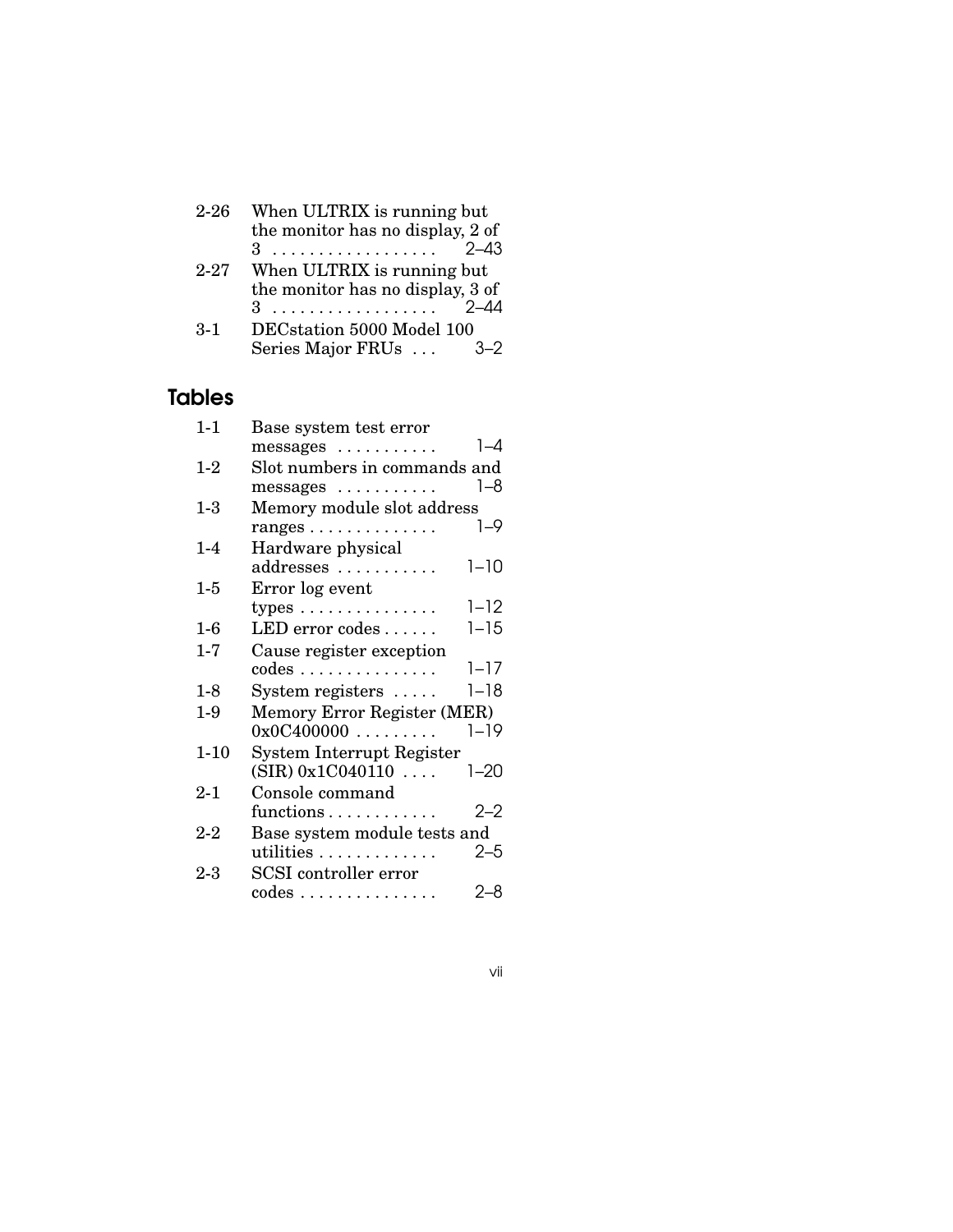| | | |
|---|---|---|
| 2-26 | When ULTRIX is running but the monitor has no display, 2 of 3 | 2–43 |
| 2-27 | When ULTRIX is running but the monitor has no display, 3 of 3 | 2–44 |
| 3-1 | DECstation 5000 Model 100 Series Major FRUs | 3–2 |

## Tables

| | | |
|---|---|---|
| 1-1 | Base system test error messages | 1–4 |
| 1-2 | Slot numbers in commands and messages | 1–8 |
| 1-3 | Memory module slot address ranges | 1–9 |
| 1-4 | Hardware physical addresses | 1–10 |
| 1-5 | Error log event types | 1–12 |
| 1-6 | LED error codes | 1–15 |
| 1-7 | Cause register exception codes | 1–17 |
| 1-8 | System registers | 1–18 |
| 1-9 | Memory Error Register (MER) 0x0C400000 | 1–19 |
| 1-10 | System Interrupt Register (SIR) 0x1C040110 | 1–20 |
| 2-1 | Console command functions | 2–2 |
| 2-2 | Base system module tests and utilities | 2–5 |
| 2-3 | SCSI controller error codes | 2–8 |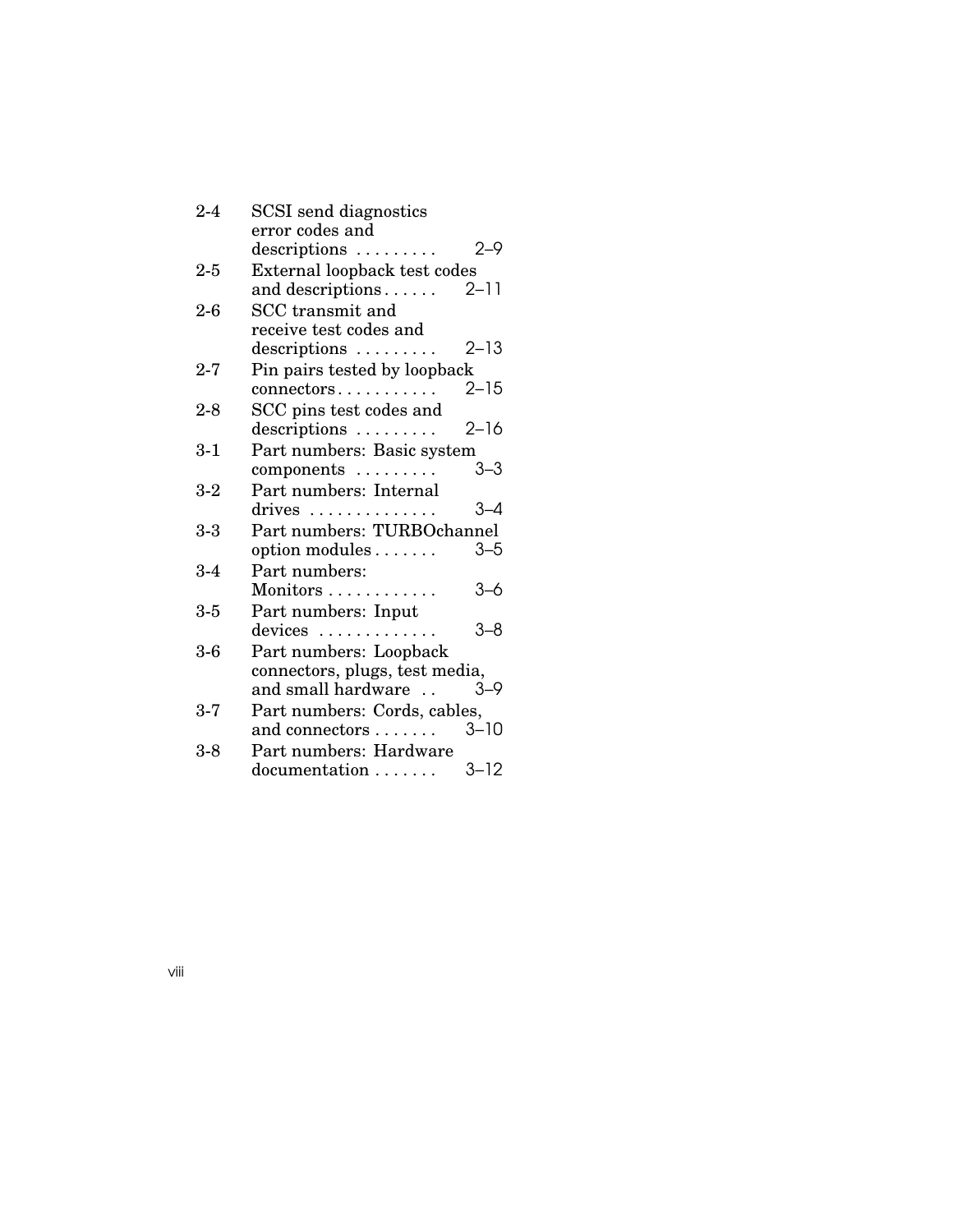| | | |
|---|---|---|
| 2-4 | SCSI send diagnostics error codes and descriptions | 2–9 |
| 2-5 | External loopback test codes and descriptions | 2–11 |
| 2-6 | SCC transmit and receive test codes and descriptions | 2–13 |
| 2-7 | Pin pairs tested by loopback connectors | 2–15 |
| 2-8 | SCC pins test codes and descriptions | 2–16 |
| 3-1 | Part numbers: Basic system components | 3–3 |
| 3-2 | Part numbers: Internal drives | 3–4 |
| 3-3 | Part numbers: TURBOchannel option modules | 3–5 |
| 3-4 | Part numbers: Monitors | 3–6 |
| 3-5 | Part numbers: Input devices | 3–8 |
| 3-6 | Part numbers: Loopback connectors, plugs, test media, and small hardware | 3–9 |
| 3-7 | Part numbers: Cords, cables, and connectors | 3–10 |
| 3-8 | Part numbers: Hardware documentation | 3–12 |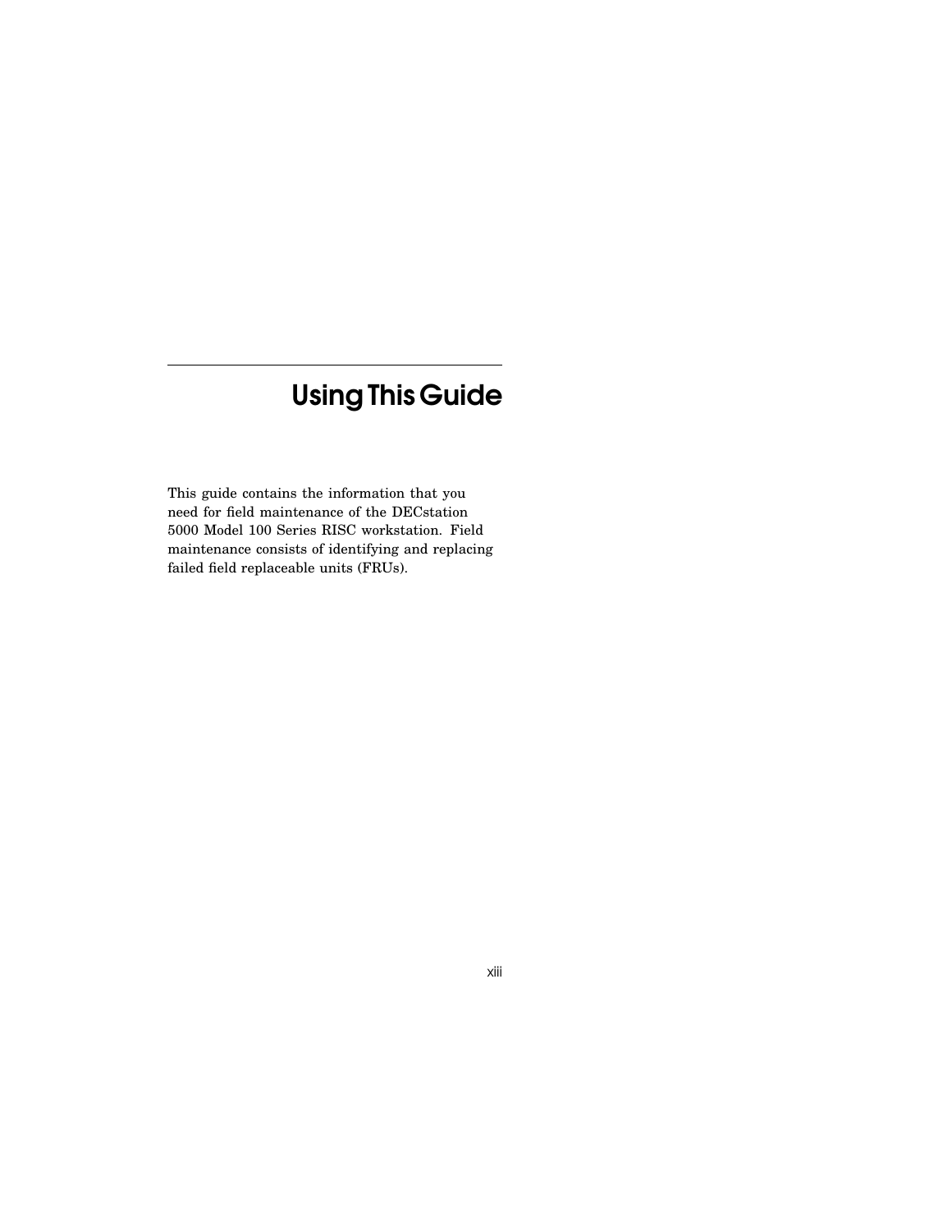# Using This Guide

This guide contains the information that you need for field maintenance of the DECstation 5000 Model 100 Series RISC workstation. Field maintenance consists of identifying and replacing failed field replaceable units (FRUs).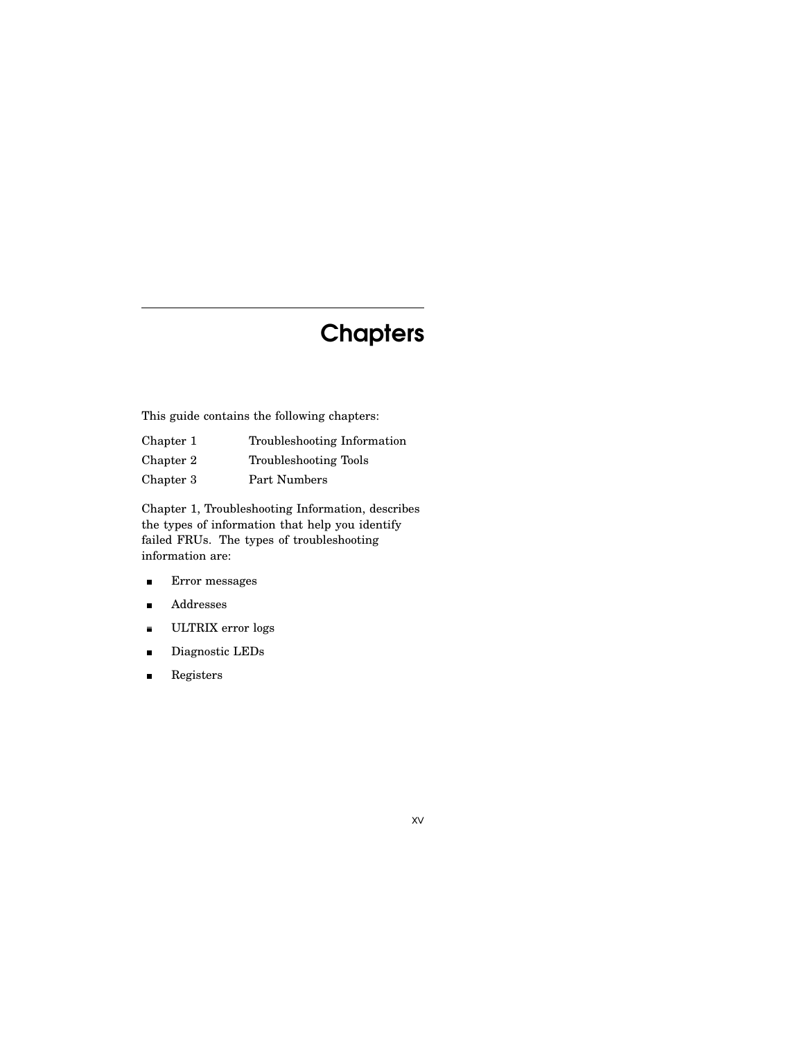# Chapters

This guide contains the following chapters:

| | |
|---|---|
| Chapter 1 | Troubleshooting Information |
| Chapter 2 | Troubleshooting Tools |
| Chapter 3 | Part Numbers |

Chapter 1, Troubleshooting Information, describes the types of information that help you identify failed FRUs. The types of troubleshooting information are:

- Error messages
- Addresses
- ULTRIX error logs
- Diagnostic LEDs
- Registers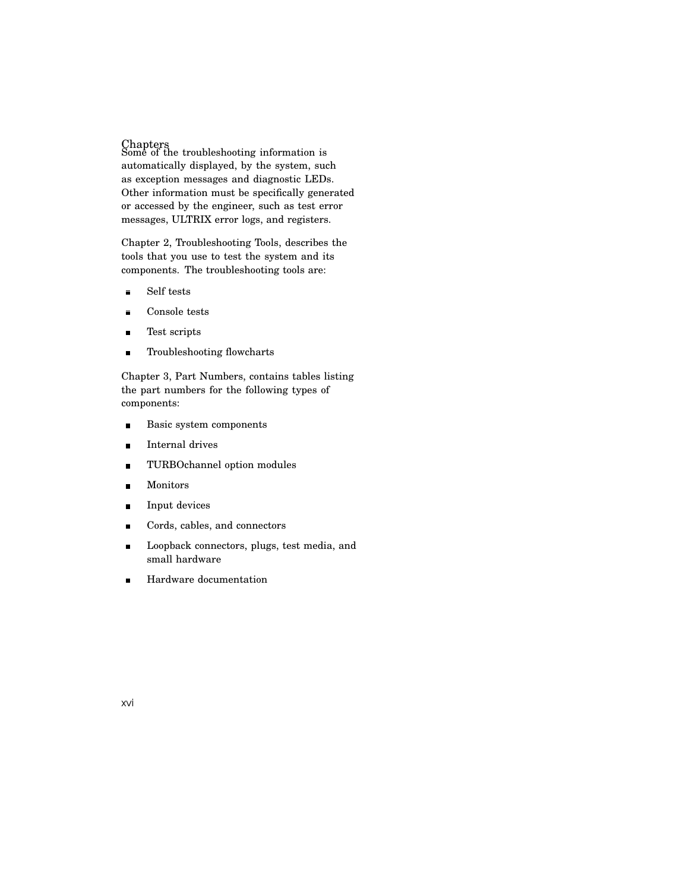## Chapters

Some of the troubleshooting information is automatically displayed, by the system, such as exception messages and diagnostic LEDs. Other information must be specifically generated or accessed by the engineer, such as test error messages, ULTRIX error logs, and registers.

Chapter 2, Troubleshooting Tools, describes the tools that you use to test the system and its components. The troubleshooting tools are:

- Self tests
- Console tests
- Test scripts
- Troubleshooting flowcharts

Chapter 3, Part Numbers, contains tables listing the part numbers for the following types of components:

- Basic system components
- Internal drives
- TURBOchannel option modules
- Monitors
- Input devices
- Cords, cables, and connectors
- Loopback connectors, plugs, test media, and small hardware
- Hardware documentation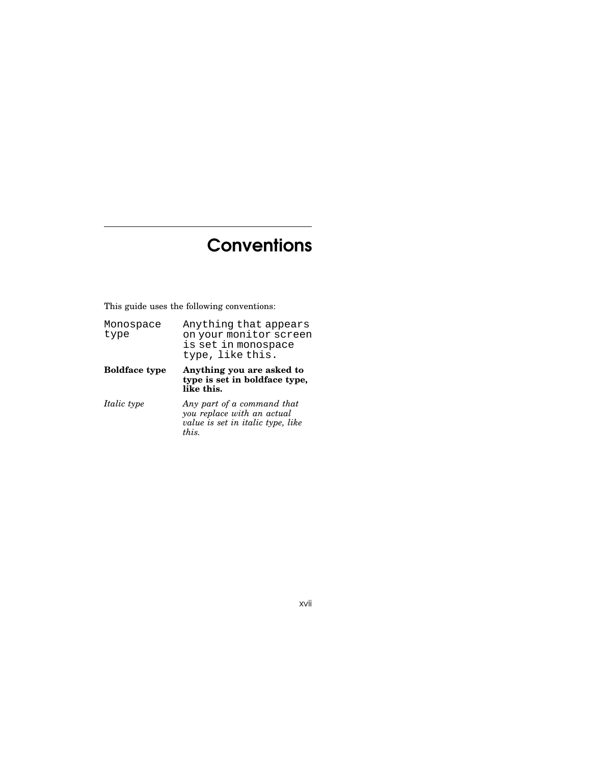# Conventions

This guide uses the following conventions:

| | |
|---|---|
| `Monospace type` | `Anything that appears on your monitor screen is set in monospace type, like this.` |
| **Boldface type** | **Anything you are asked to type is set in boldface type, like this.** |
| *Italic type* | *Any part of a command that you replace with an actual value is set in italic type, like this.* |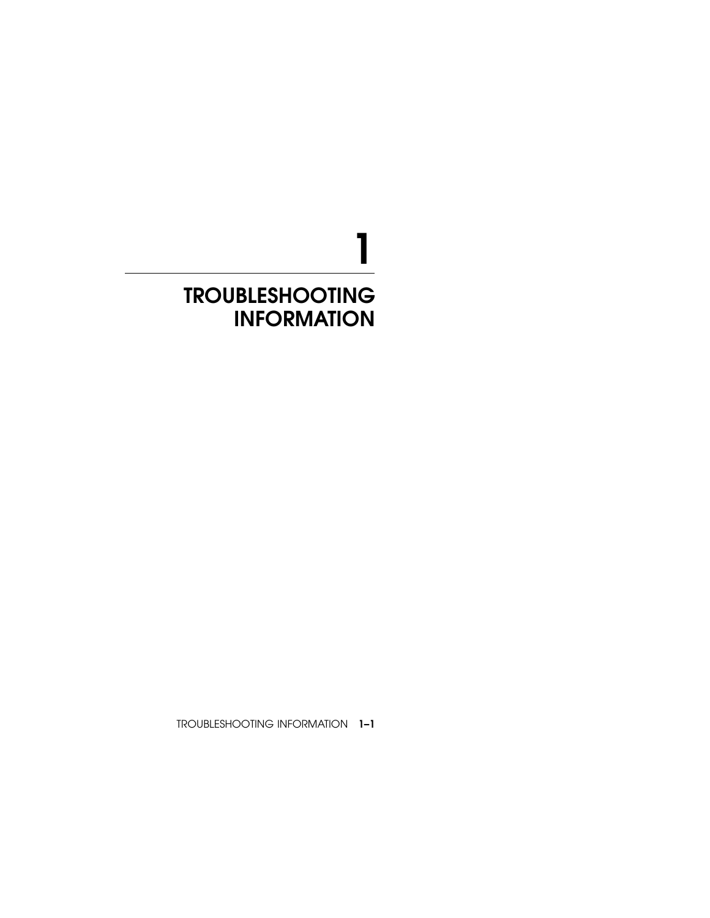# 1

# TROUBLESHOOTING INFORMATION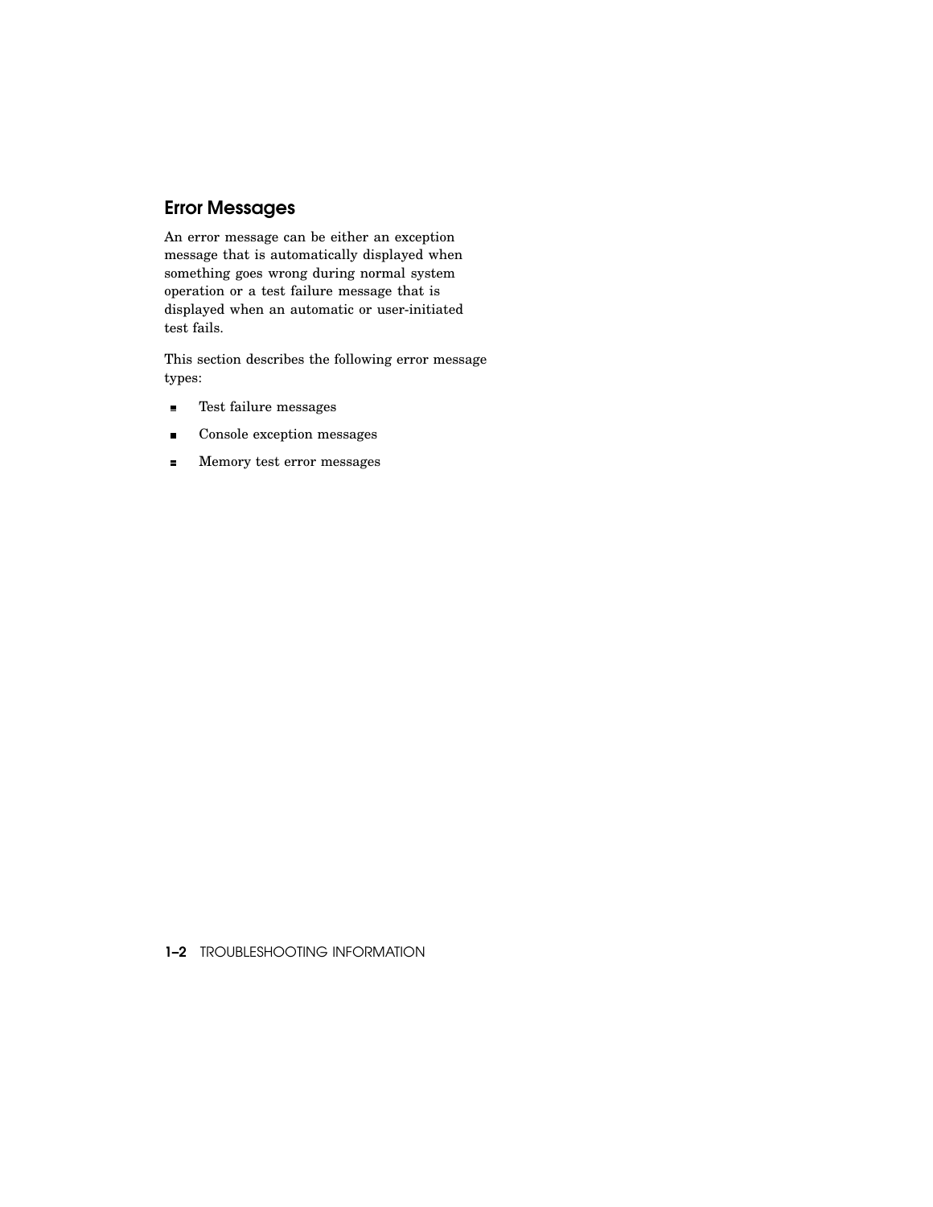## Error Messages

An error message can be either an exception message that is automatically displayed when something goes wrong during normal system operation or a test failure message that is displayed when an automatic or user-initiated test fails.

This section describes the following error message types:

- Test failure messages
- Console exception messages
- Memory test error messages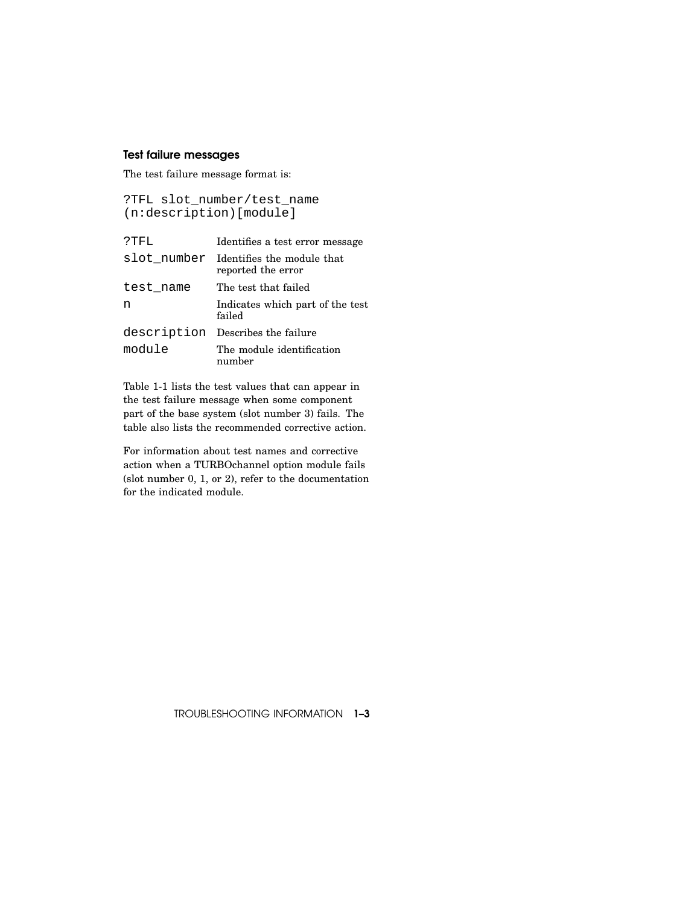### Test failure messages

The test failure message format is:

```
?TFL slot_number/test_name
(n:description)[module]
```

| | |
|---|---|
| `?TFL` | Identifies a test error message |
| `slot_number` | Identifies the module that reported the error |
| `test_name` | The test that failed |
| `n` | Indicates which part of the test failed |
| `description` | Describes the failure |
| `module` | The module identification number |

Table 1-1 lists the test values that can appear in the test failure message when some component part of the base system (slot number 3) fails. The table also lists the recommended corrective action.

For information about test names and corrective action when a TURBOchannel option module fails (slot number 0, 1, or 2), refer to the documentation for the indicated module.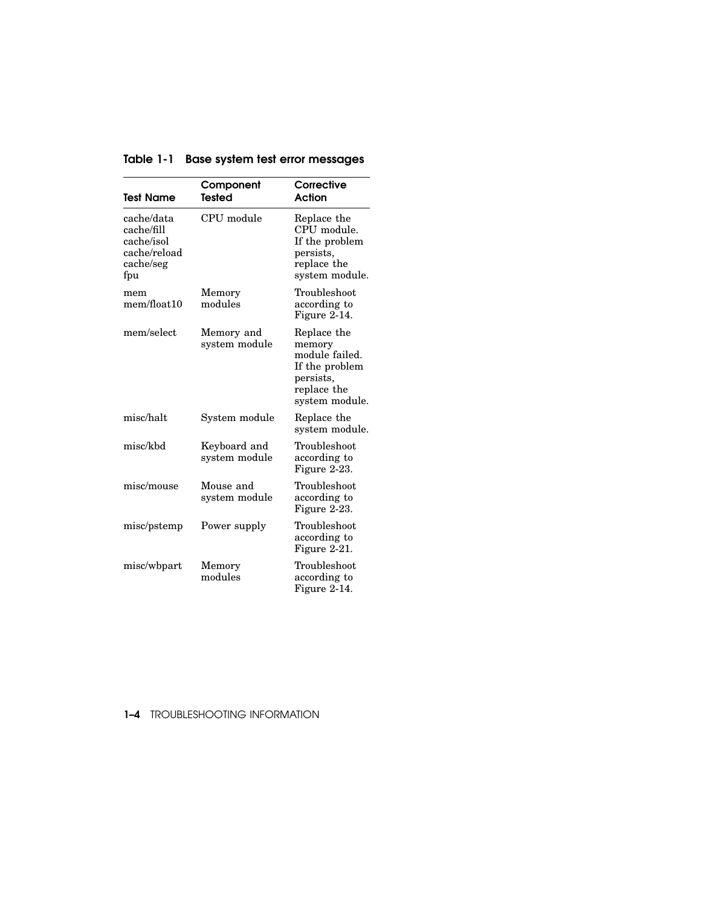**Table 1-1 Base system test error messages**

| Test Name | Component Tested | Corrective Action |
|---|---|---|
| cache/data<br>cache/fill<br>cache/isol<br>cache/reload<br>cache/seg<br>fpu | CPU module | Replace the CPU module. If the problem persists, replace the system module. |
| mem<br>mem/float10 | Memory modules | Troubleshoot according to Figure 2-14. |
| mem/select | Memory and system module | Replace the memory module failed. If the problem persists, replace the system module. |
| misc/halt | System module | Replace the system module. |
| misc/kbd | Keyboard and system module | Troubleshoot according to Figure 2-23. |
| misc/mouse | Mouse and system module | Troubleshoot according to Figure 2-23. |
| misc/pstemp | Power supply | Troubleshoot according to Figure 2-21. |
| misc/wbpart | Memory modules | Troubleshoot according to Figure 2-14. |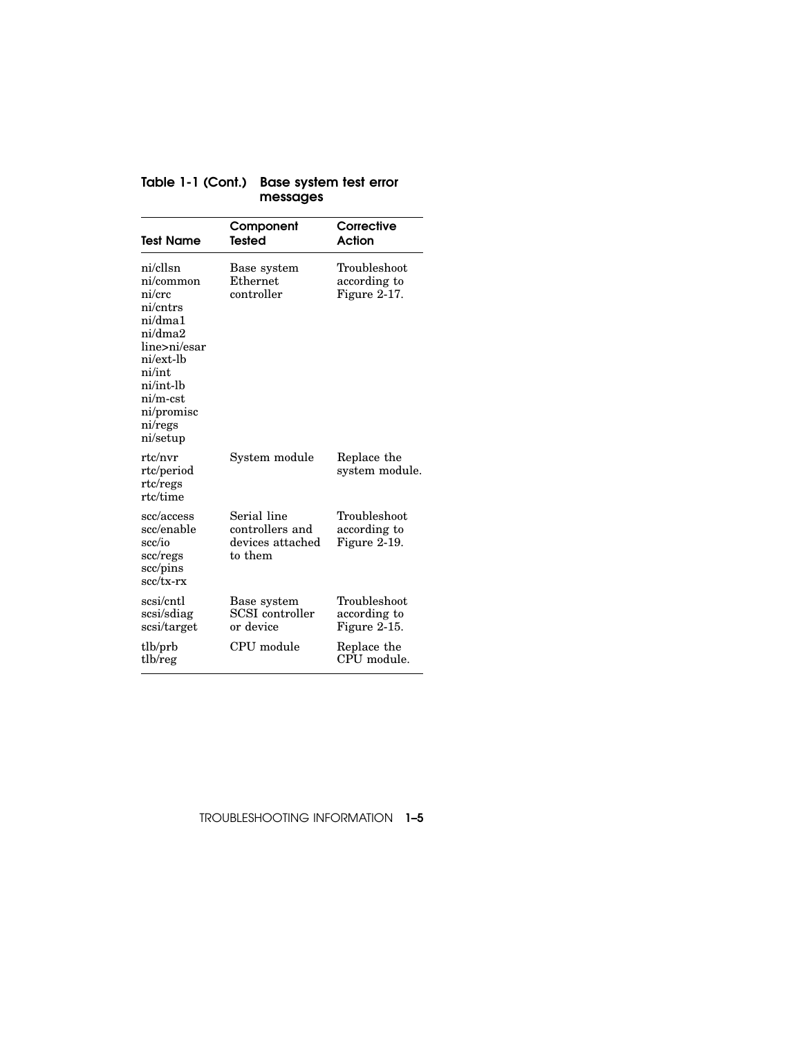**Table 1-1 (Cont.) Base system test error messages**

| Test Name | Component Tested | Corrective Action |
|---|---|---|
| ni/cllsn<br>ni/common<br>ni/crc<br>ni/cntrs<br>ni/dma1<br>ni/dma2<br>line>ni/esar<br>ni/ext-lb<br>ni/int<br>ni/int-lb<br>ni/m-cst<br>ni/promisc<br>ni/regs<br>ni/setup | Base system Ethernet controller | Troubleshoot according to Figure 2-17. |
| rtc/nvr<br>rtc/period<br>rtc/regs<br>rtc/time | System module | Replace the system module. |
| scc/access<br>scc/enable<br>scc/io<br>scc/regs<br>scc/pins<br>scc/tx-rx | Serial line controllers and devices attached to them | Troubleshoot according to Figure 2-19. |
| scsi/cntl<br>scsi/sdiag<br>scsi/target | Base system SCSI controller or device | Troubleshoot according to Figure 2-15. |
| tlb/prb<br>tlb/reg | CPU module | Replace the CPU module. |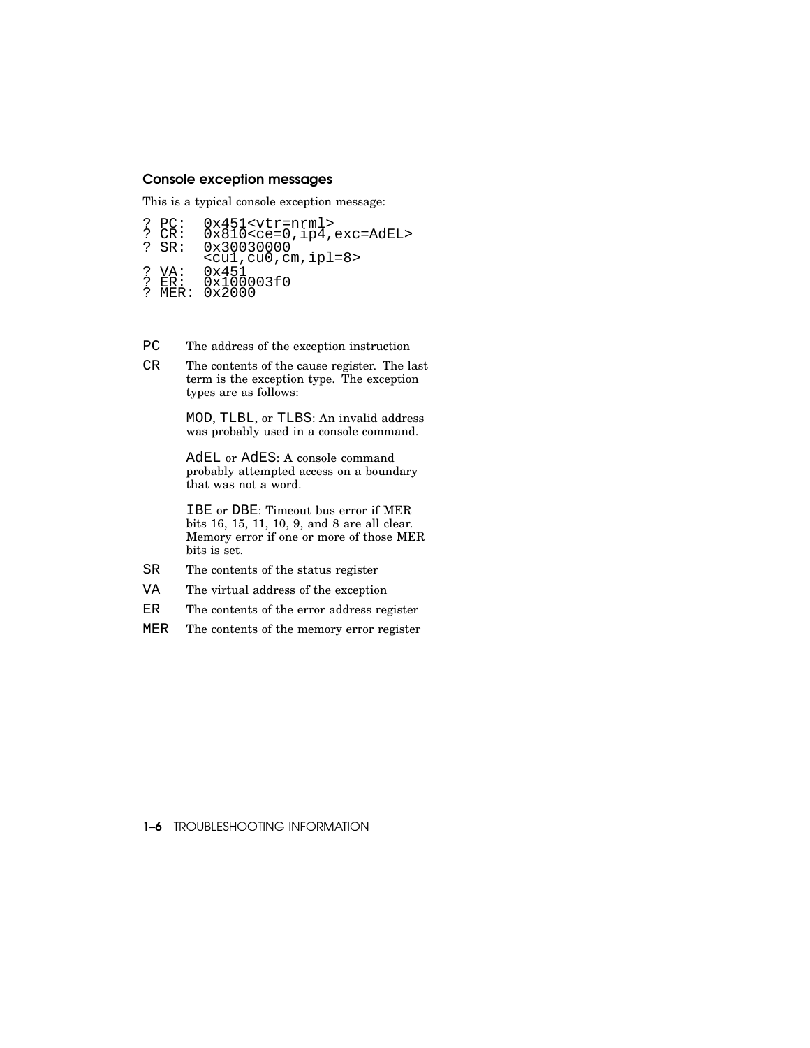### Console exception messages

This is a typical console exception message:

```
? PC:  0x451<vtr=nrml>
? CR:  0x810<ce=0,ip4,exc=AdEL>
? SR:  0x30030000
       <cu1,cu0,cm,ipl=8>
? VA:  0x451
? ER:  0x100003f0
? MER: 0x2000
```

`PC` The address of the exception instruction

`CR` The contents of the cause register. The last term is the exception type. The exception types are as follows:

> `MOD`, `TLBL`, or `TLBS`: An invalid address was probably used in a console command.
>
> `AdEL` or `AdES`: A console command probably attempted access on a boundary that was not a word.
>
> `IBE` or `DBE`: Timeout bus error if MER bits 16, 15, 11, 10, 9, and 8 are all clear. Memory error if one or more of those MER bits is set.

`SR` The contents of the status register

`VA` The virtual address of the exception

`ER` The contents of the error address register

`MER` The contents of the memory error register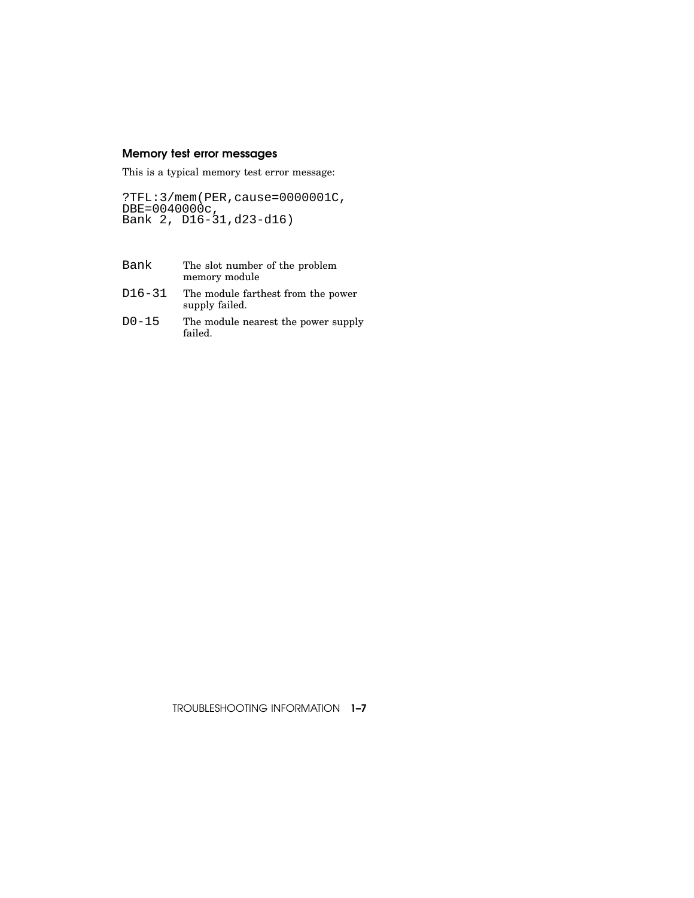### Memory test error messages

This is a typical memory test error message:

```
?TFL:3/mem(PER,cause=0000001C,
DBE=0040000c,
Bank 2, D16-31,d23-d16)
```

| | |
|---|---|
| `Bank` | The slot number of the problem memory module |
| `D16-31` | The module farthest from the power supply failed. |
| `D0-15` | The module nearest the power supply failed. |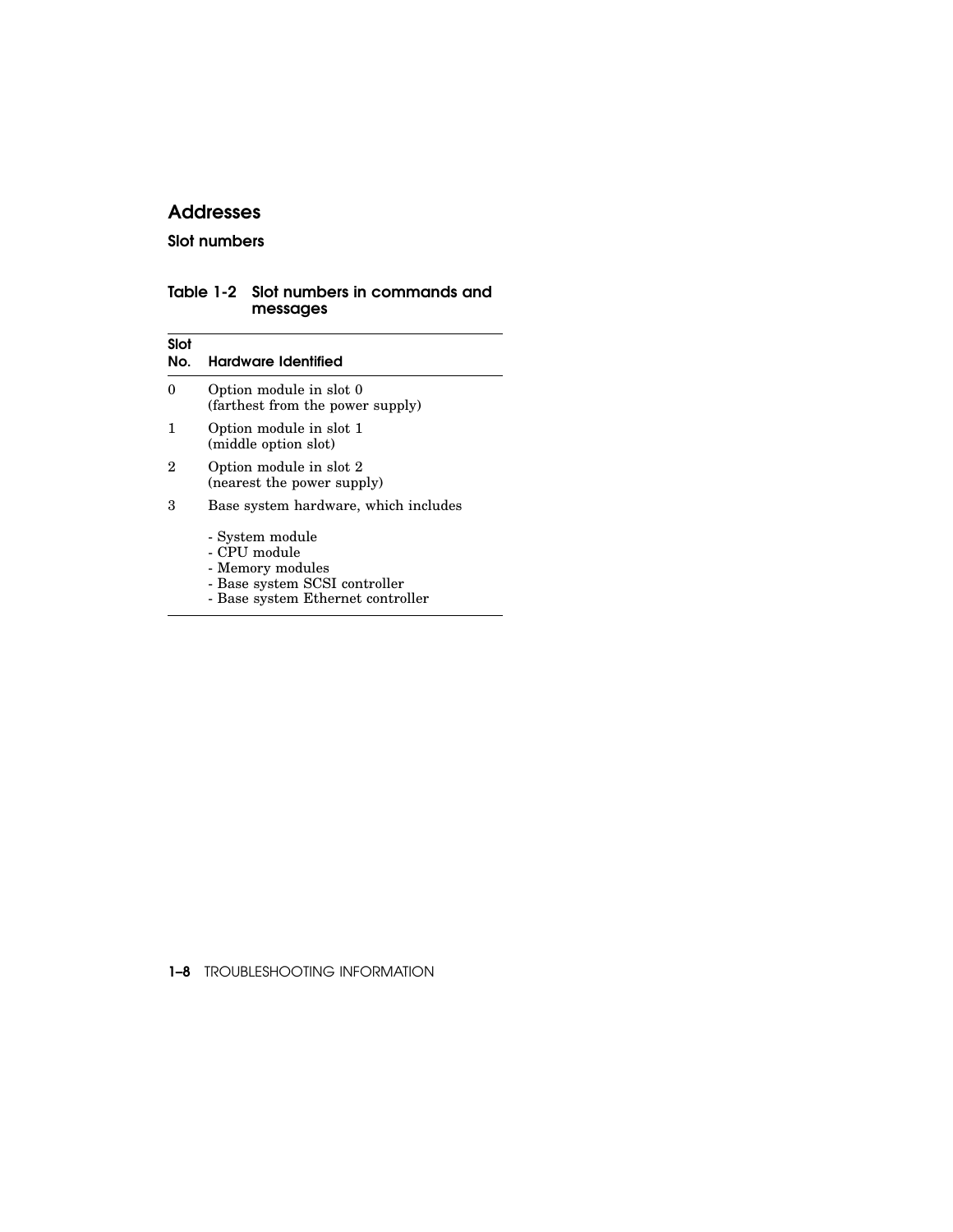## Addresses

### Slot numbers

**Table 1-2 Slot numbers in commands and messages**

| Slot No. | Hardware Identified |
|---|---|
| 0 | Option module in slot 0 (farthest from the power supply) |
| 1 | Option module in slot 1 (middle option slot) |
| 2 | Option module in slot 2 (nearest the power supply) |
| 3 | Base system hardware, which includes<br>- System module<br>- CPU module<br>- Memory modules<br>- Base system SCSI controller<br>- Base system Ethernet controller |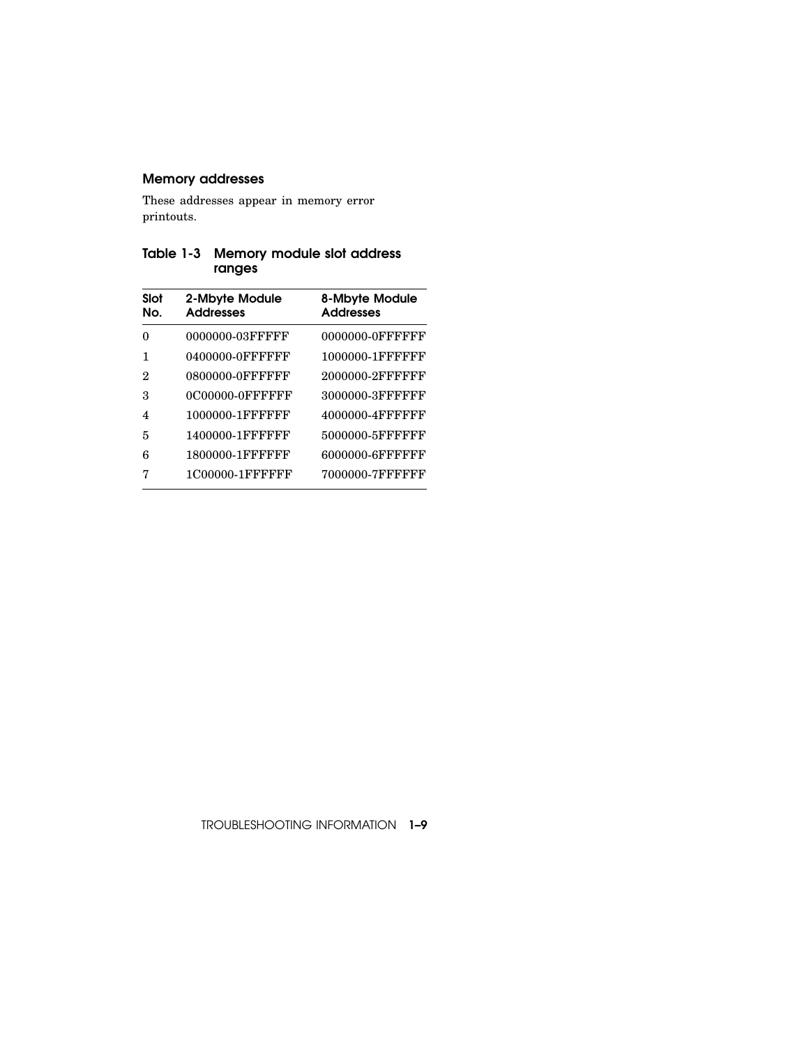### Memory addresses

These addresses appear in memory error printouts.

**Table 1-3 Memory module slot address ranges**

| Slot No. | 2-Mbyte Module Addresses | 8-Mbyte Module Addresses |
|---|---|---|
| 0 | 0000000-03FFFFF | 0000000-0FFFFFF |
| 1 | 0400000-0FFFFFF | 1000000-1FFFFFF |
| 2 | 0800000-0FFFFFF | 2000000-2FFFFFF |
| 3 | 0C00000-0FFFFFF | 3000000-3FFFFFF |
| 4 | 1000000-1FFFFFF | 4000000-4FFFFFF |
| 5 | 1400000-1FFFFFF | 5000000-5FFFFFF |
| 6 | 1800000-1FFFFFF | 6000000-6FFFFFF |
| 7 | 1C00000-1FFFFFF | 7000000-7FFFFFF |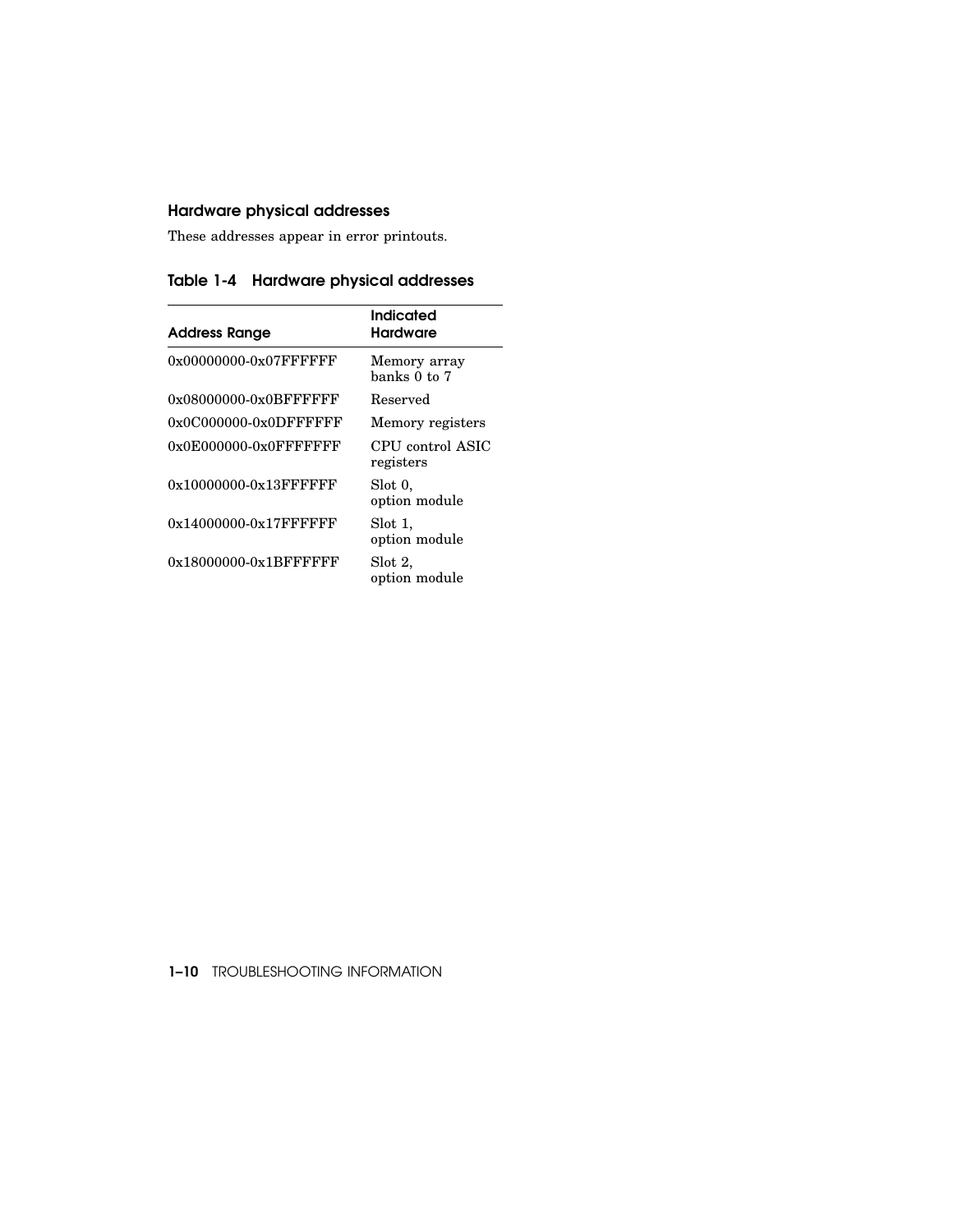## Hardware physical addresses

These addresses appear in error printouts.

**Table 1-4 Hardware physical addresses**

| Address Range | Indicated Hardware |
|---|---|
| 0x00000000-0x07FFFFFF | Memory array banks 0 to 7 |
| 0x08000000-0x0BFFFFFF | Reserved |
| 0x0C000000-0x0DFFFFFF | Memory registers |
| 0x0E000000-0x0FFFFFFF | CPU control ASIC registers |
| 0x10000000-0x13FFFFFF | Slot 0, option module |
| 0x14000000-0x17FFFFFF | Slot 1, option module |
| 0x18000000-0x1BFFFFFF | Slot 2, option module |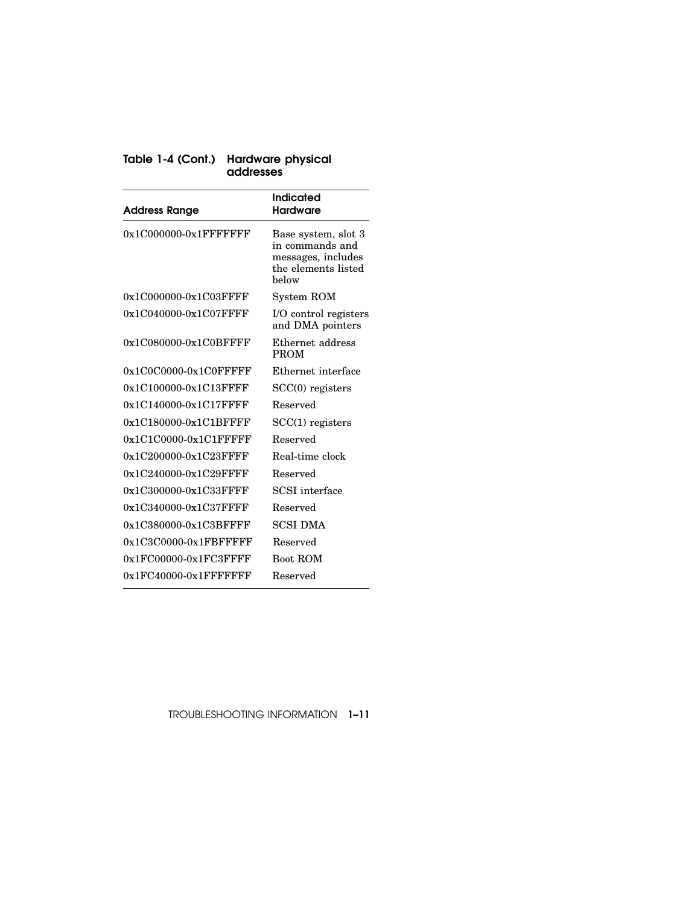**Table 1-4 (Cont.) Hardware physical addresses**

| Address Range | Indicated Hardware |
|---|---|
| 0x1C000000-0x1FFFFFFF | Base system, slot 3 in commands and messages, includes the elements listed below |
| 0x1C000000-0x1C03FFFF | System ROM |
| 0x1C040000-0x1C07FFFF | I/O control registers and DMA pointers |
| 0x1C080000-0x1C0BFFFF | Ethernet address PROM |
| 0x1C0C0000-0x1C0FFFFF | Ethernet interface |
| 0x1C100000-0x1C13FFFF | SCC(0) registers |
| 0x1C140000-0x1C17FFFF | Reserved |
| 0x1C180000-0x1C1BFFFF | SCC(1) registers |
| 0x1C1C0000-0x1C1FFFFF | Reserved |
| 0x1C200000-0x1C23FFFF | Real-time clock |
| 0x1C240000-0x1C29FFFF | Reserved |
| 0x1C300000-0x1C33FFFF | SCSI interface |
| 0x1C340000-0x1C37FFFF | Reserved |
| 0x1C380000-0x1C3BFFFF | SCSI DMA |
| 0x1C3C0000-0x1FBFFFFF | Reserved |
| 0x1FC00000-0x1FC3FFFF | Boot ROM |
| 0x1FC40000-0x1FFFFFFF | Reserved |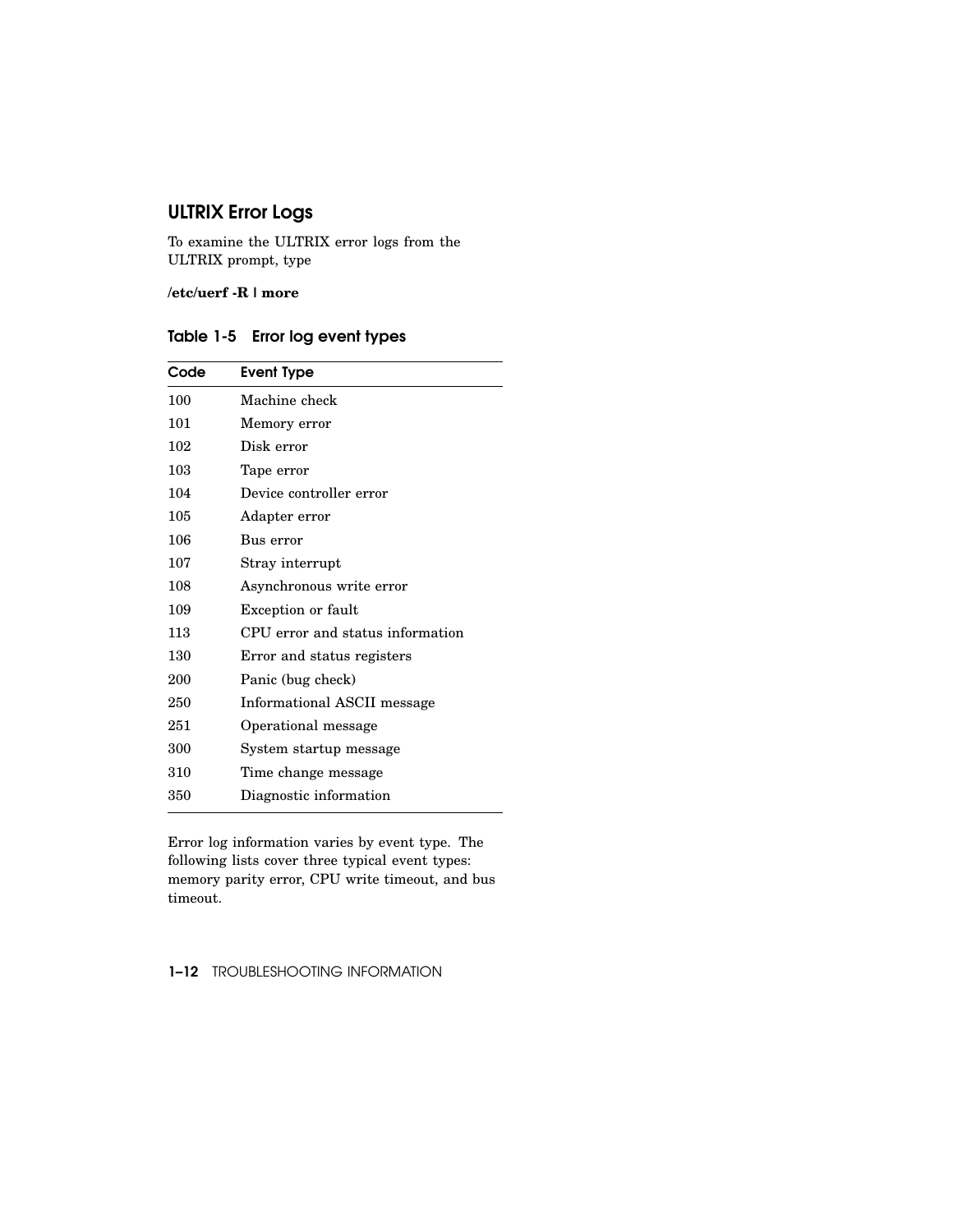## ULTRIX Error Logs

To examine the ULTRIX error logs from the ULTRIX prompt, type

**/etc/uerf -R | more**

### Table 1-5 Error log event types

| Code | Event Type |
|---|---|
| 100 | Machine check |
| 101 | Memory error |
| 102 | Disk error |
| 103 | Tape error |
| 104 | Device controller error |
| 105 | Adapter error |
| 106 | Bus error |
| 107 | Stray interrupt |
| 108 | Asynchronous write error |
| 109 | Exception or fault |
| 113 | CPU error and status information |
| 130 | Error and status registers |
| 200 | Panic (bug check) |
| 250 | Informational ASCII message |
| 251 | Operational message |
| 300 | System startup message |
| 310 | Time change message |
| 350 | Diagnostic information |

Error log information varies by event type. The following lists cover three typical event types: memory parity error, CPU write timeout, and bus timeout.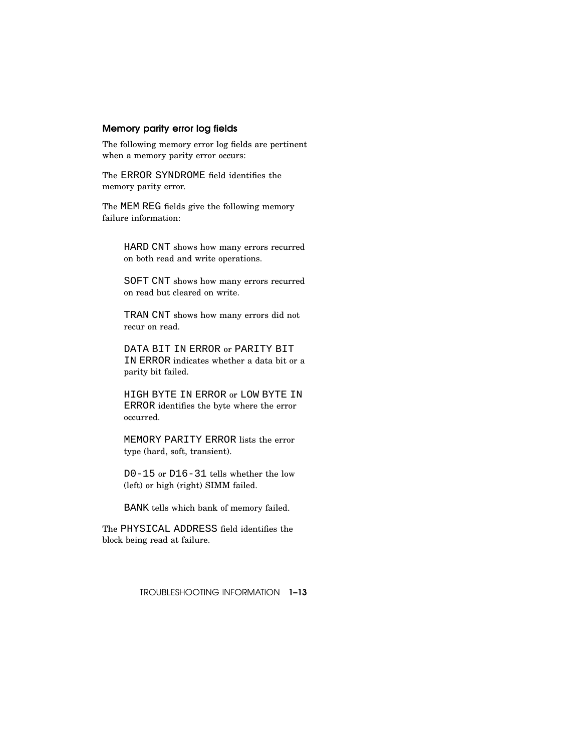### Memory parity error log fields

The following memory error log fields are pertinent when a memory parity error occurs:

The `ERROR SYNDROME` field identifies the memory parity error.

The `MEM REG` fields give the following memory failure information:

> `HARD CNT` shows how many errors recurred on both read and write operations.
>
> `SOFT CNT` shows how many errors recurred on read but cleared on write.
>
> `TRAN CNT` shows how many errors did not recur on read.
>
> `DATA BIT IN ERROR` or `PARITY BIT IN ERROR` indicates whether a data bit or a parity bit failed.
>
> `HIGH BYTE IN ERROR` or `LOW BYTE IN ERROR` identifies the byte where the error occurred.
>
> `MEMORY PARITY ERROR` lists the error type (hard, soft, transient).
>
> `D0-15` or `D16-31` tells whether the low (left) or high (right) SIMM failed.
>
> `BANK` tells which bank of memory failed.

The `PHYSICAL ADDRESS` field identifies the block being read at failure.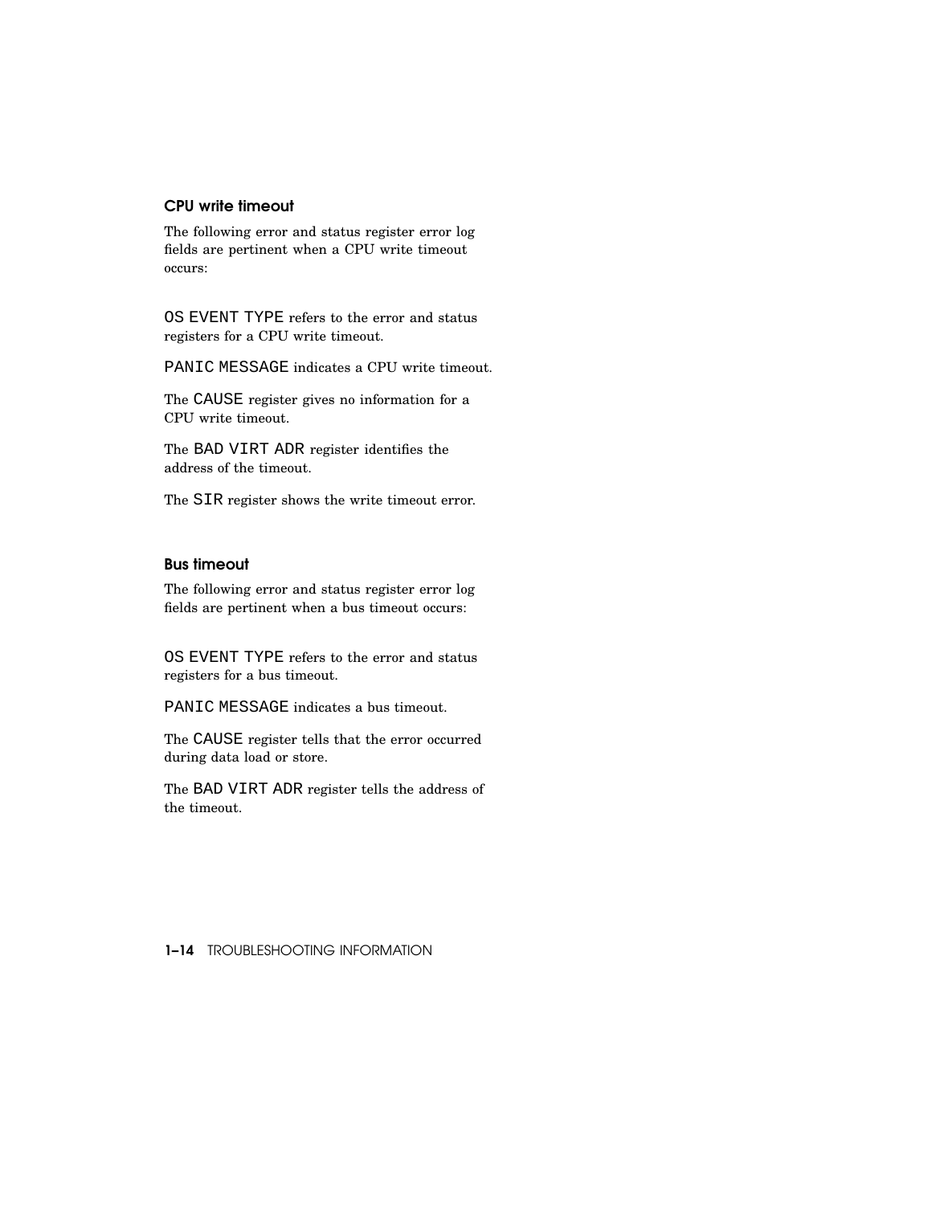### CPU write timeout

The following error and status register error log fields are pertinent when a CPU write timeout occurs:

OS EVENT TYPE refers to the error and status registers for a CPU write timeout.

PANIC MESSAGE indicates a CPU write timeout.

The CAUSE register gives no information for a CPU write timeout.

The BAD VIRT ADR register identifies the address of the timeout.

The SIR register shows the write timeout error.

### Bus timeout

The following error and status register error log fields are pertinent when a bus timeout occurs:

OS EVENT TYPE refers to the error and status registers for a bus timeout.

PANIC MESSAGE indicates a bus timeout.

The CAUSE register tells that the error occurred during data load or store.

The BAD VIRT ADR register tells the address of the timeout.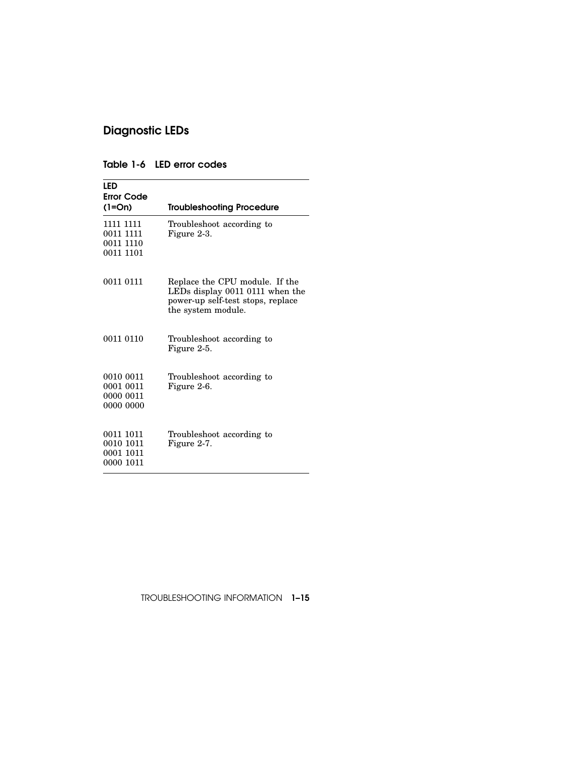## Diagnostic LEDs

**Table 1-6 LED error codes**

| LED Error Code (1=On) | Troubleshooting Procedure |
|---|---|
| 1111 1111<br>0011 1111<br>0011 1110<br>0011 1101 | Troubleshoot according to Figure 2-3. |
| 0011 0111 | Replace the CPU module. If the LEDs display 0011 0111 when the power-up self-test stops, replace the system module. |
| 0011 0110 | Troubleshoot according to Figure 2-5. |
| 0010 0011<br>0001 0011<br>0000 0011<br>0000 0000 | Troubleshoot according to Figure 2-6. |
| 0011 1011<br>0010 1011<br>0001 1011<br>0000 1011 | Troubleshoot according to Figure 2-7. |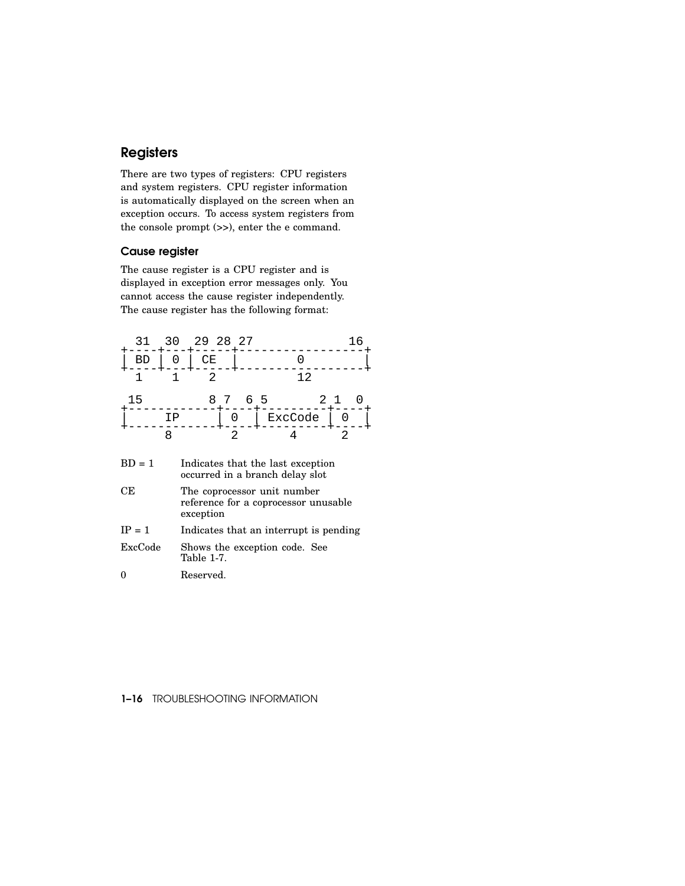## Registers

There are two types of registers: CPU registers and system registers. CPU register information is automatically displayed on the screen when an exception occurs. To access system registers from the console prompt (>>), enter the e command.

### Cause register

The cause register is a CPU register and is displayed in exception error messages only. You cannot access the cause register independently. The cause register has the following format:

```
  31  30  29 28 27               16
+----+---+-----+------------------+
| BD | 0 | CE  |        0         |
+----+---+-----+------------------+
  1    1    2           12

 15         8 7  6 5        2 1  0
+------------+----+---------+----+
|     IP     | 0  | ExcCode | 0  |
+------------+----+---------+----+
      8         2       4      2
```

| | |
|---|---|
| BD = 1 | Indicates that the last exception occurred in a branch delay slot |
| CE | The coprocessor unit number reference for a coprocessor unusable exception |
| IP = 1 | Indicates that an interrupt is pending |
| ExcCode | Shows the exception code. See Table 1-7. |
| 0 | Reserved. |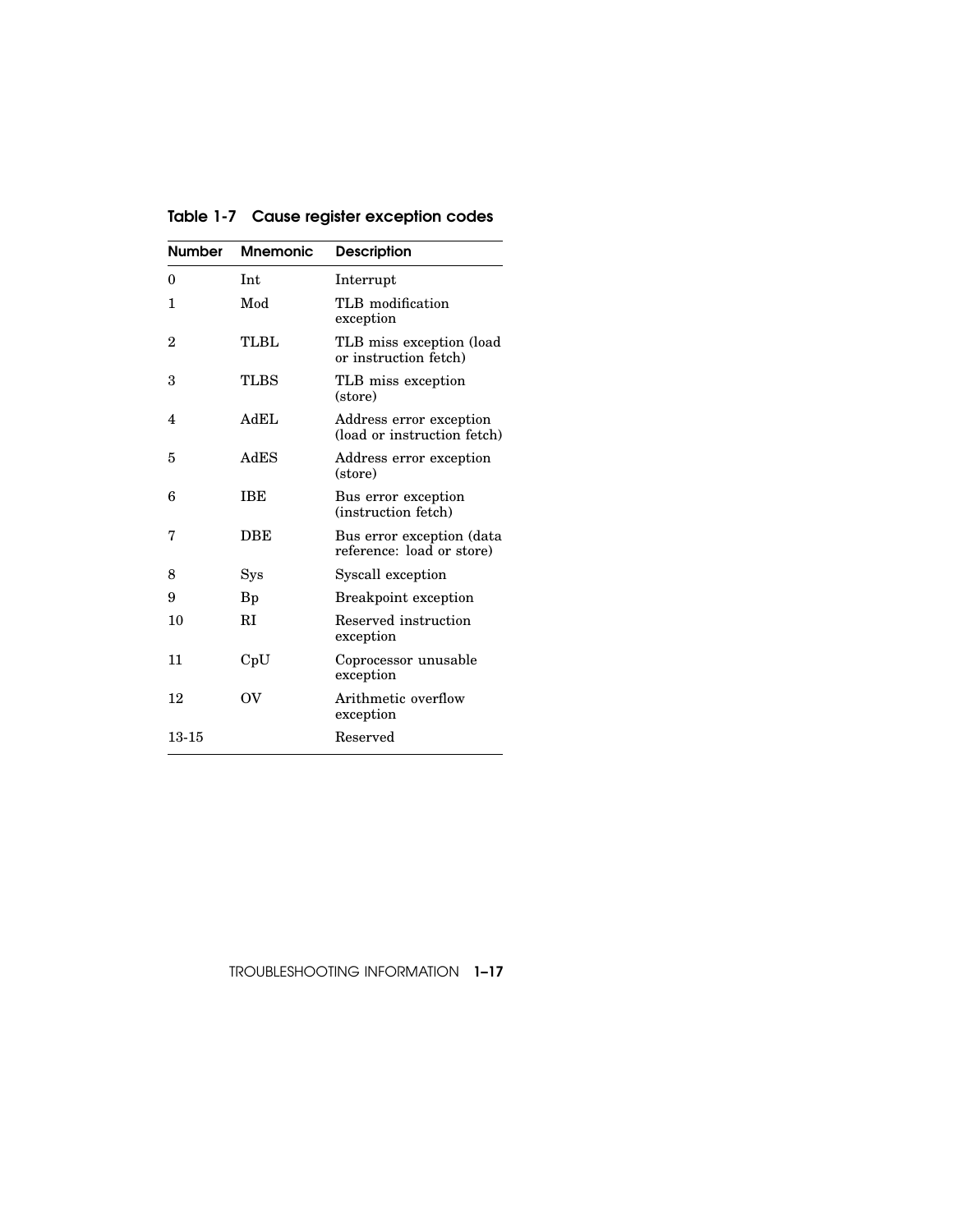**Table 1-7 Cause register exception codes**

| Number | Mnemonic | Description |
|---|---|---|
| 0 | Int | Interrupt |
| 1 | Mod | TLB modification exception |
| 2 | TLBL | TLB miss exception (load or instruction fetch) |
| 3 | TLBS | TLB miss exception (store) |
| 4 | AdEL | Address error exception (load or instruction fetch) |
| 5 | AdES | Address error exception (store) |
| 6 | IBE | Bus error exception (instruction fetch) |
| 7 | DBE | Bus error exception (data reference: load or store) |
| 8 | Sys | Syscall exception |
| 9 | Bp | Breakpoint exception |
| 10 | RI | Reserved instruction exception |
| 11 | CpU | Coprocessor unusable exception |
| 12 | OV | Arithmetic overflow exception |
| 13-15 | | Reserved |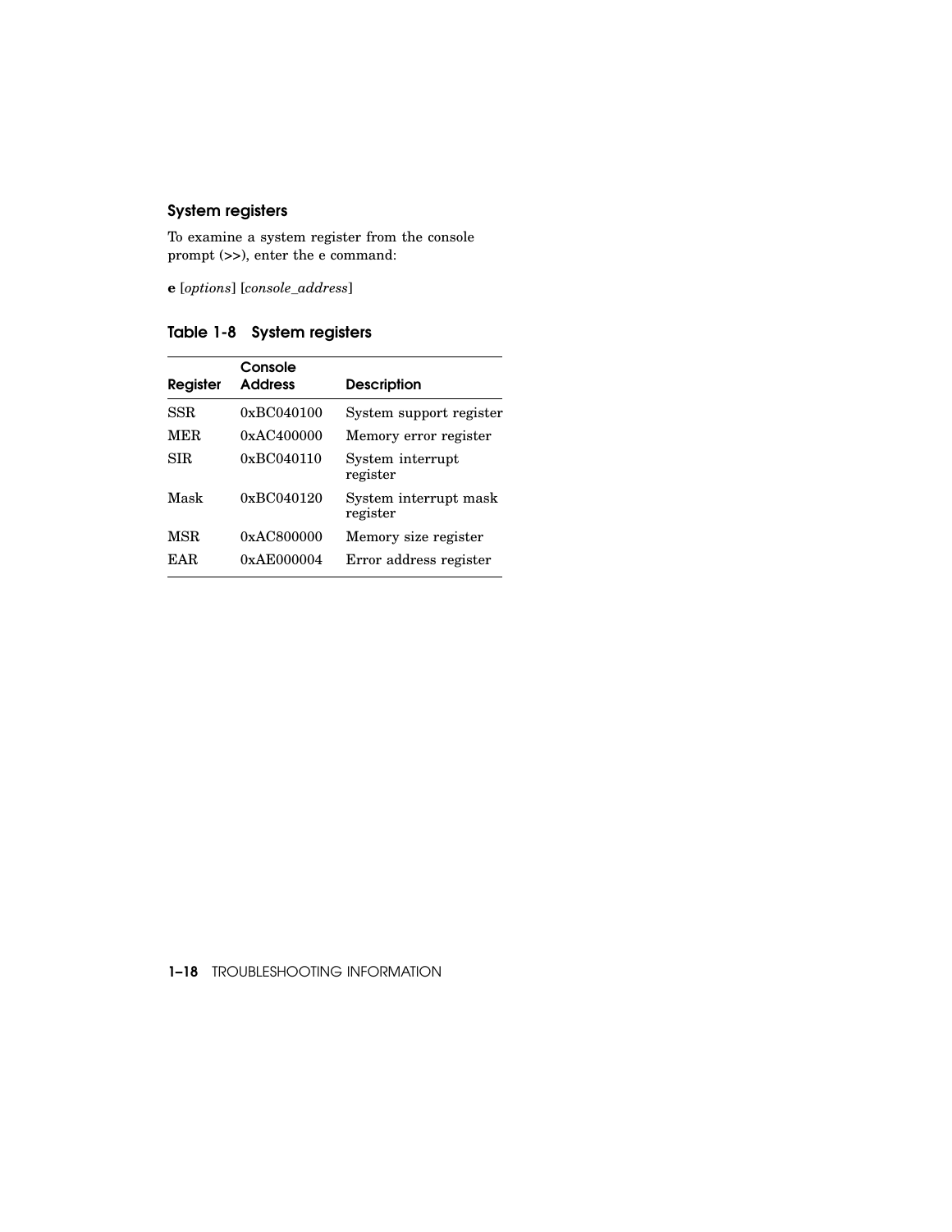### System registers

To examine a system register from the console prompt (>>), enter the e command:

**e** [*options*] [*console_address*]

#### Table 1-8 System registers

| Register | Console Address | Description |
|---|---|---|
| SSR | 0xBC040100 | System support register |
| MER | 0xAC400000 | Memory error register |
| SIR | 0xBC040110 | System interrupt register |
| Mask | 0xBC040120 | System interrupt mask register |
| MSR | 0xAC800000 | Memory size register |
| EAR | 0xAE000004 | Error address register |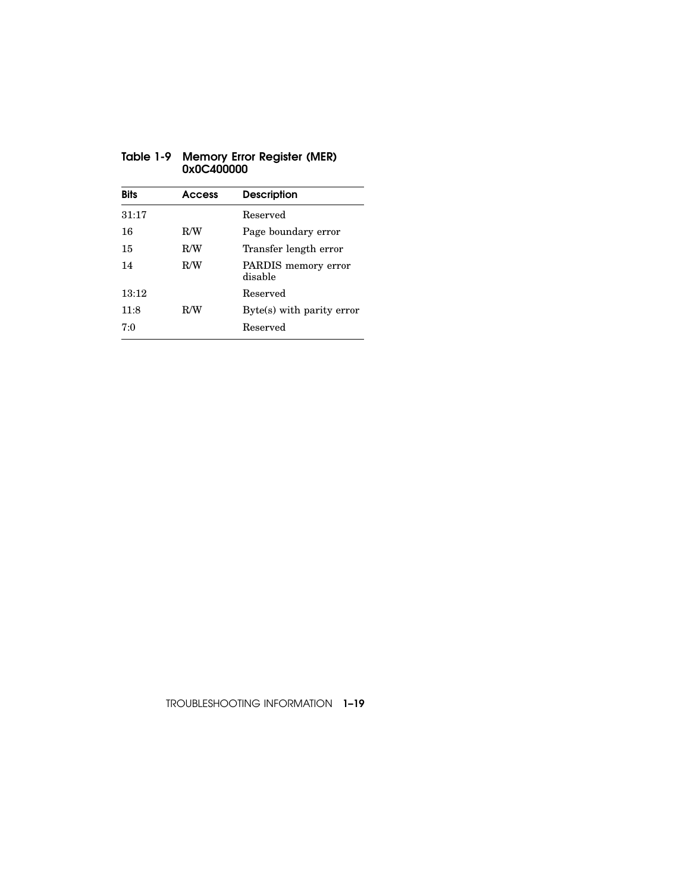**Table 1-9 Memory Error Register (MER) 0x0C400000**

| Bits | Access | Description |
|---|---|---|
| 31:17 | | Reserved |
| 16 | R/W | Page boundary error |
| 15 | R/W | Transfer length error |
| 14 | R/W | PARDIS memory error disable |
| 13:12 | | Reserved |
| 11:8 | R/W | Byte(s) with parity error |
| 7:0 | | Reserved |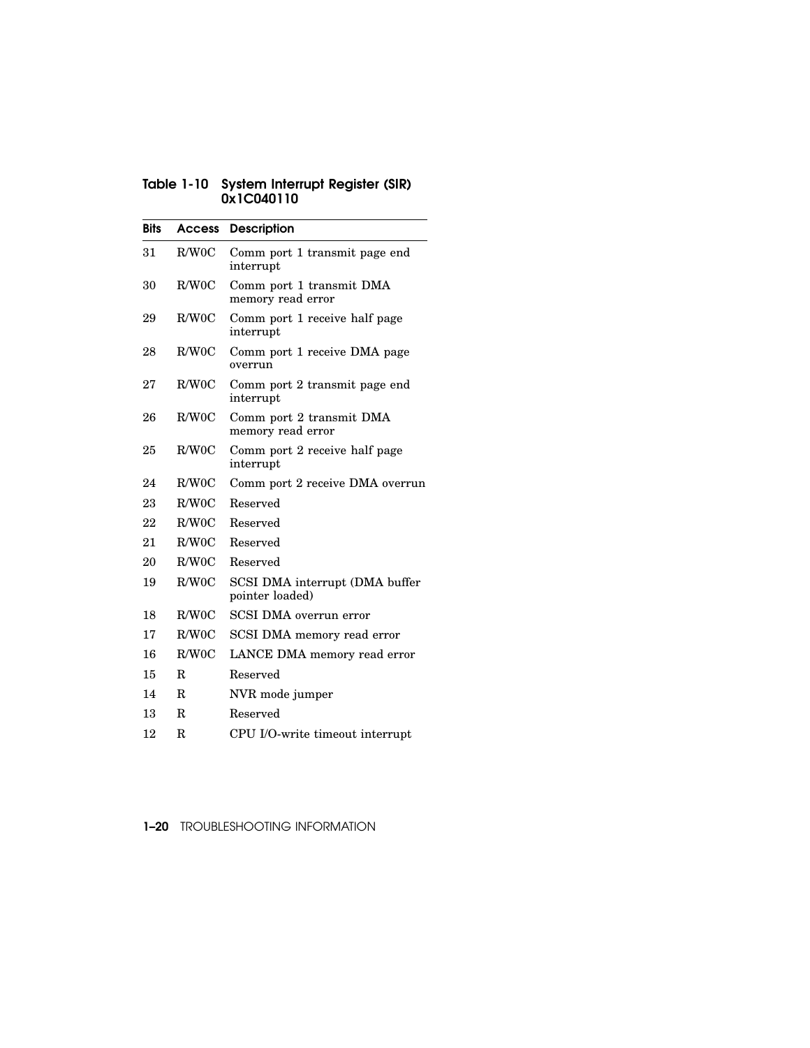**Table 1-10 System Interrupt Register (SIR) 0x1C040110**

| Bits | Access | Description |
|---|---|---|
| 31 | R/W0C | Comm port 1 transmit page end interrupt |
| 30 | R/W0C | Comm port 1 transmit DMA memory read error |
| 29 | R/W0C | Comm port 1 receive half page interrupt |
| 28 | R/W0C | Comm port 1 receive DMA page overrun |
| 27 | R/W0C | Comm port 2 transmit page end interrupt |
| 26 | R/W0C | Comm port 2 transmit DMA memory read error |
| 25 | R/W0C | Comm port 2 receive half page interrupt |
| 24 | R/W0C | Comm port 2 receive DMA overrun |
| 23 | R/W0C | Reserved |
| 22 | R/W0C | Reserved |
| 21 | R/W0C | Reserved |
| 20 | R/W0C | Reserved |
| 19 | R/W0C | SCSI DMA interrupt (DMA buffer pointer loaded) |
| 18 | R/W0C | SCSI DMA overrun error |
| 17 | R/W0C | SCSI DMA memory read error |
| 16 | R/W0C | LANCE DMA memory read error |
| 15 | R | Reserved |
| 14 | R | NVR mode jumper |
| 13 | R | Reserved |
| 12 | R | CPU I/O-write timeout interrupt |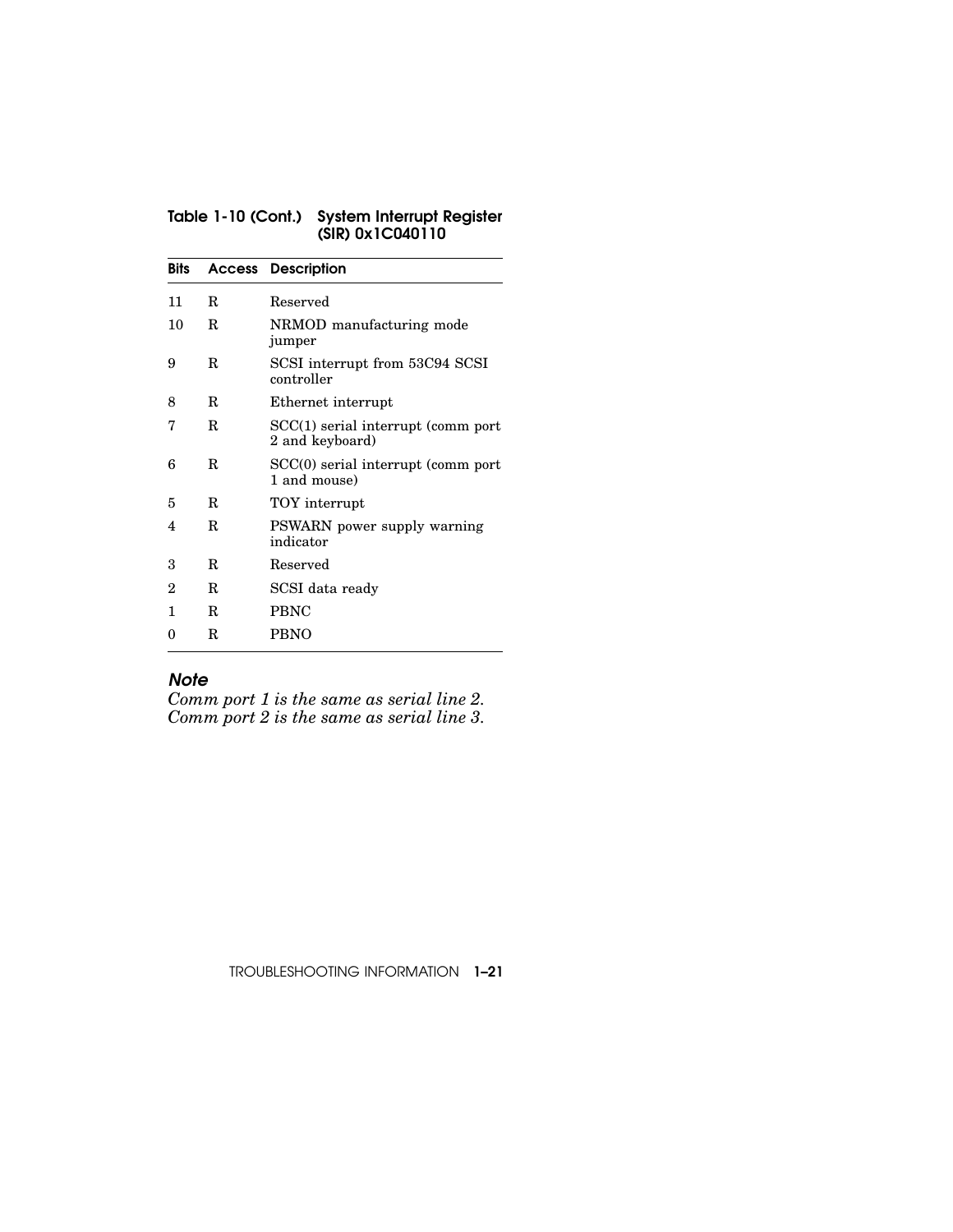**Table 1-10 (Cont.) System Interrupt Register (SIR) 0x1C040110**

| Bits | Access | Description |
|---|---|---|
| 11 | R | Reserved |
| 10 | R | NRMOD manufacturing mode jumper |
| 9 | R | SCSI interrupt from 53C94 SCSI controller |
| 8 | R | Ethernet interrupt |
| 7 | R | SCC(1) serial interrupt (comm port 2 and keyboard) |
| 6 | R | SCC(0) serial interrupt (comm port 1 and mouse) |
| 5 | R | TOY interrupt |
| 4 | R | PSWARN power supply warning indicator |
| 3 | R | Reserved |
| 2 | R | SCSI data ready |
| 1 | R | PBNC |
| 0 | R | PBNO |

### *Note*

*Comm port 1 is the same as serial line 2.*
*Comm port 2 is the same as serial line 3.*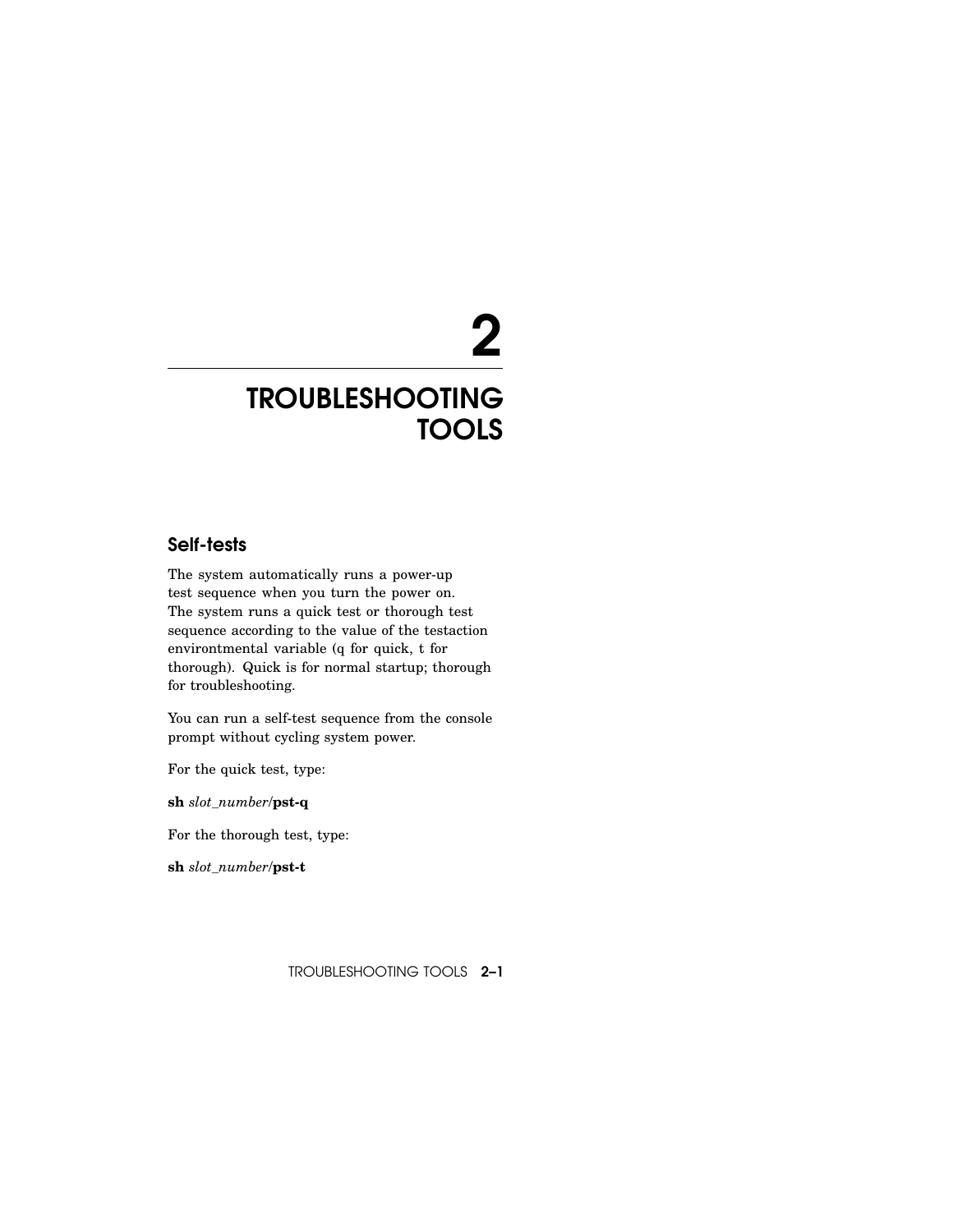# 2 TROUBLESHOOTING TOOLS

## Self-tests

The system automatically runs a power-up test sequence when you turn the power on. The system runs a quick test or thorough test sequence according to the value of the testaction environtmental variable (q for quick, t for thorough). Quick is for normal startup; thorough for troubleshooting.

You can run a self-test sequence from the console prompt without cycling system power.

For the quick test, type:

**sh** *slot_number*/**pst-q**

For the thorough test, type:

**sh** *slot_number*/**pst-t**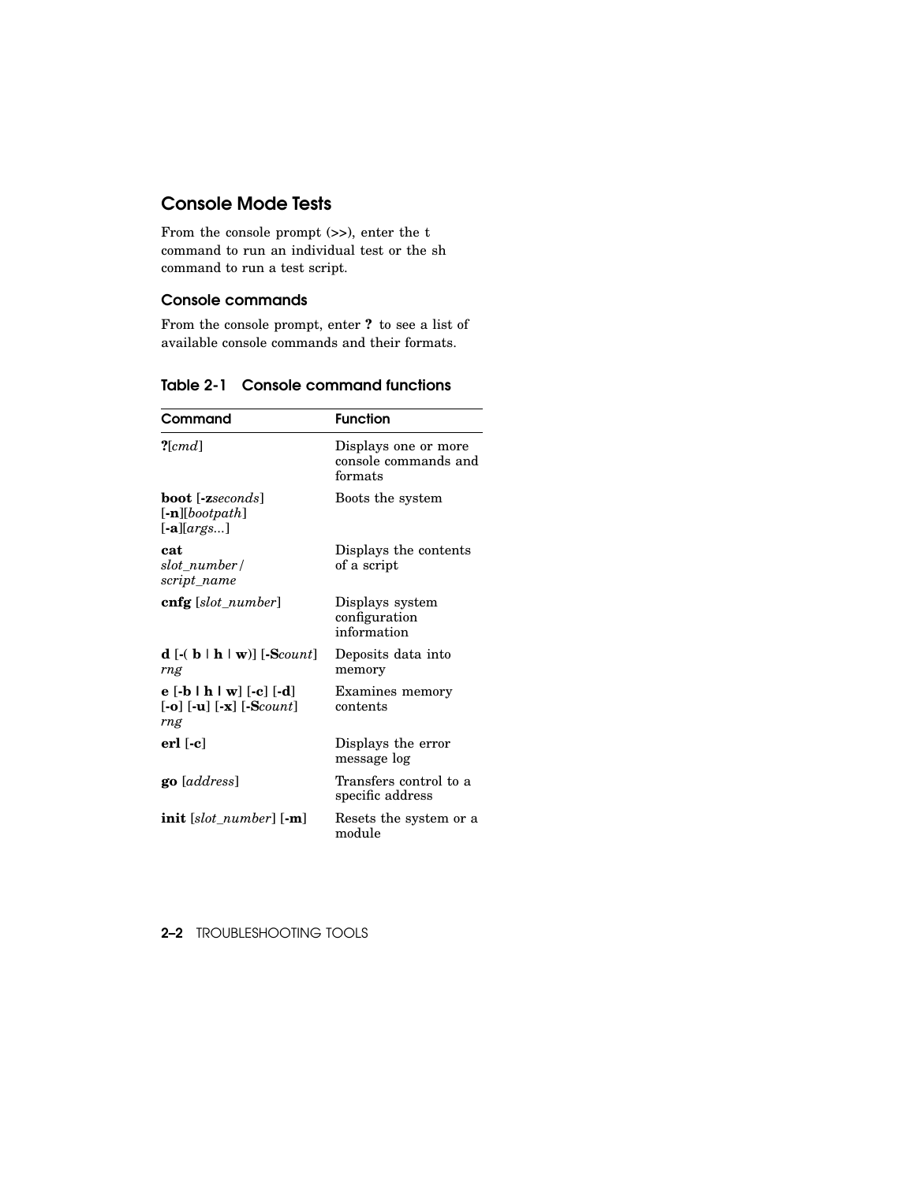## Console Mode Tests

From the console prompt (>>), enter the t command to run an individual test or the sh command to run a test script.

### Console commands

From the console prompt, enter **?** to see a list of available console commands and their formats.

### Table 2-1 Console command functions

| Command | Function |
|---|---|
| **?**[*cmd*] | Displays one or more console commands and formats |
| **boot** [**-z***seconds*] [**-n**][*bootpath*] [**-a**][*args...*] | Boots the system |
| **cat** *slot_number*/ *script_name* | Displays the contents of a script |
| **cnfg** [*slot_number*] | Displays system configuration information |
| **d** [**-(** **b** \| **h** \| **w**)] [**-S***count*] *rng* | Deposits data into memory |
| **e** [**-b** \| **h** \| **w**] [**-c**] [**-d**] [**-o**] [**-u**] [**-x**] [**-S***count*] *rng* | Examines memory contents |
| **erl** [**-c**] | Displays the error message log |
| **go** [*address*] | Transfers control to a specific address |
| **init** [*slot_number*] [**-m**] | Resets the system or a module |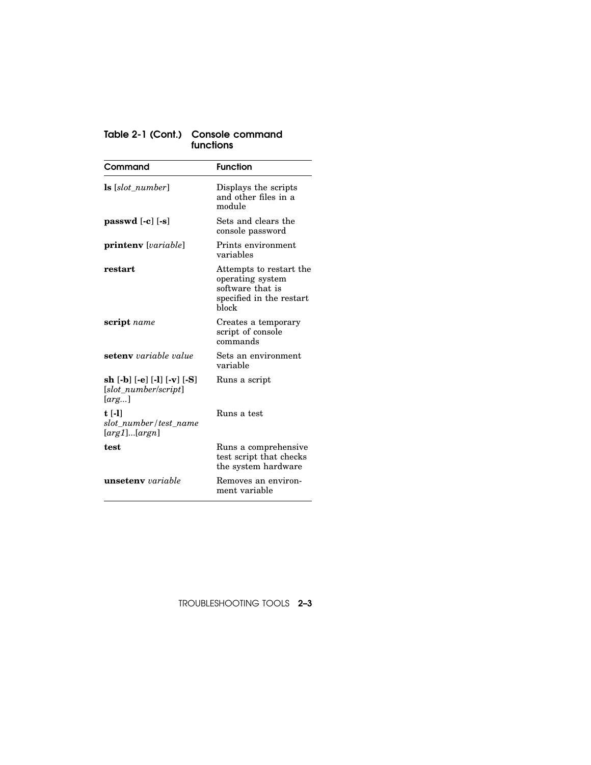**Table 2-1 (Cont.) Console command functions**

| Command | Function |
|---|---|
| **ls** [*slot_number*] | Displays the scripts and other files in a module |
| **passwd** [**-c**] [**-s**] | Sets and clears the console password |
| **printenv** [*variable*] | Prints environment variables |
| **restart** | Attempts to restart the operating system software that is specified in the restart block |
| **script** *name* | Creates a temporary script of console commands |
| **setenv** *variable value* | Sets an environment variable |
| **sh** [**-b**] [**-e**] [**-l**] [**-v**] [**-S**] [*slot_number/script*] [*arg...*] | Runs a script |
| **t** [**-l**] *slot_number/test_name* [*arg1*]...[*argn*] | Runs a test |
| **test** | Runs a comprehensive test script that checks the system hardware |
| **unsetenv** *variable* | Removes an environment variable |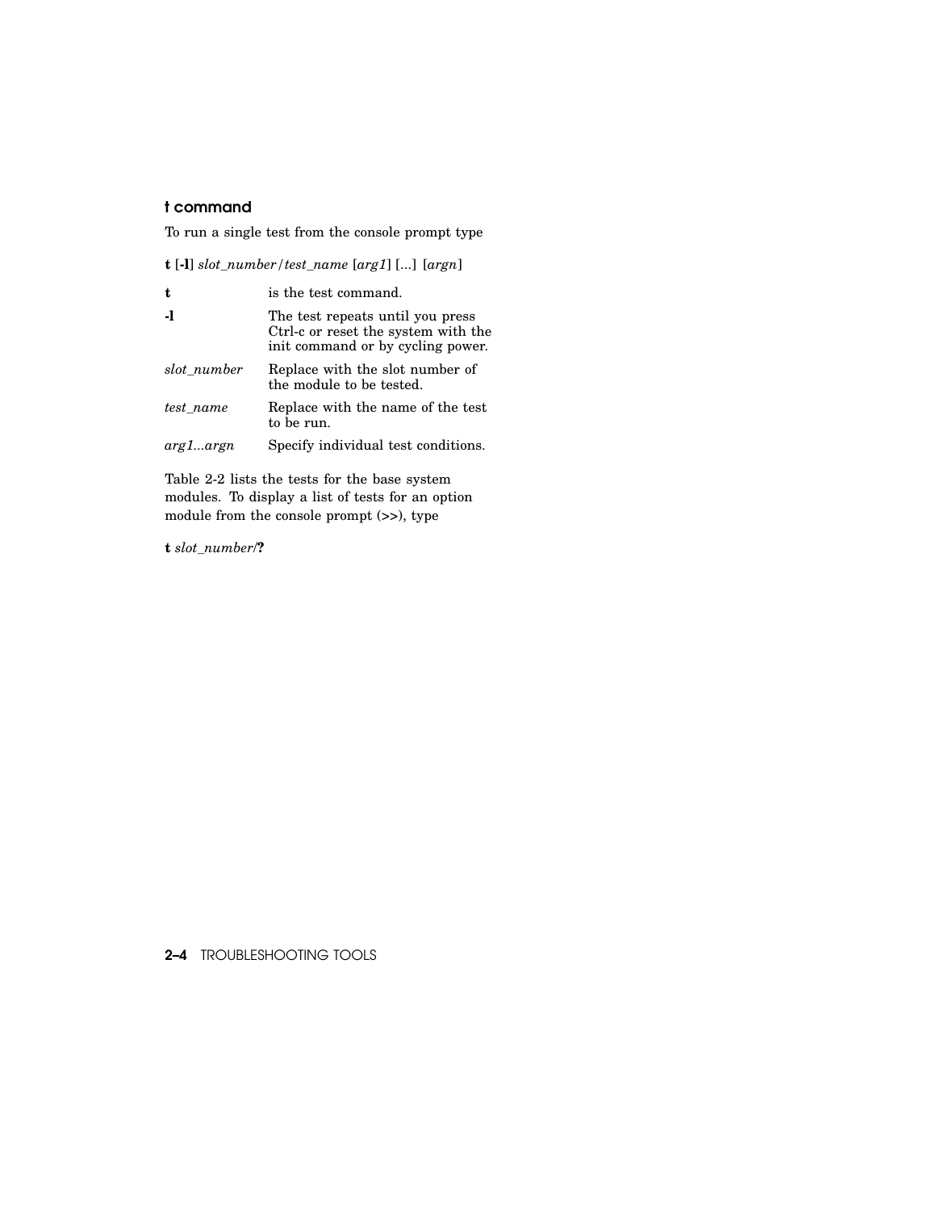### t command

To run a single test from the console prompt type

**t** [**-l**] *slot_number*/*test_name* [*arg1*] [...] [*argn*]

| | |
|---|---|
| **t** | is the test command. |
| **-l** | The test repeats until you press Ctrl-c or reset the system with the init command or by cycling power. |
| *slot_number* | Replace with the slot number of the module to be tested. |
| *test_name* | Replace with the name of the test to be run. |
| *arg1...argn* | Specify individual test conditions. |

Table 2-2 lists the tests for the base system modules. To display a list of tests for an option module from the console prompt (>>), type

**t** *slot_number*/**?**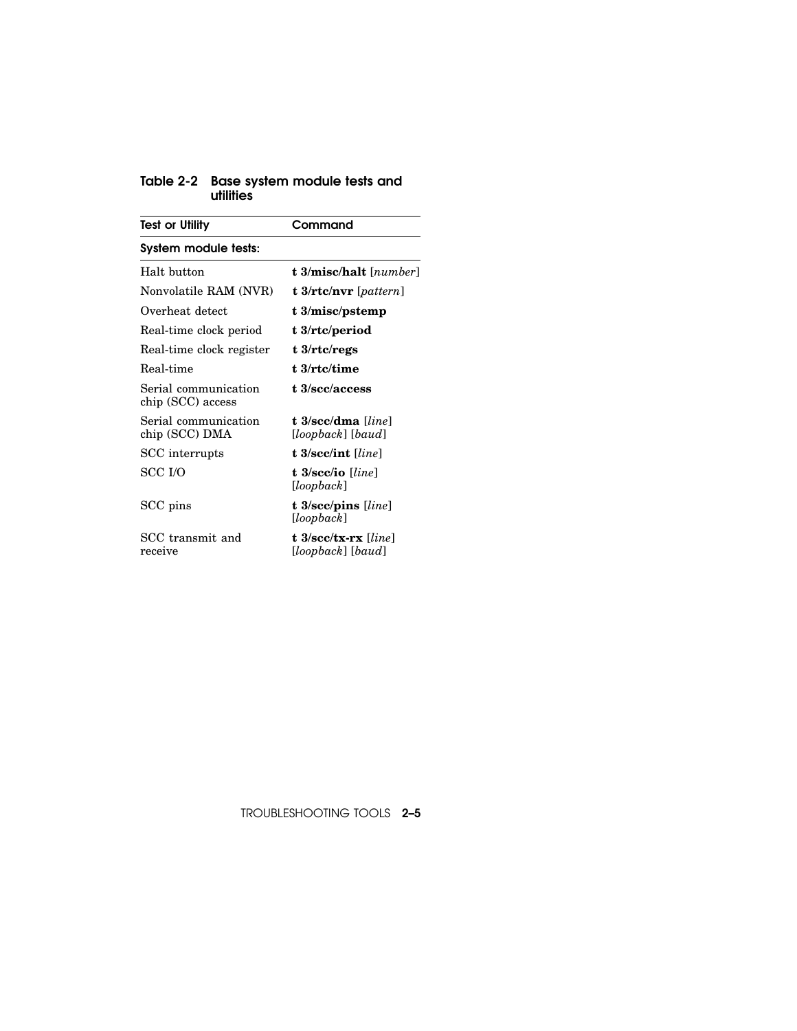**Table 2-2 Base system module tests and utilities**

| Test or Utility | Command |
|---|---|
| **System module tests:** | |
| Halt button | **t 3/misc/halt** [*number*] |
| Nonvolatile RAM (NVR) | **t 3/rtc/nvr** [*pattern*] |
| Overheat detect | **t 3/misc/pstemp** |
| Real-time clock period | **t 3/rtc/period** |
| Real-time clock register | **t 3/rtc/regs** |
| Real-time | **t 3/rtc/time** |
| Serial communication chip (SCC) access | **t 3/scc/access** |
| Serial communication chip (SCC) DMA | **t 3/scc/dma** [*line*] [*loopback*] [*baud*] |
| SCC interrupts | **t 3/scc/int** [*line*] |
| SCC I/O | **t 3/scc/io** [*line*] [*loopback*] |
| SCC pins | **t 3/scc/pins** [*line*] [*loopback*] |
| SCC transmit and receive | **t 3/scc/tx-rx** [*line*] [*loopback*] [*baud*] |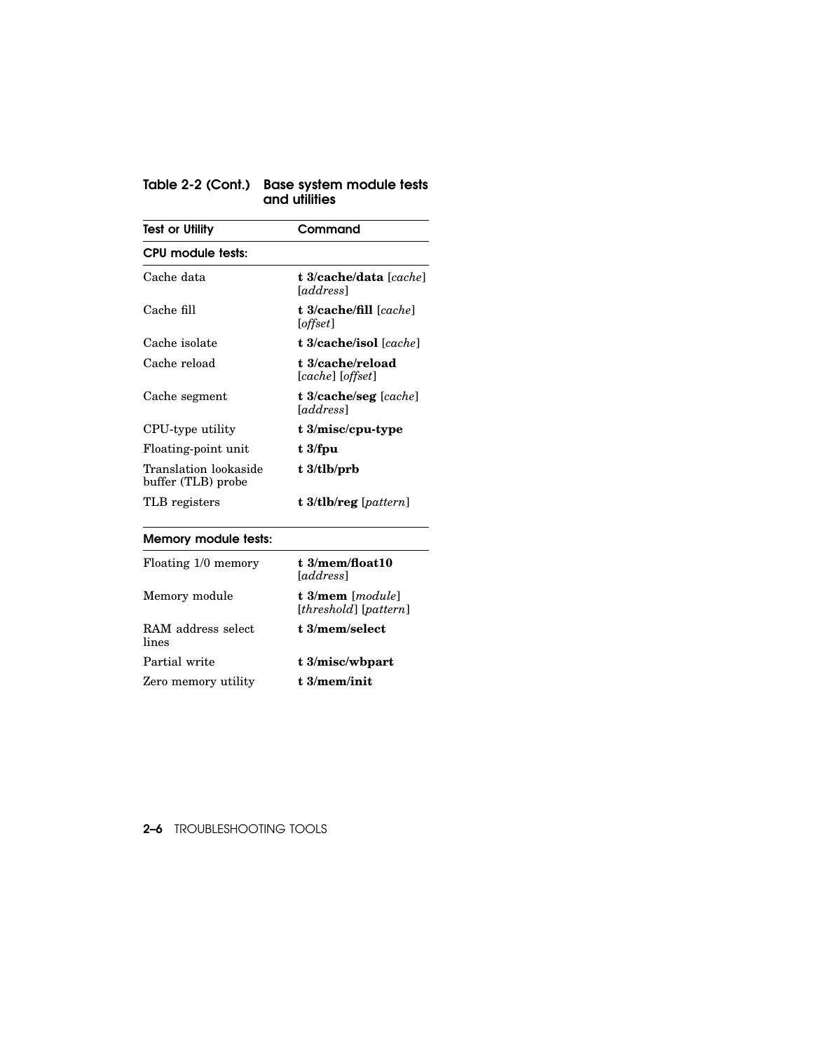**Table 2-2 (Cont.) Base system module tests and utilities**

| Test or Utility | Command |
| --- | --- |
| **CPU module tests:** | |
| Cache data | **t 3/cache/data** [*cache*] [*address*] |
| Cache fill | **t 3/cache/fill** [*cache*] [*offset*] |
| Cache isolate | **t 3/cache/isol** [*cache*] |
| Cache reload | **t 3/cache/reload** [*cache*] [*offset*] |
| Cache segment | **t 3/cache/seg** [*cache*] [*address*] |
| CPU-type utility | **t 3/misc/cpu-type** |
| Floating-point unit | **t 3/fpu** |
| Translation lookaside buffer (TLB) probe | **t 3/tlb/prb** |
| TLB registers | **t 3/tlb/reg** [*pattern*] |
| **Memory module tests:** | |
| Floating 1/0 memory | **t 3/mem/float10** [*address*] |
| Memory module | **t 3/mem** [*module*] [*threshold*] [*pattern*] |
| RAM address select lines | **t 3/mem/select** |
| Partial write | **t 3/misc/wbpart** |
| Zero memory utility | **t 3/mem/init** |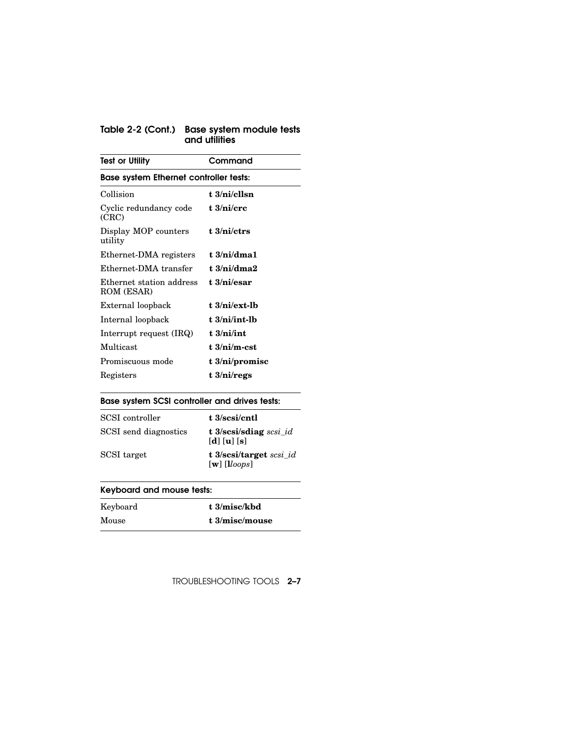**Table 2-2 (Cont.) Base system module tests and utilities**

| Test or Utility | Command |
|---|---|
| **Base system Ethernet controller tests:** | |
| Collision | **t 3/ni/cllsn** |
| Cyclic redundancy code (CRC) | **t 3/ni/crc** |
| Display MOP counters utility | **t 3/ni/ctrs** |
| Ethernet-DMA registers | **t 3/ni/dma1** |
| Ethernet-DMA transfer | **t 3/ni/dma2** |
| Ethernet station address ROM (ESAR) | **t 3/ni/esar** |
| External loopback | **t 3/ni/ext-lb** |
| Internal loopback | **t 3/ni/int-lb** |
| Interrupt request (IRQ) | **t 3/ni/int** |
| Multicast | **t 3/ni/m-cst** |
| Promiscuous mode | **t 3/ni/promisc** |
| Registers | **t 3/ni/regs** |
| **Base system SCSI controller and drives tests:** | |
| SCSI controller | **t 3/scsi/cntl** |
| SCSI send diagnostics | **t 3/scsi/sdiag** *scsi_id* [**d**] [**u**] [**s**] |
| SCSI target | **t 3/scsi/target** *scsi_id* [**w**] [**l***loops*] |
| **Keyboard and mouse tests:** | |
| Keyboard | **t 3/misc/kbd** |
| Mouse | **t 3/misc/mouse** |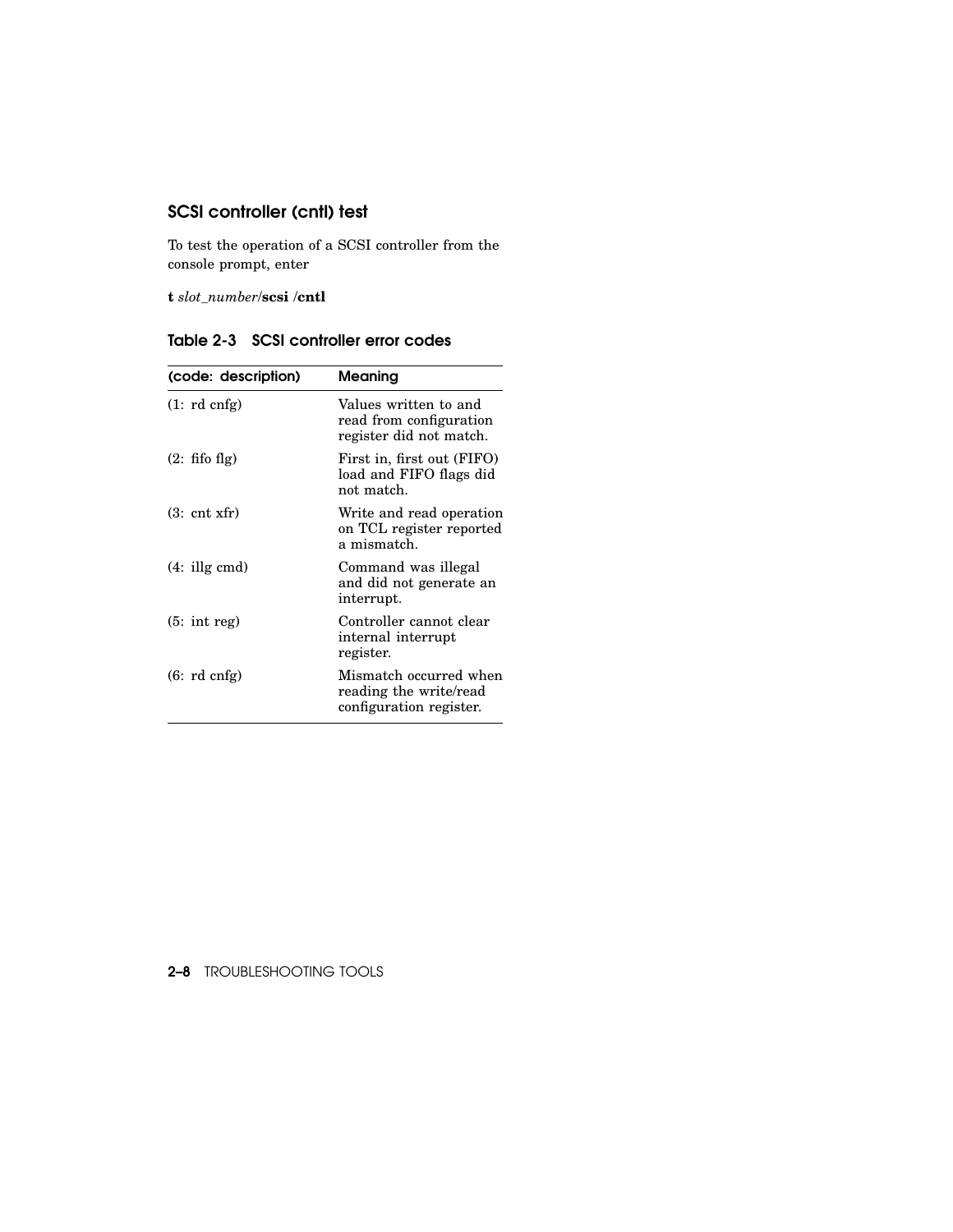## SCSI controller (cntl) test

To test the operation of a SCSI controller from the console prompt, enter

**t** *slot_number*/**scsi** /**cntl**

### Table 2-3 SCSI controller error codes

| (code: description) | Meaning |
|---|---|
| (1: rd cnfg) | Values written to and read from configuration register did not match. |
| (2: fifo flg) | First in, first out (FIFO) load and FIFO flags did not match. |
| (3: cnt xfr) | Write and read operation on TCL register reported a mismatch. |
| (4: illg cmd) | Command was illegal and did not generate an interrupt. |
| (5: int reg) | Controller cannot clear internal interrupt register. |
| (6: rd cnfg) | Mismatch occurred when reading the write/read configuration register. |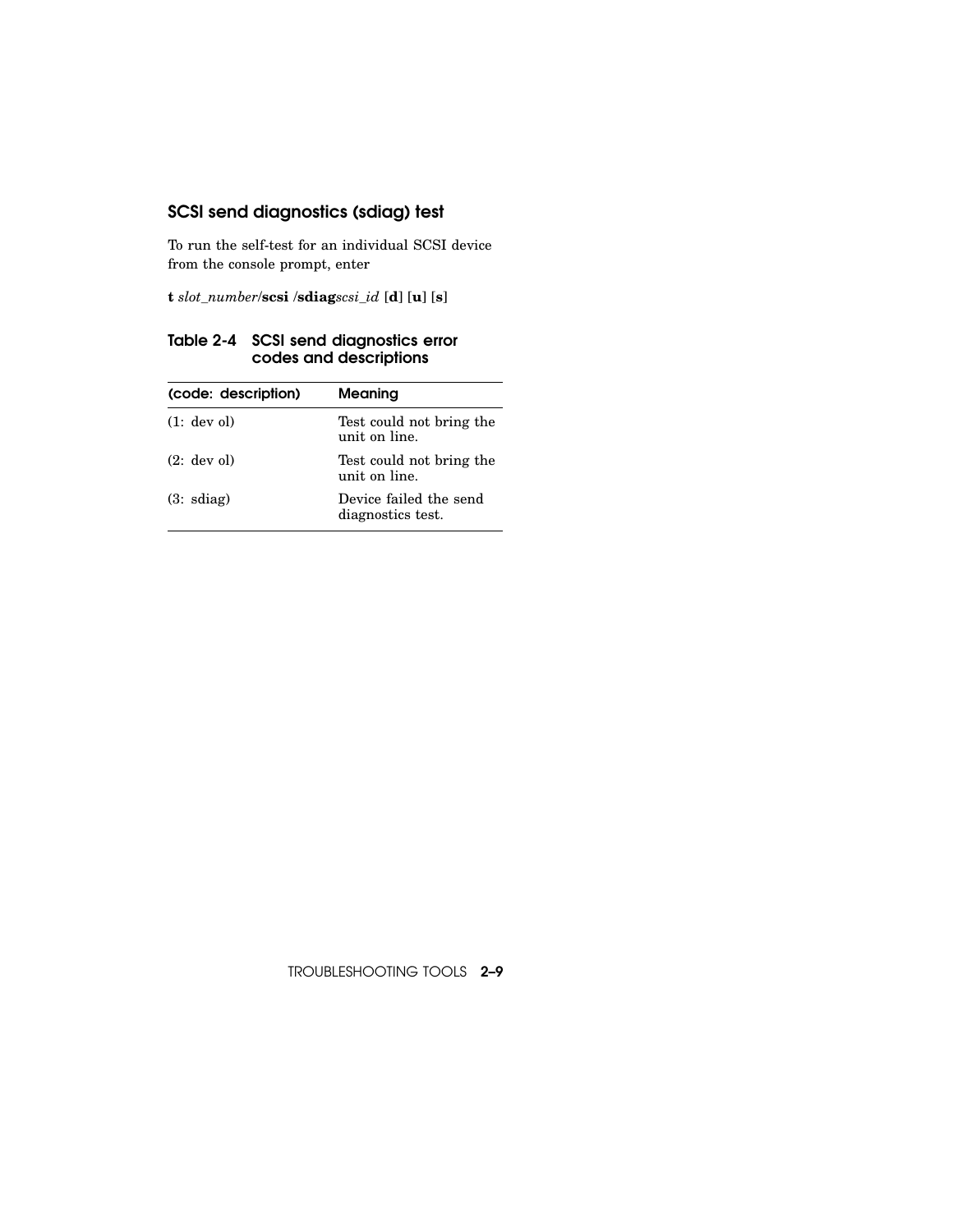### SCSI send diagnostics (sdiag) test

To run the self-test for an individual SCSI device from the console prompt, enter

**t** *slot_number*/**scsi** /**sdiag***scsi_id* [**d**] [**u**] [**s**]

**Table 2-4 SCSI send diagnostics error codes and descriptions**

| (code: description) | Meaning |
|---|---|
| (1: dev ol) | Test could not bring the unit on line. |
| (2: dev ol) | Test could not bring the unit on line. |
| (3: sdiag) | Device failed the send diagnostics test. |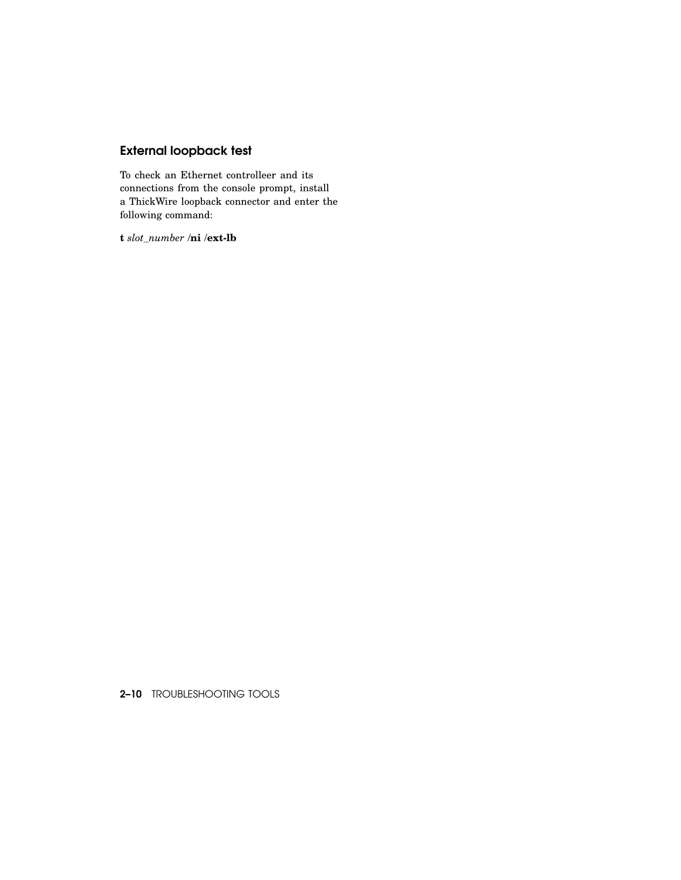## External loopback test

To check an Ethernet controlleer and its connections from the console prompt, install a ThickWire loopback connector and enter the following command:

**t** *slot_number* **/ni /ext-lb**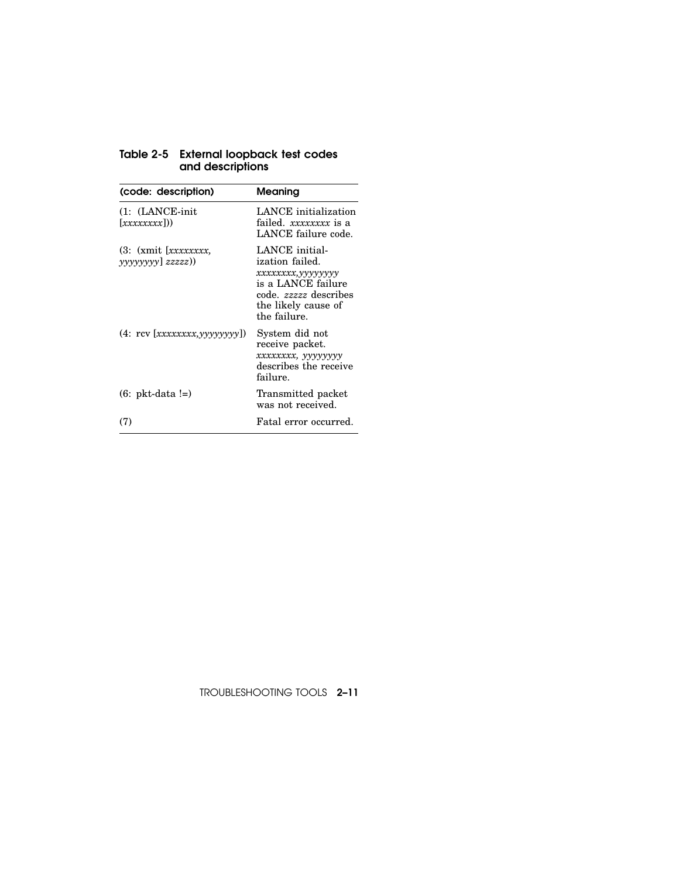**Table 2-5 External loopback test codes and descriptions**

| (code: description) | Meaning |
|---|---|
| (1: (LANCE-init [*xxxxxxxx*])) | LANCE initialization failed. *xxxxxxxx* is a LANCE failure code. |
| (3: (xmit [*xxxxxxxx*, *yyyyyyyy*] *zzzzz*)) | LANCE initialization failed. *xxxxxxxx*,*yyyyyyyy* is a LANCE failure code. *zzzzz* describes the likely cause of the failure. |
| (4: rcv [*xxxxxxxx*,*yyyyyyyy*]) | System did not receive packet. *xxxxxxxx*, *yyyyyyyy* describes the receive failure. |
| (6: pkt-data !=) | Transmitted packet was not received. |
| (7) | Fatal error occurred. |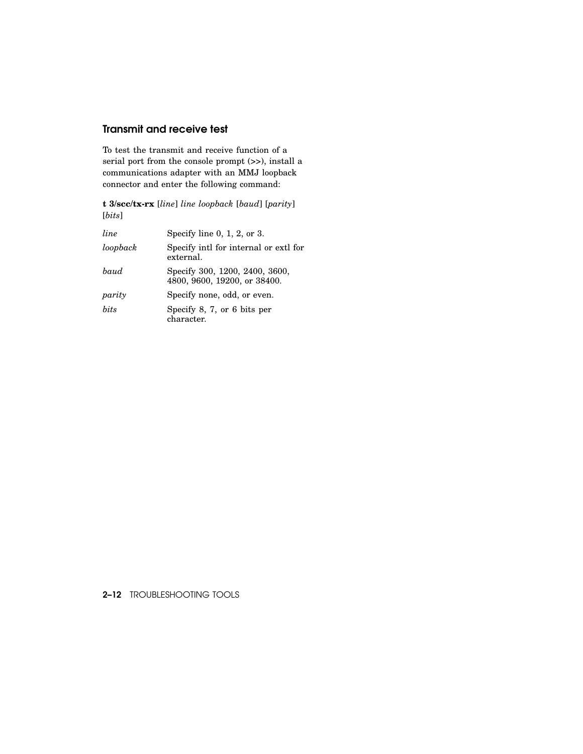## Transmit and receive test

To test the transmit and receive function of a serial port from the console prompt (>>), install a communications adapter with an MMJ loopback connector and enter the following command:

**t 3/scc/tx-rx** [*line*] *line loopback* [*baud*] [*parity*] [*bits*]

| | |
|---|---|
| *line* | Specify line 0, 1, 2, or 3. |
| *loopback* | Specify intl for internal or extl for external. |
| *baud* | Specify 300, 1200, 2400, 3600, 4800, 9600, 19200, or 38400. |
| *parity* | Specify none, odd, or even. |
| *bits* | Specify 8, 7, or 6 bits per character. |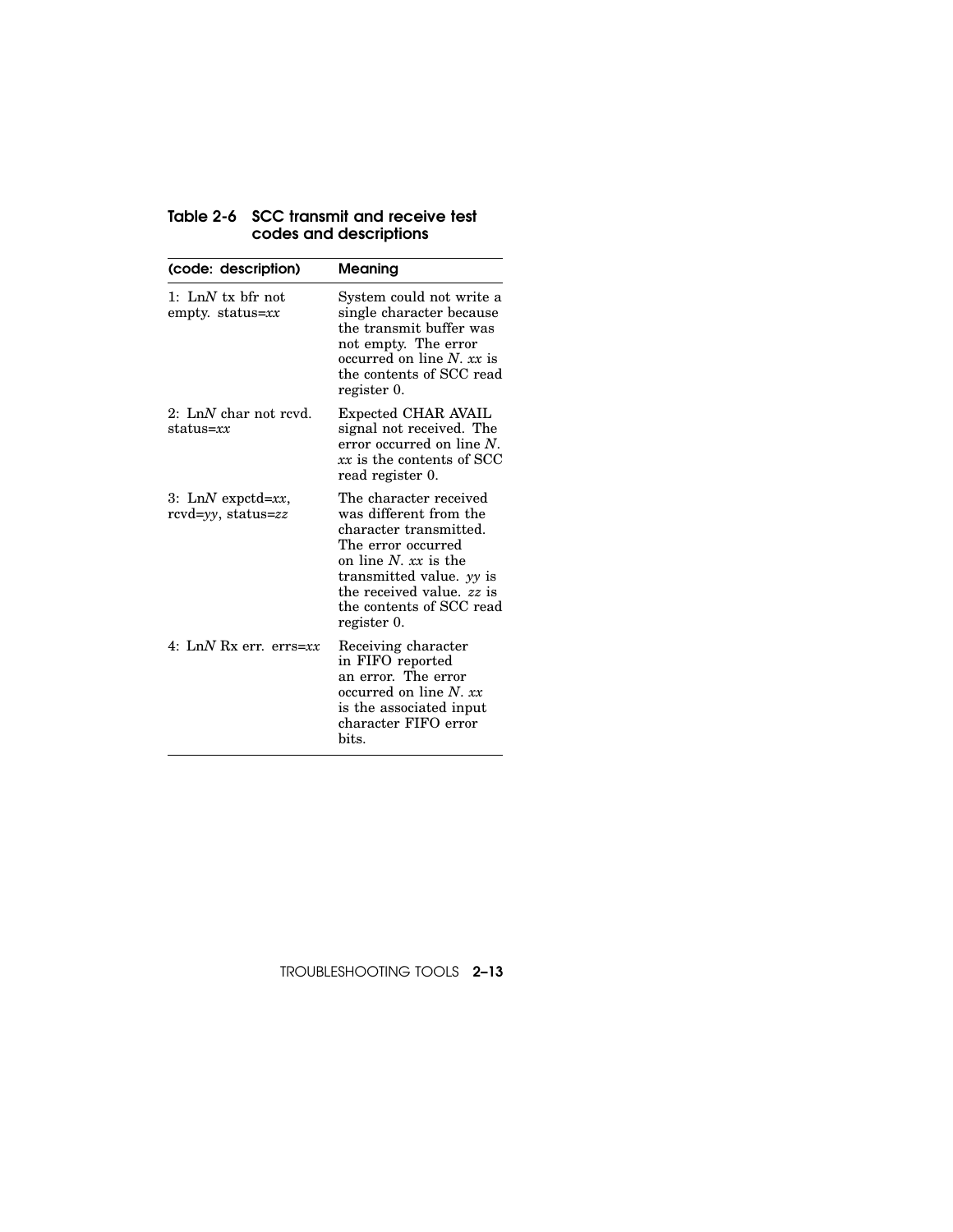**Table 2-6 SCC transmit and receive test codes and descriptions**

| (code: description) | Meaning |
|---|---|
| 1: Ln*N* tx bfr not empty. status=*xx* | System could not write a single character because the transmit buffer was not empty. The error occurred on line *N*. *xx* is the contents of SCC read register 0. |
| 2: Ln*N* char not rcvd. status=*xx* | Expected CHAR AVAIL signal not received. The error occurred on line *N*. *xx* is the contents of SCC read register 0. |
| 3: Ln*N* expctd=*xx*, rcvd=*yy*, status=*zz* | The character received was different from the character transmitted. The error occurred on line *N*. *xx* is the transmitted value. *yy* is the received value. *zz* is the contents of SCC read register 0. |
| 4: Ln*N* Rx err. errs=*xx* | Receiving character in FIFO reported an error. The error occurred on line *N*. *xx* is the associated input character FIFO error bits. |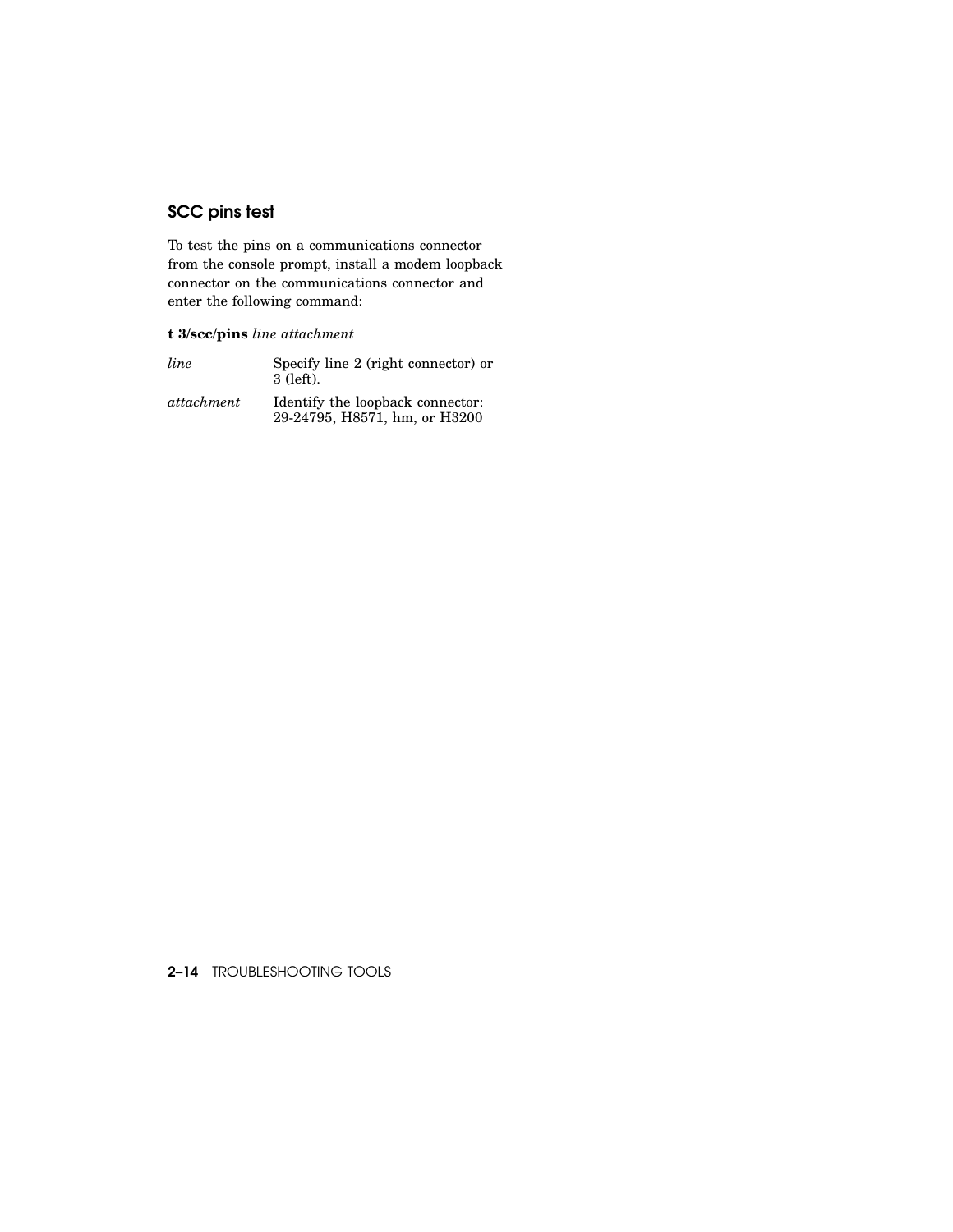## SCC pins test

To test the pins on a communications connector from the console prompt, install a modem loopback connector on the communications connector and enter the following command:

**t 3/scc/pins** *line attachment*

| | |
|---|---|
| *line* | Specify line 2 (right connector) or 3 (left). |
| *attachment* | Identify the loopback connector: 29-24795, H8571, hm, or H3200 |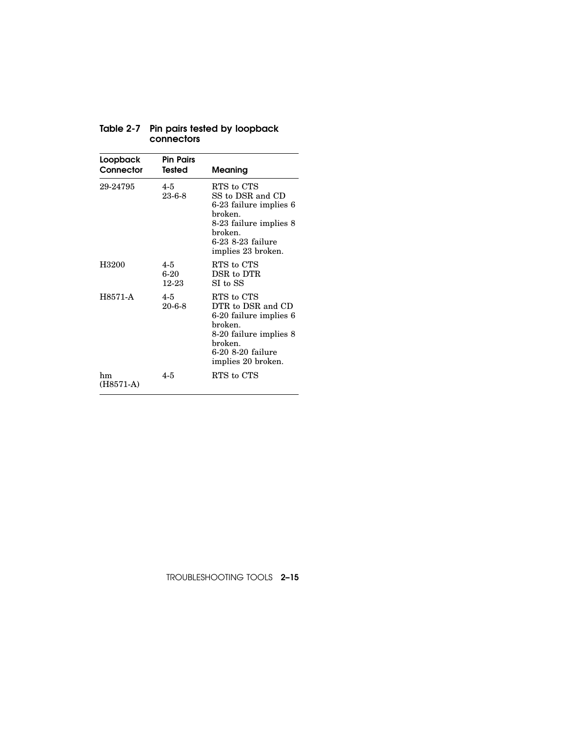**Table 2-7 Pin pairs tested by loopback connectors**

| Loopback Connector | Pin Pairs Tested | Meaning |
|---|---|---|
| 29-24795 | 4-5<br>23-6-8 | RTS to CTS<br>SS to DSR and CD<br>6-23 failure implies 6 broken.<br>8-23 failure implies 8 broken.<br>6-23 8-23 failure implies 23 broken. |
| H3200 | 4-5<br>6-20<br>12-23 | RTS to CTS<br>DSR to DTR<br>SI to SS |
| H8571-A | 4-5<br>20-6-8 | RTS to CTS<br>DTR to DSR and CD<br>6-20 failure implies 6 broken.<br>8-20 failure implies 8 broken.<br>6-20 8-20 failure implies 20 broken. |
| hm (H8571-A) | 4-5 | RTS to CTS |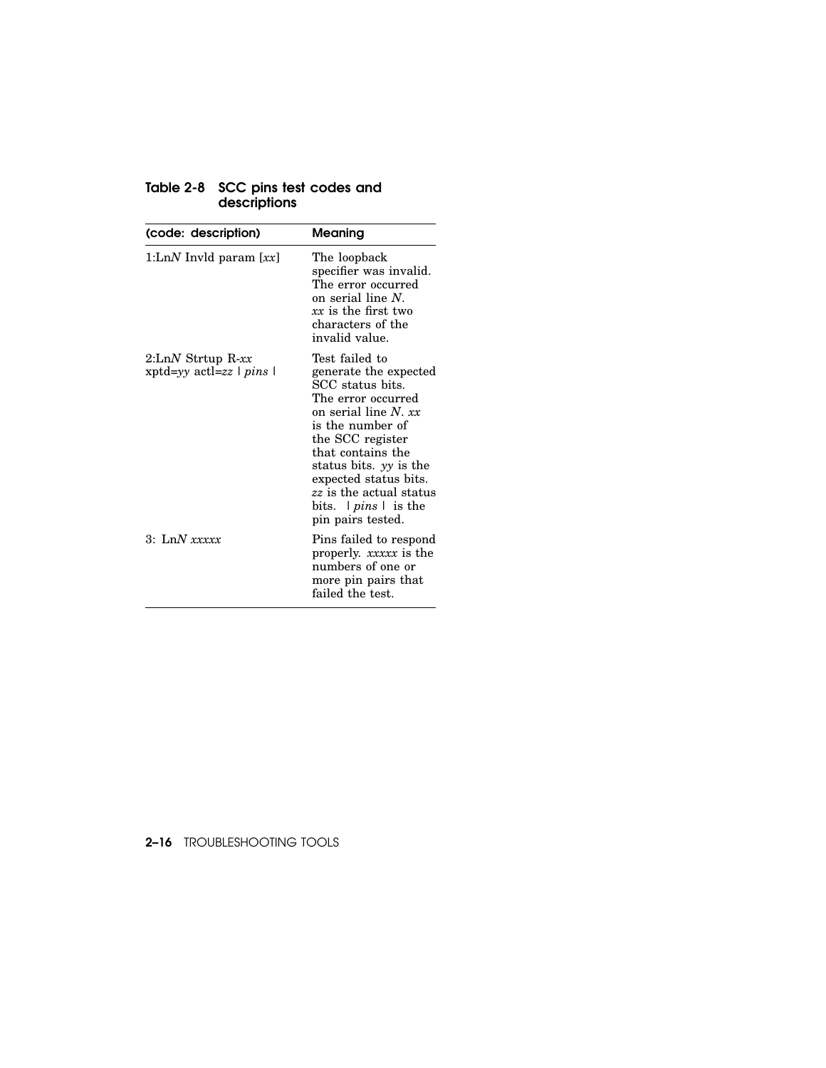**Table 2-8 SCC pins test codes and descriptions**

| (code: description) | Meaning |
|---|---|
| 1:Ln*N* Invld param [*xx*] | The loopback specifier was invalid. The error occurred on serial line *N*. *xx* is the first two characters of the invalid value. |
| 2:Ln*N* Strtup R-*xx* xptd=*yy* actl=*zz* \| *pins* \| | Test failed to generate the expected SCC status bits. The error occurred on serial line *N*. *xx* is the number of the SCC register that contains the status bits. *yy* is the expected status bits. *zz* is the actual status bits. \| *pins* \| is the pin pairs tested. |
| 3: Ln*N* *xxxxx* | Pins failed to respond properly. *xxxxx* is the numbers of one or more pin pairs that failed the test. |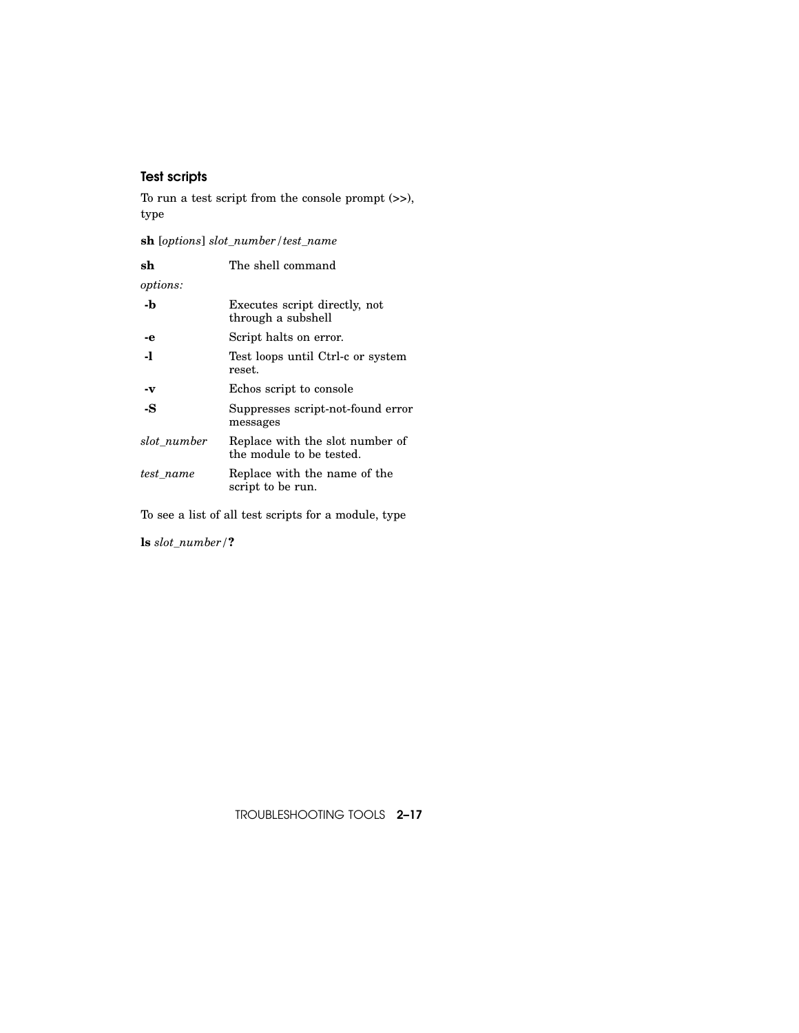### Test scripts

To run a test script from the console prompt (>>), type

**sh** [*options*] *slot_number* / *test_name*

| | |
|---|---|
| **sh** | The shell command |
| *options:* | |
| **-b** | Executes script directly, not through a subshell |
| **-e** | Script halts on error. |
| **-l** | Test loops until Ctrl-c or system reset. |
| **-v** | Echos script to console |
| **-S** | Suppresses script-not-found error messages |
| *slot_number* | Replace with the slot number of the module to be tested. |
| *test_name* | Replace with the name of the script to be run. |

To see a list of all test scripts for a module, type

**ls** *slot_number* / **?**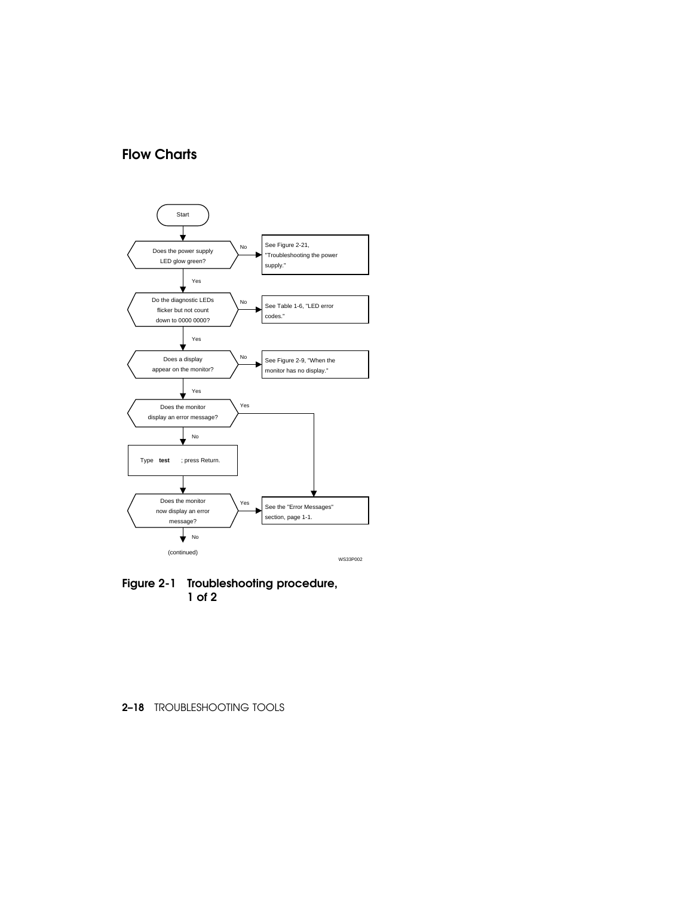## Flow Charts

Start

Does the power supply LED glow green? — No → See Figure 2-21, "Troubleshooting the power supply."

Yes

Do the diagnostic LEDs flicker but not count down to 0000 0000? — No → See Table 1-6, "LED error codes."

Yes

Does a display appear on the monitor? — No → See Figure 2-9, "When the monitor has no display."

Yes

Does the monitor display an error message? — Yes → See the "Error Messages" section, page 1-1.

No

Type **test** ; press Return.

Does the monitor now display an error message? — Yes → See the "Error Messages" section, page 1-1.

No

(continued)

WS33P002

**Figure 2-1 Troubleshooting procedure, 1 of 2**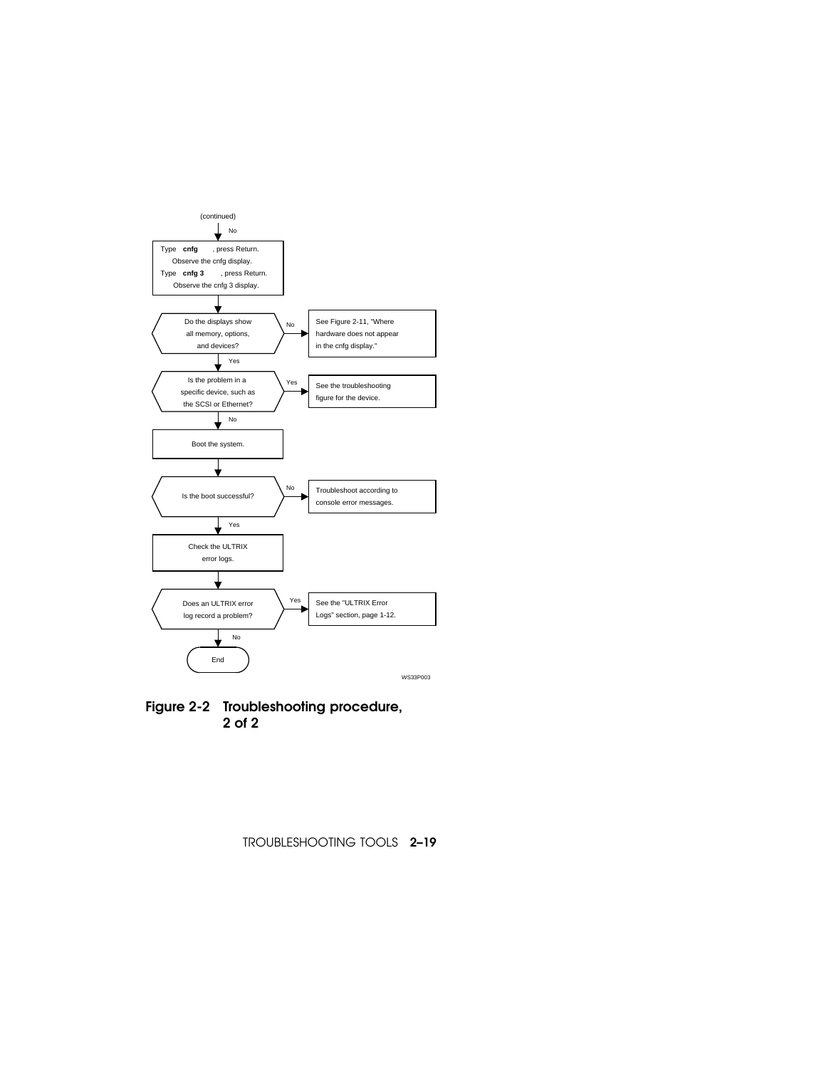(continued)

No

Type **cnfg** , press Return.
Observe the cnfg display.
Type **cnfg 3** , press Return.
Observe the cnfg 3 display.

Do the displays show all memory, options, and devices?

No → See Figure 2-11, "Where hardware does not appear in the cnfg display."

Yes

Is the problem in a specific device, such as the SCSI or Ethernet?

Yes → See the troubleshooting figure for the device.

No

Boot the system.

Is the boot successful?

No → Troubleshoot according to console error messages.

Yes

Check the ULTRIX error logs.

Does an ULTRIX error log record a problem?

Yes → See the "ULTRIX Error Logs" section, page 1-12.

No

End

WS33P003

**Figure 2-2 Troubleshooting procedure, 2 of 2**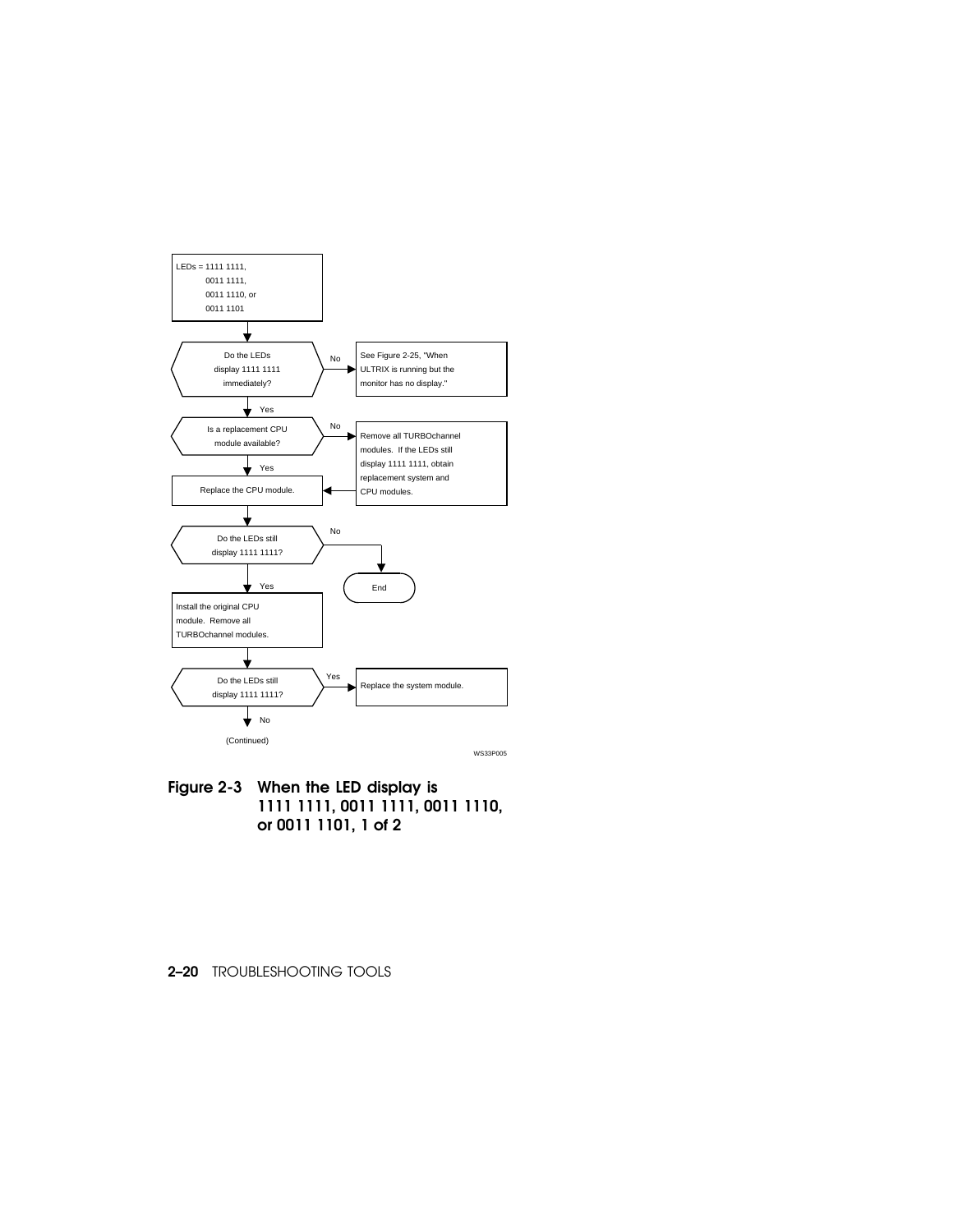LEDs = 1111 1111,
0011 1111,
0011 1110, or
0011 1101

Do the LEDs display 1111 1111 immediately?

- No → See Figure 2-25, "When ULTRIX is running but the monitor has no display."
- Yes ↓

Is a replacement CPU module available?

- No → Remove all TURBOchannel modules. If the LEDs still display 1111 1111, obtain replacement system and CPU modules.
- Yes ↓

Replace the CPU module.

Do the LEDs still display 1111 1111?

- No → End
- Yes ↓

Install the original CPU module. Remove all TURBOchannel modules.

Do the LEDs still display 1111 1111?

- Yes → Replace the system module.
- No ↓

(Continued)

WS33P005

**Figure 2-3 When the LED display is 1111 1111, 0011 1111, 0011 1110, or 0011 1101, 1 of 2**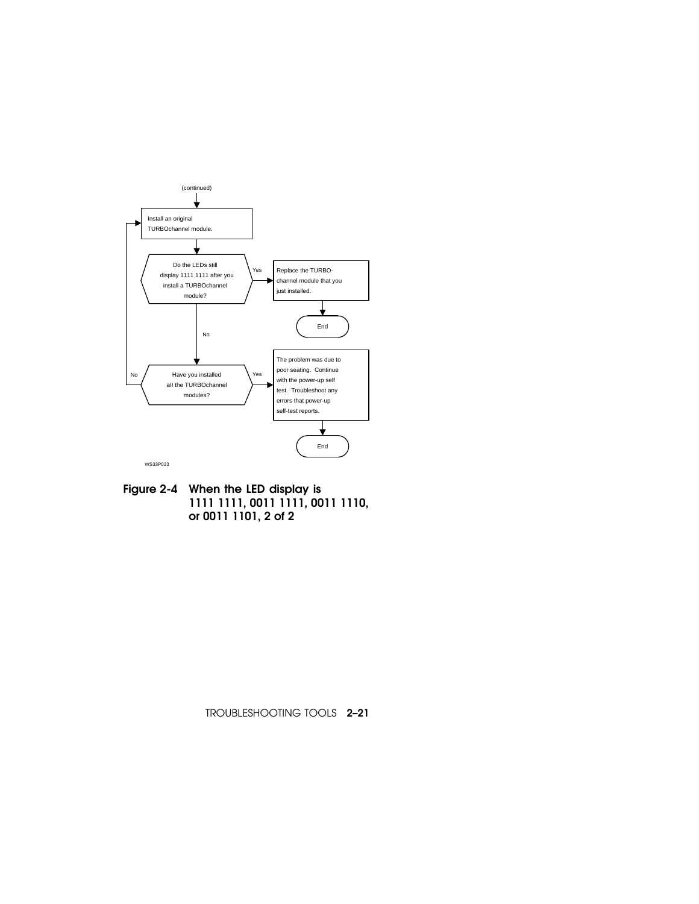(continued)

Install an original TURBOchannel module.

Do the LEDs still display 1111 1111 after you install a TURBOchannel module?

Yes → Replace the TURBO-channel module that you just installed. → End

No ↓

Have you installed all the TURBOchannel modules?

No → Install an original TURBOchannel module.

Yes → The problem was due to poor seating. Continue with the power-up self test. Troubleshoot any errors that power-up self-test reports. → End

WS33P023

**Figure 2-4 When the LED display is 1111 1111, 0011 1111, 0011 1110, or 0011 1101, 2 of 2**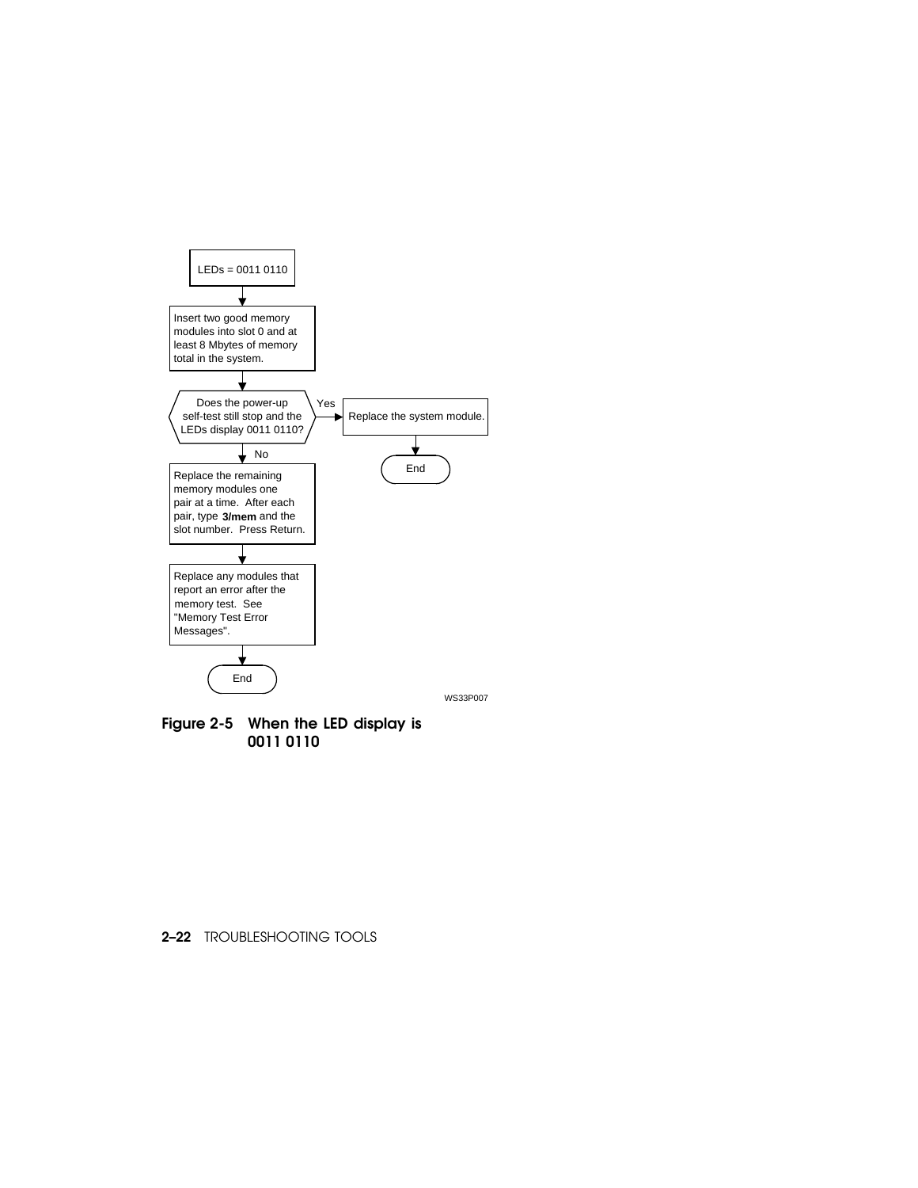LEDs = 0011 0110

Insert two good memory modules into slot 0 and at least 8 Mbytes of memory total in the system.

Does the power-up self-test still stop and the LEDs display 0011 0110?

Yes → Replace the system module. → End

No ↓

Replace the remaining memory modules one pair at a time. After each pair, type **3/mem** and the slot number. Press Return.

Replace any modules that report an error after the memory test. See "Memory Test Error Messages".

End

WS33P007

**Figure 2-5 When the LED display is 0011 0110**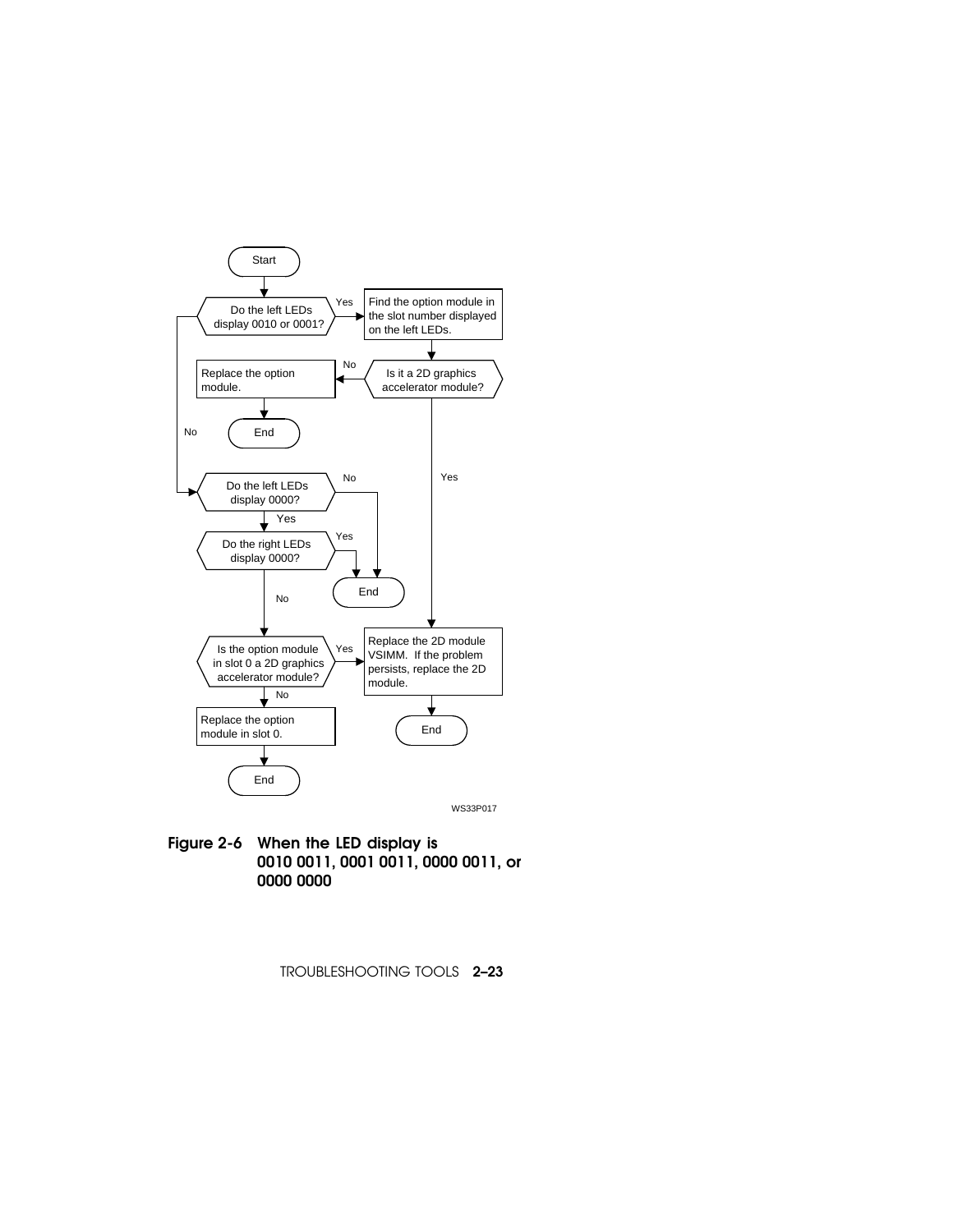Start

Do the left LEDs display 0010 or 0001?

Yes → Find the option module in the slot number displayed on the left LEDs.

Is it a 2D graphics accelerator module?

No → Replace the option module. → End

Yes → Replace the 2D module VSIMM. If the problem persists, replace the 2D module. → End

No → Do the left LEDs display 0000?

No → End

Yes → Do the right LEDs display 0000?

Yes → End

No → Is the option module in slot 0 a 2D graphics accelerator module?

Yes → Replace the 2D module VSIMM. If the problem persists, replace the 2D module. → End

No → Replace the option module in slot 0. → End

WS33P017

**Figure 2-6 When the LED display is 0010 0011, 0001 0011, 0000 0011, or 0000 0000**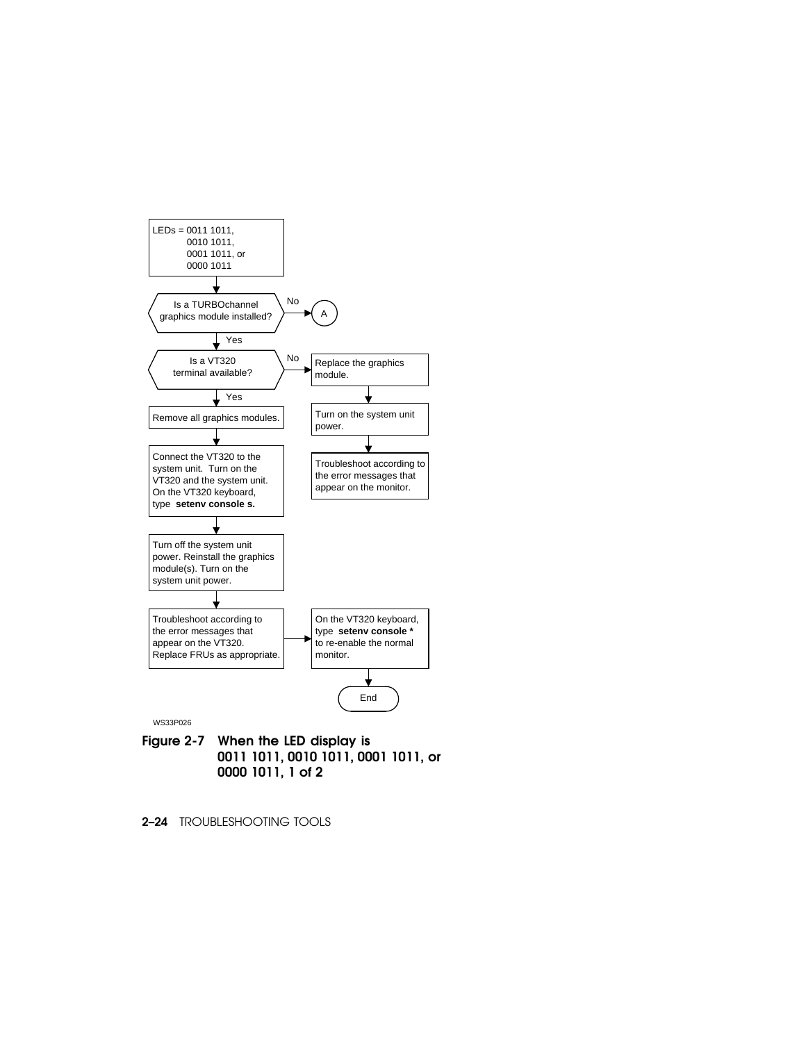LEDs = 0011 1011,
0010 1011,
0001 1011, or
0000 1011

Is a TURBOchannel graphics module installed?

- No → A
- Yes ↓

Is a VT320 terminal available?

- No → Replace the graphics module. → Turn on the system unit power. → Troubleshoot according to the error messages that appear on the monitor.
- Yes ↓

Remove all graphics modules.

Connect the VT320 to the system unit. Turn on the VT320 and the system unit. On the VT320 keyboard, type **setenv console s.**

Turn off the system unit power. Reinstall the graphics module(s). Turn on the system unit power.

Troubleshoot according to the error messages that appear on the VT320. Replace FRUs as appropriate.

On the VT320 keyboard, type **setenv console *** to re-enable the normal monitor.

End

WS33P026

**Figure 2-7 When the LED display is 0011 1011, 0010 1011, 0001 1011, or 0000 1011, 1 of 2**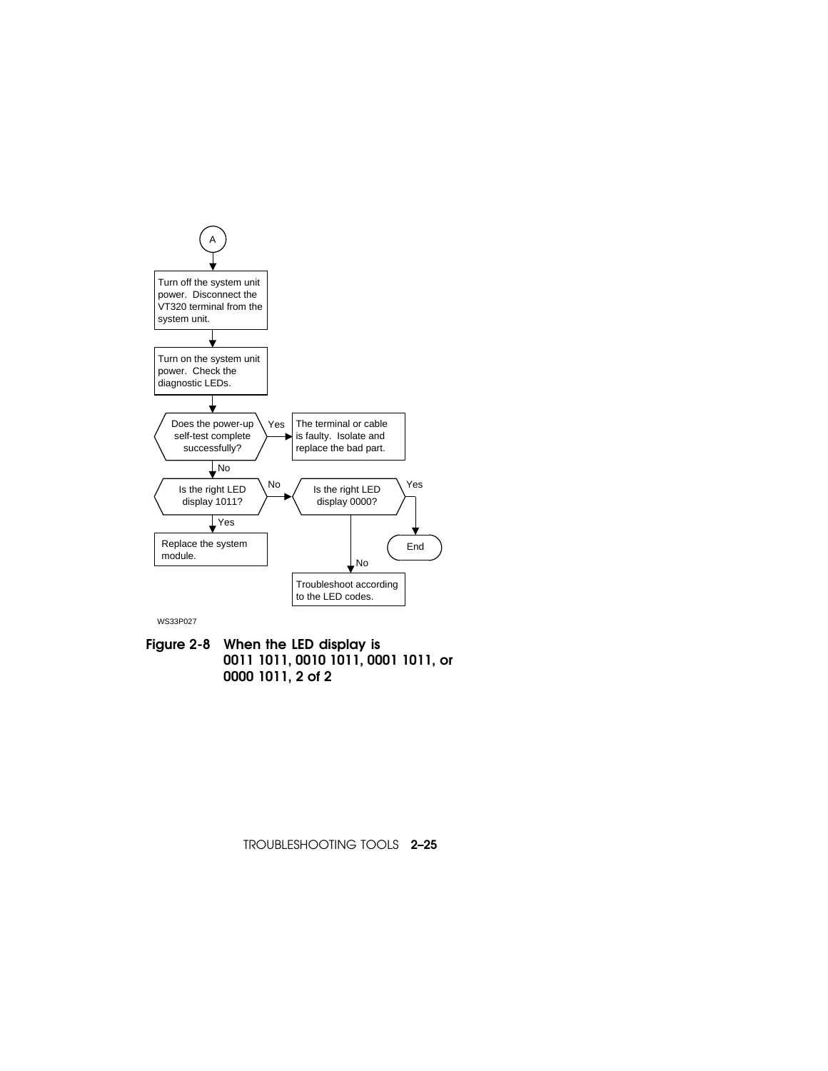A

Turn off the system unit power. Disconnect the VT320 terminal from the system unit.

Turn on the system unit power. Check the diagnostic LEDs.

Does the power-up self-test complete successfully?

- Yes: The terminal or cable is faulty. Isolate and replace the bad part.
- No: Is the right LED display 1011?
  - Yes: Replace the system module.
  - No: Is the right LED display 0000?
    - Yes: End
    - No: Troubleshoot according to the LED codes.

WS33P027

**Figure 2-8 When the LED display is 0011 1011, 0010 1011, 0001 1011, or 0000 1011, 2 of 2**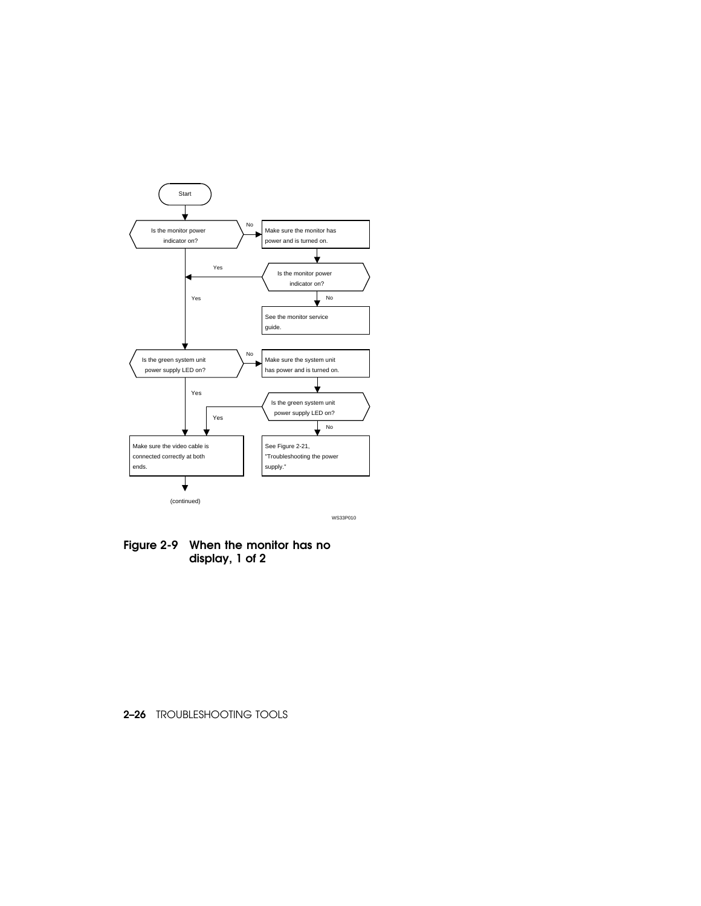Start

Is the monitor power indicator on?

No → Make sure the monitor has power and is turned on.

Is the monitor power indicator on?

Yes

No → See the monitor service guide.

Yes

Is the green system unit power supply LED on?

No → Make sure the system unit has power and is turned on.

Is the green system unit power supply LED on?

Yes

No → See Figure 2-21, "Troubleshooting the power supply."

Yes

Make sure the video cable is connected correctly at both ends.

(continued)

WS33P010

**Figure 2-9 When the monitor has no display, 1 of 2**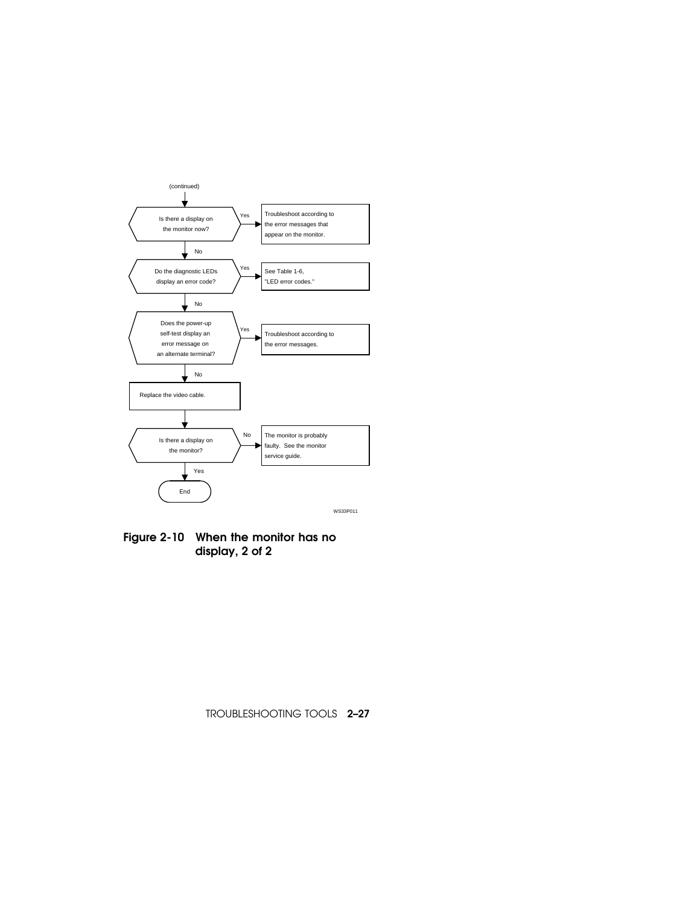(continued)

- **Is there a display on the monitor now?**
  - Yes → Troubleshoot according to the error messages that appear on the monitor.
  - No ↓
- **Do the diagnostic LEDs display an error code?**
  - Yes → See Table 1-6, "LED error codes."
  - No ↓
- **Does the power-up self-test display an error message on an alternate terminal?**
  - Yes → Troubleshoot according to the error messages.
  - No ↓
- Replace the video cable.
- **Is there a display on the monitor?**
  - No → The monitor is probably faulty. See the monitor service guide.
  - Yes ↓
- End

WS33P011

**Figure 2-10 When the monitor has no display, 2 of 2**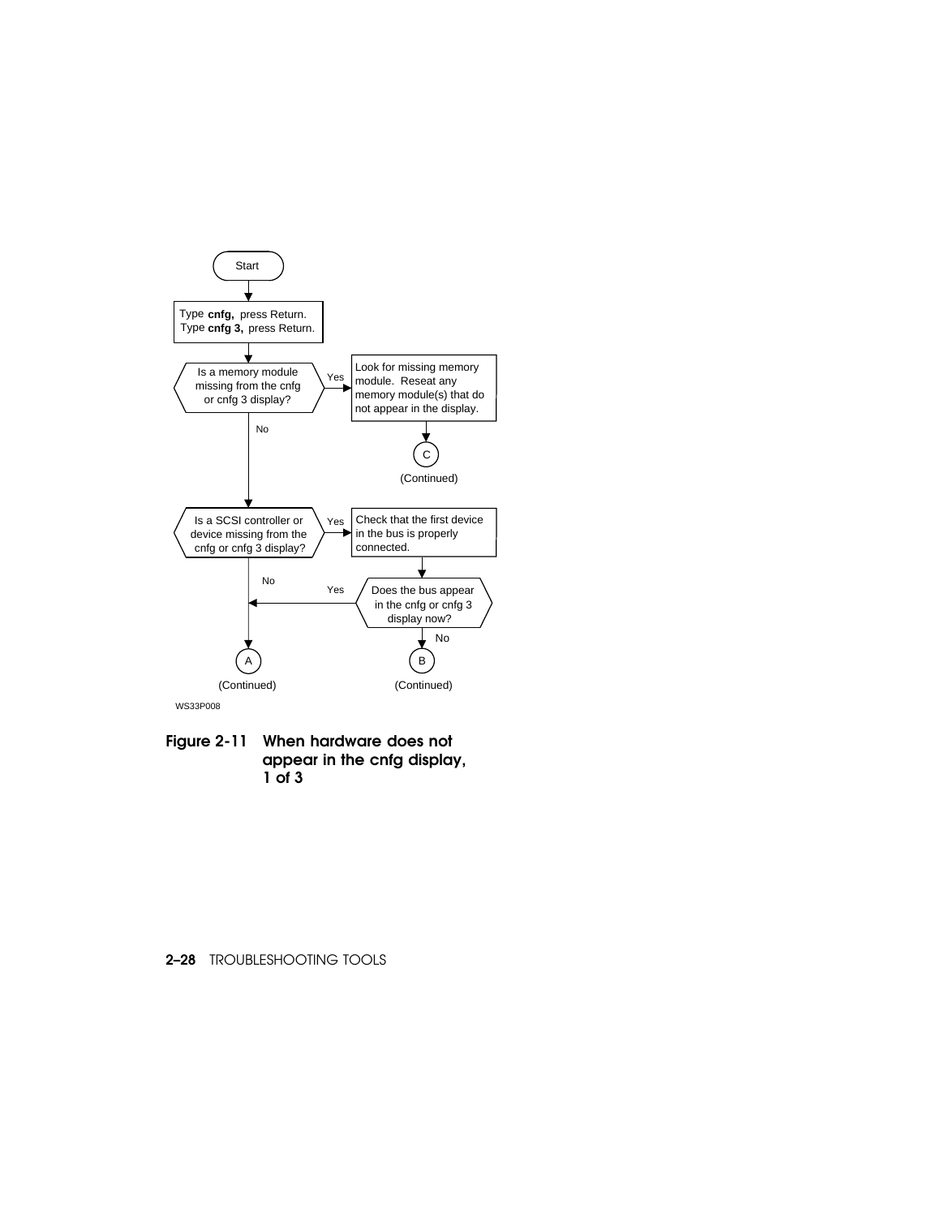Start

Type **cnfg,** press Return.
Type **cnfg 3,** press Return.

Is a memory module missing from the cnfg or cnfg 3 display?

Yes → Look for missing memory module. Reseat any memory module(s) that do not appear in the display. → C (Continued)

No ↓

Is a SCSI controller or device missing from the cnfg or cnfg 3 display?

Yes → Check that the first device in the bus is properly connected. → Does the bus appear in the cnfg or cnfg 3 display now?

- Yes → A (Continued)
- No → B (Continued)

No → A (Continued)

WS33P008

**Figure 2-11 When hardware does not appear in the cnfg display, 1 of 3**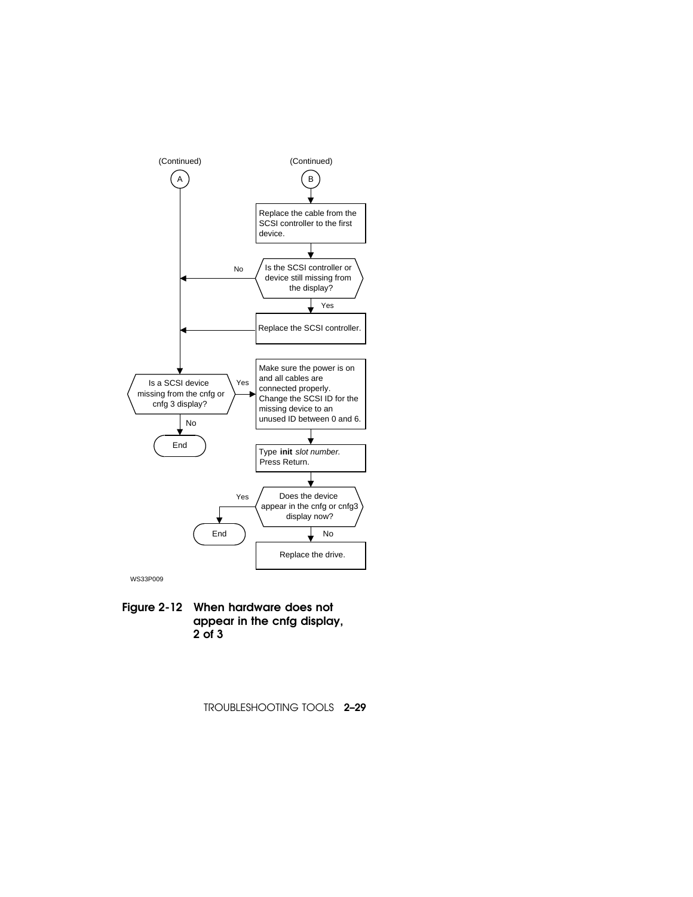(Continued)

A

(Continued)

B

Replace the cable from the SCSI controller to the first device.

Is the SCSI controller or device still missing from the display?

No

Yes

Replace the SCSI controller.

Is a SCSI device missing from the cnfg or cnfg 3 display?

Yes

No

End

Make sure the power is on and all cables are connected properly. Change the SCSI ID for the missing device to an unused ID between 0 and 6.

Type **init** *slot number.* Press Return.

Does the device appear in the cnfg or cnfg3 display now?

Yes

End

No

Replace the drive.

WS33P009

**Figure 2-12 When hardware does not appear in the cnfg display, 2 of 3**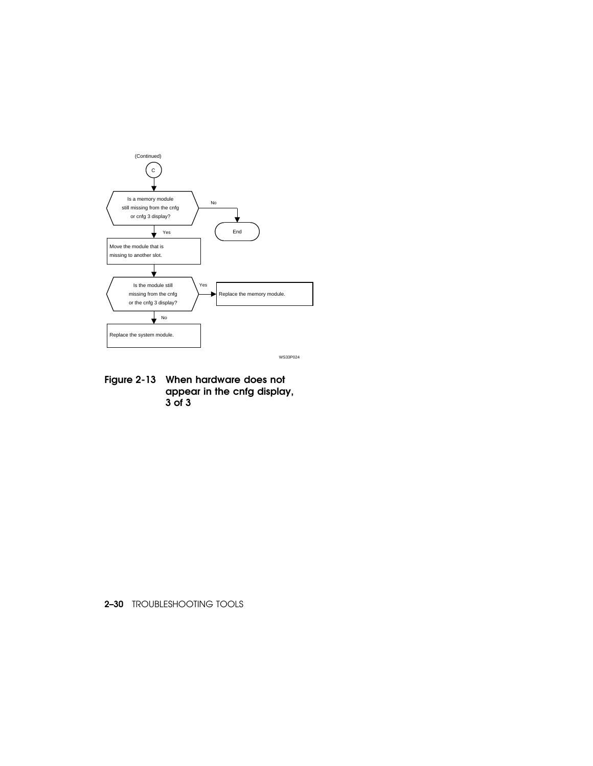(Continued)

C

Is a memory module still missing from the cnfg or cnfg 3 display?

- No → End
- Yes → Move the module that is missing to another slot.

Is the module still missing from the cnfg or the cnfg 3 display?

- Yes → Replace the memory module.
- No → Replace the system module.

WS33P024

**Figure 2-13 When hardware does not appear in the cnfg display, 3 of 3**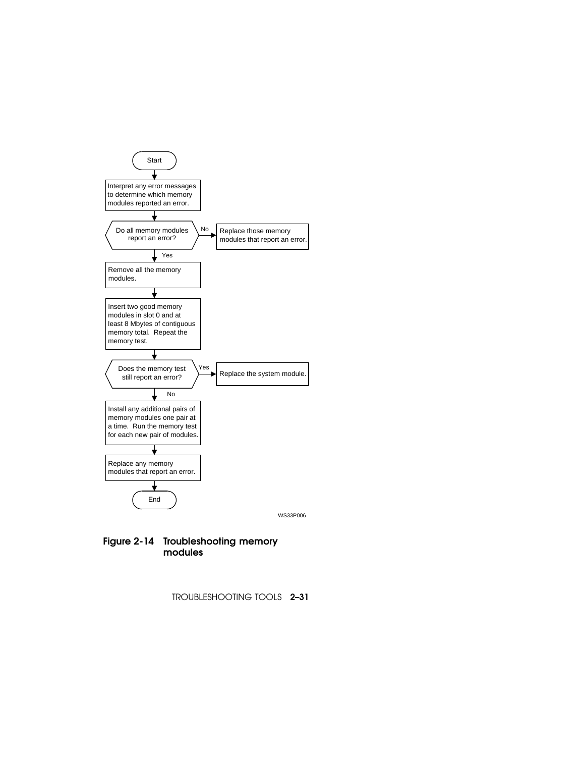Start

Interpret any error messages to determine which memory modules reported an error.

Do all memory modules report an error?

No → Replace those memory modules that report an error.

Yes

Remove all the memory modules.

Insert two good memory modules in slot 0 and at least 8 Mbytes of contiguous memory total. Repeat the memory test.

Does the memory test still report an error?

Yes → Replace the system module.

No

Install any additional pairs of memory modules one pair at a time. Run the memory test for each new pair of modules.

Replace any memory modules that report an error.

End

WS33P006

**Figure 2-14 Troubleshooting memory modules**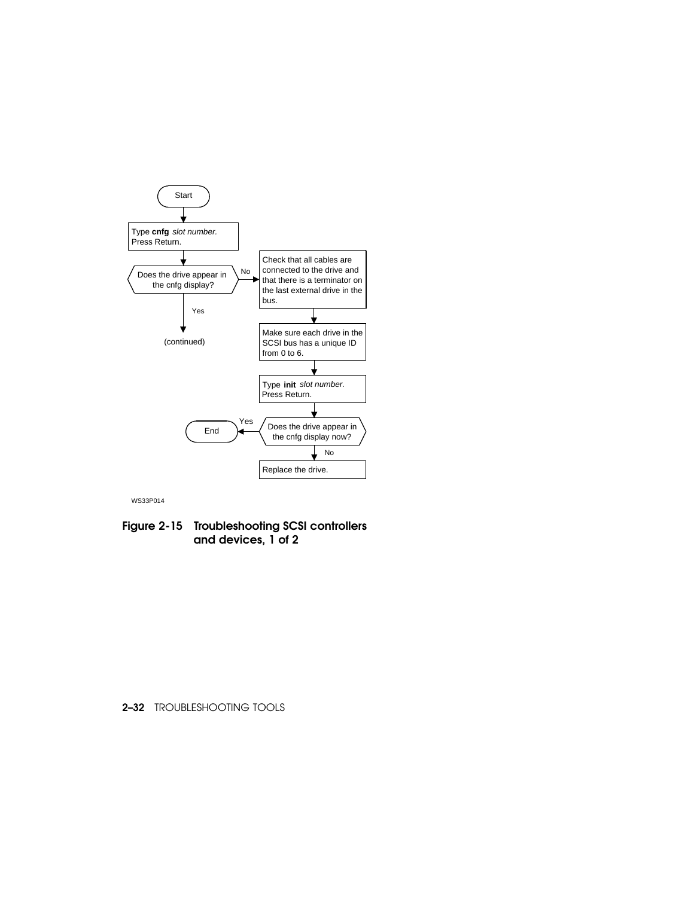Start

Type **cnfg** *slot number.*
Press Return.

Does the drive appear in the cnfg display?

No → Check that all cables are connected to the drive and that there is a terminator on the last external drive in the bus.

Make sure each drive in the SCSI bus has a unique ID from 0 to 6.

Type **init** *slot number.*
Press Return.

Does the drive appear in the cnfg display now?

Yes → End

No → Replace the drive.

Yes → (continued)

WS33P014

**Figure 2-15 Troubleshooting SCSI controllers and devices, 1 of 2**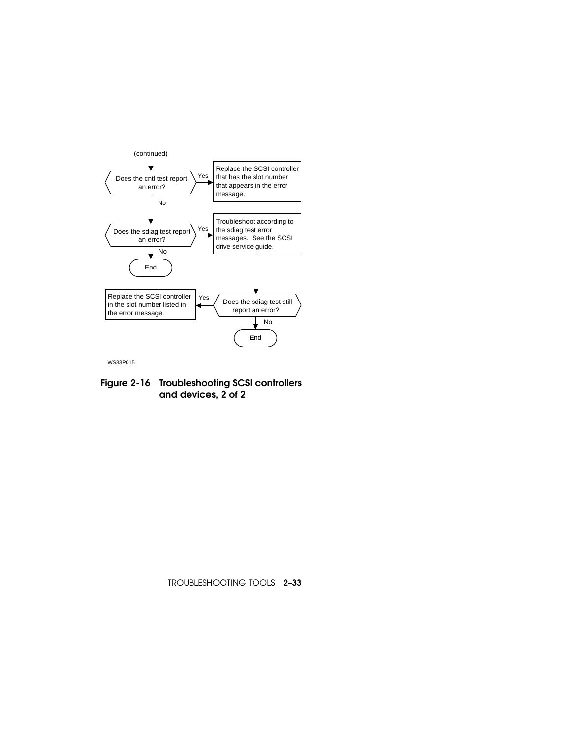(continued)

Does the cntl test report an error?

Yes → Replace the SCSI controller that has the slot number that appears in the error message.

No ↓

Does the sdiag test report an error?

Yes → Troubleshoot according to the sdiag test error messages. See the SCSI drive service guide.

No ↓

End

Does the sdiag test still report an error?

Yes → Replace the SCSI controller in the slot number listed in the error message.

No ↓

End

WS33P015

**Figure 2-16 Troubleshooting SCSI controllers and devices, 2 of 2**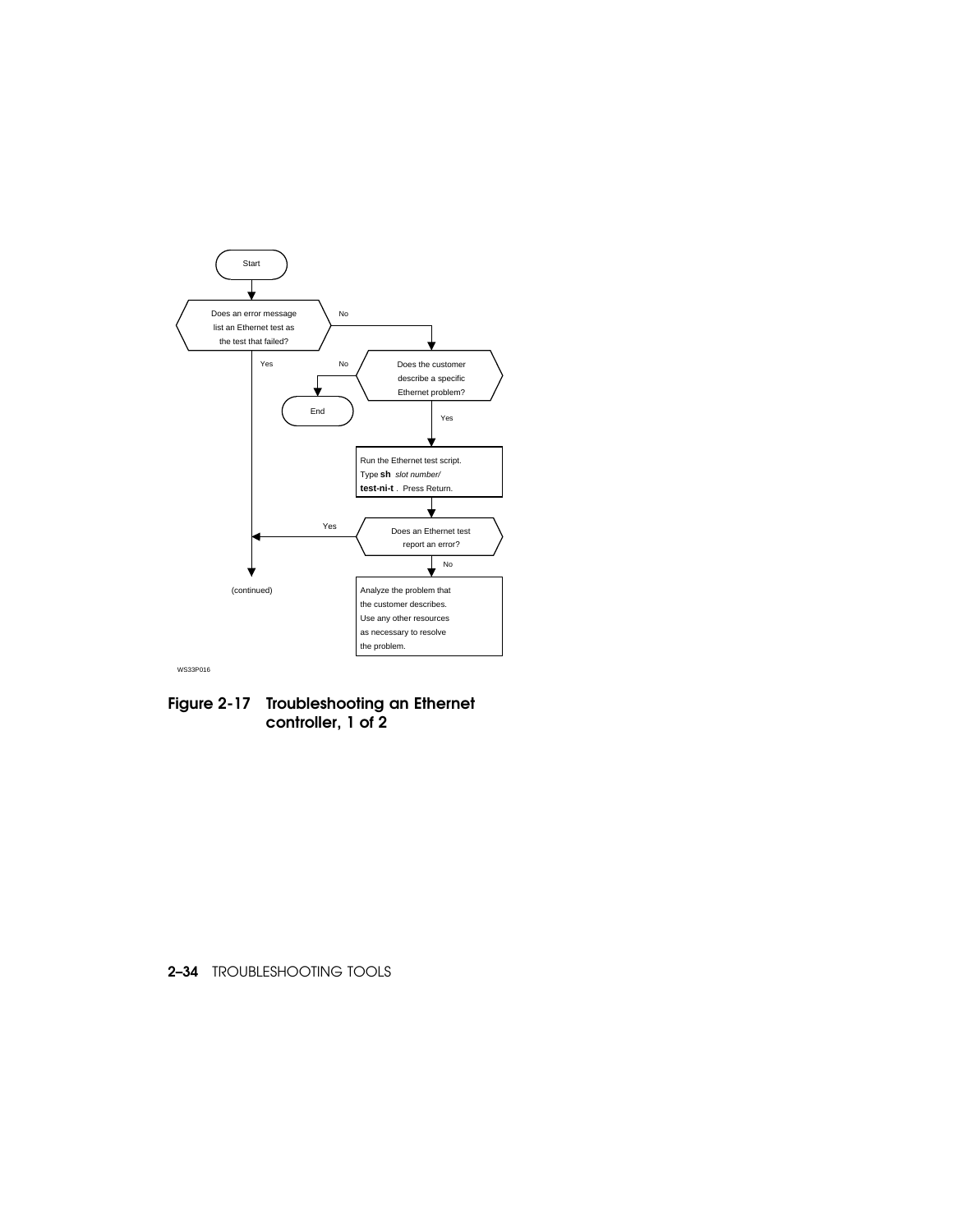Start

Does an error message list an Ethernet test as the test that failed?

No

Yes

No

Does the customer describe a specific Ethernet problem?

End

Yes

Run the Ethernet test script. Type **sh** *slot number/* **test-ni-t** . Press Return.

Yes

Does an Ethernet test report an error?

No

(continued)

Analyze the problem that the customer describes. Use any other resources as necessary to resolve the problem.

WS33P016

**Figure 2-17 Troubleshooting an Ethernet controller, 1 of 2**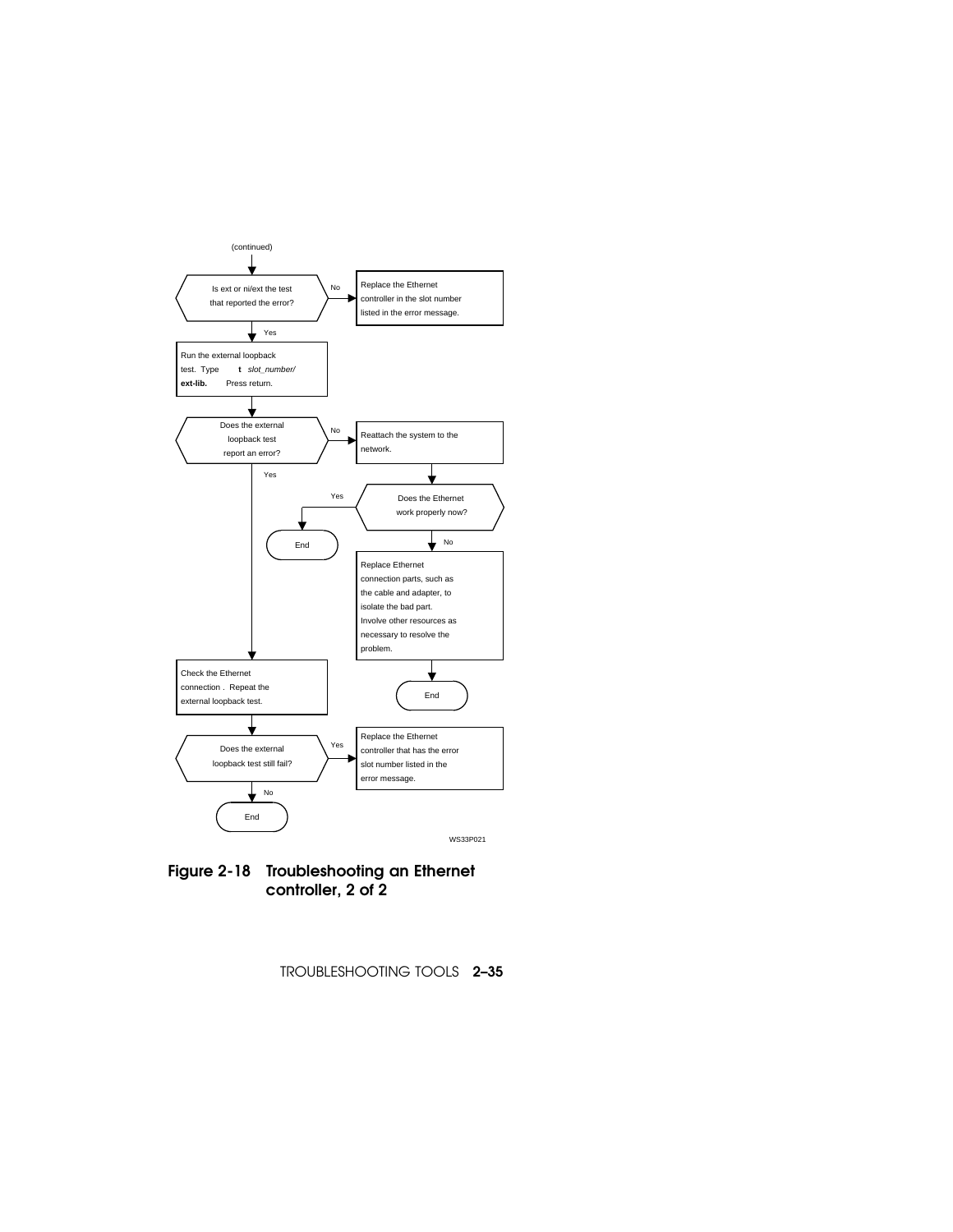(continued)

- **Is ext or ni/ext the test that reported the error?**
  - No → Replace the Ethernet controller in the slot number listed in the error message.
  - Yes → Run the external loopback test. Type **t** *slot_number/* **ext-lib.** Press return.
- **Does the external loopback test report an error?**
  - No → Reattach the system to the network.
    - **Does the Ethernet work properly now?**
      - Yes → End
      - No → Replace Ethernet connection parts, such as the cable and adapter, to isolate the bad part. Involve other resources as necessary to resolve the problem. → End
  - Yes → Check the Ethernet connection . Repeat the external loopback test.
- **Does the external loopback test still fail?**
  - Yes → Replace the Ethernet controller that has the error slot number listed in the error message.
  - No → End

WS33P021

**Figure 2-18 Troubleshooting an Ethernet controller, 2 of 2**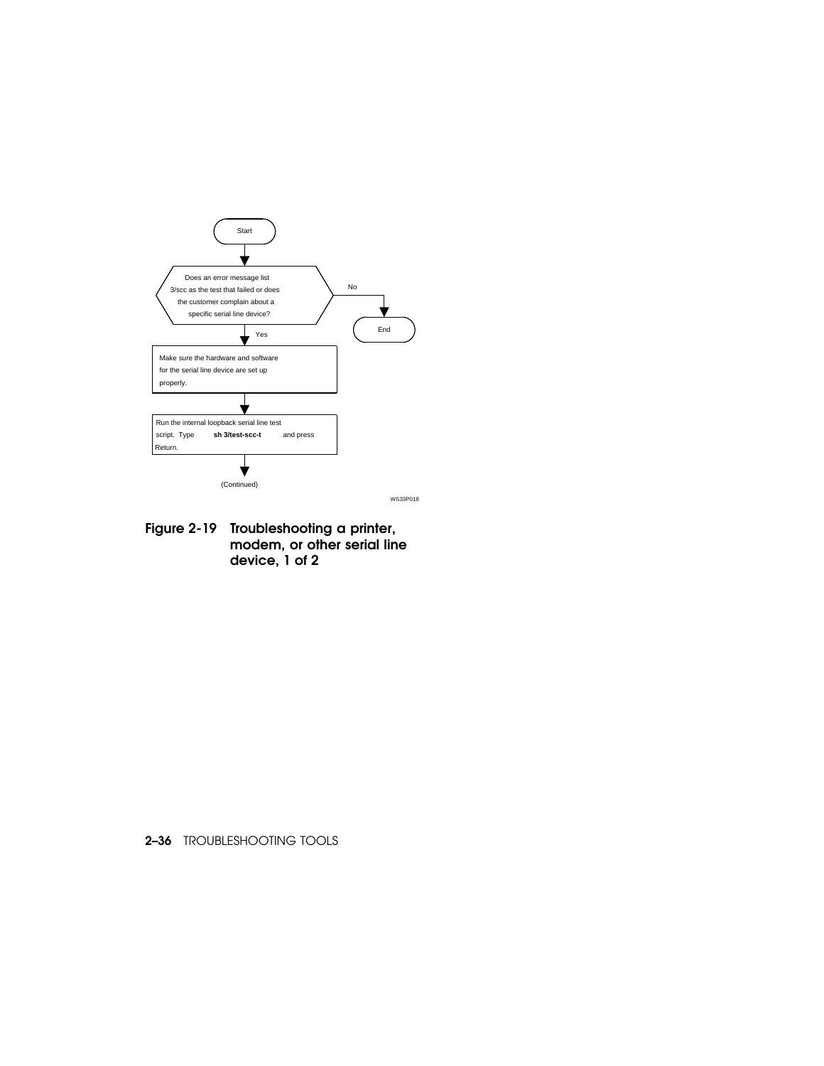Start

Does an error message list 3/scc as the test that failed or does the customer complain about a specific serial line device?

No → End

Yes

Make sure the hardware and software for the serial line device are set up properly.

Run the internal loopback serial line test script. Type **sh 3/test-scc-t** and press Return.

(Continued)

WS33P018

**Figure 2-19 Troubleshooting a printer, modem, or other serial line device, 1 of 2**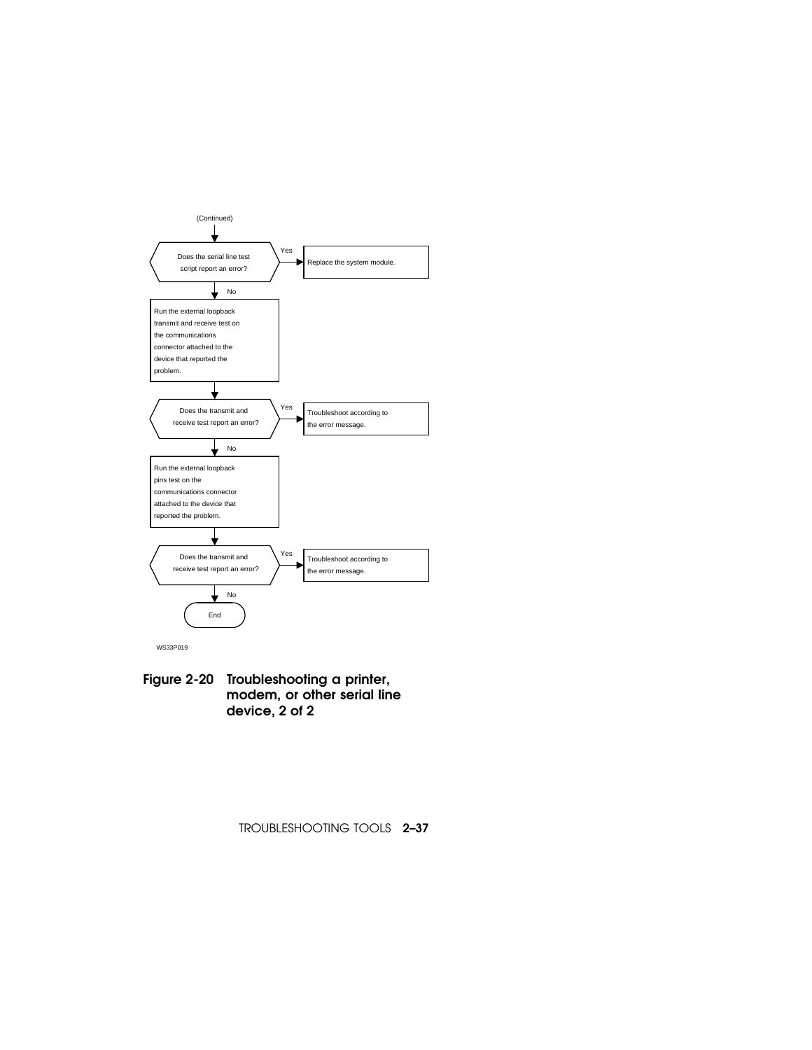(Continued)

**Does the serial line test script report an error?**

- **Yes** → Replace the system module.
- **No** ↓

Run the external loopback transmit and receive test on the communications connector attached to the device that reported the problem.

**Does the transmit and receive test report an error?**

- **Yes** → Troubleshoot according to the error message.
- **No** ↓

Run the external loopback pins test on the communications connector attached to the device that reported the problem.

**Does the transmit and receive test report an error?**

- **Yes** → Troubleshoot according to the error message.
- **No** ↓

End

WS33P019

**Figure 2-20 Troubleshooting a printer, modem, or other serial line device, 2 of 2**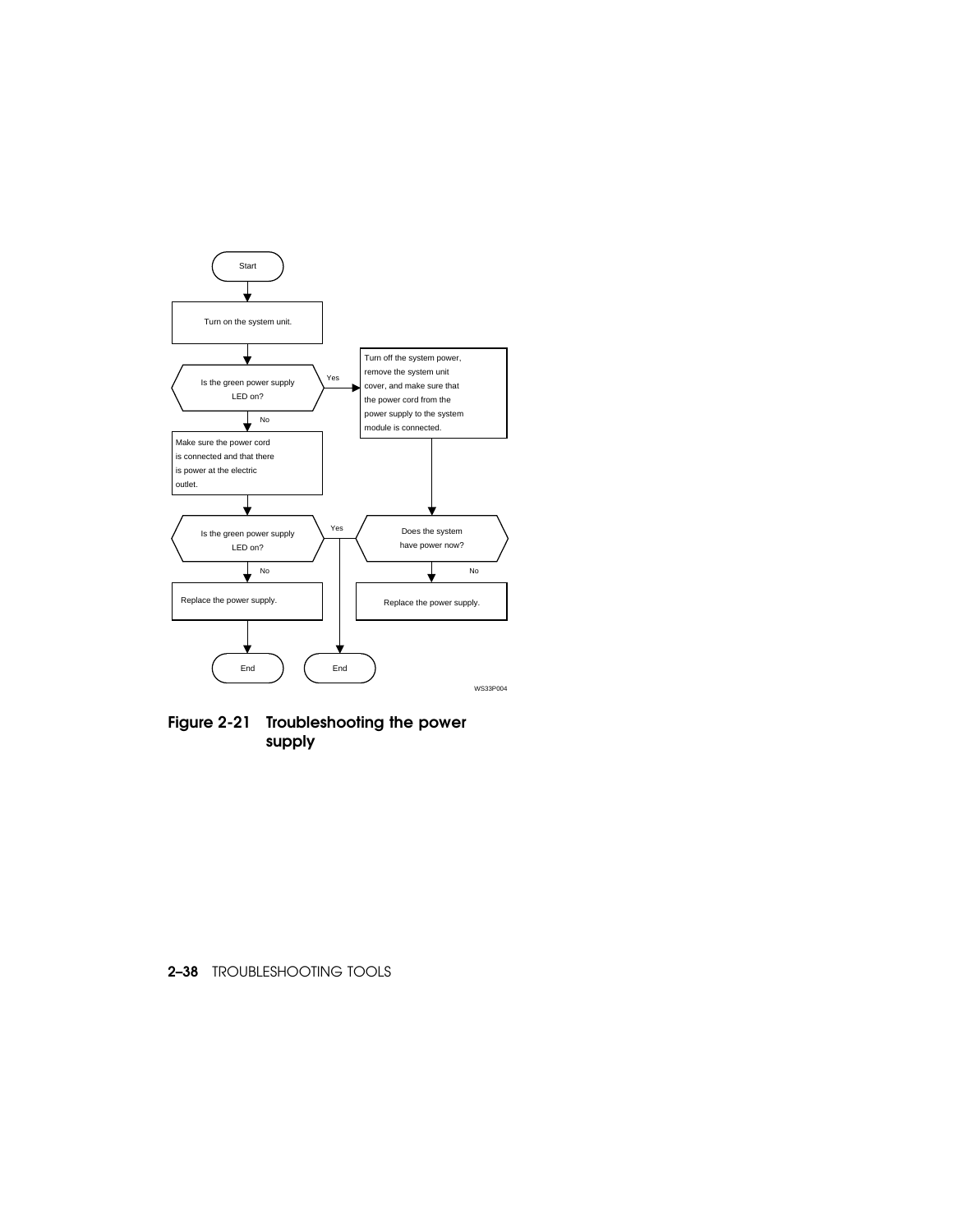Start

Turn on the system unit.

Is the green power supply LED on?

Yes

Turn off the system power, remove the system unit cover, and make sure that the power cord from the power supply to the system module is connected.

No

Make sure the power cord is connected and that there is power at the electric outlet.

Is the green power supply LED on?

Yes

Does the system have power now?

No

Replace the power supply.

No

Replace the power supply.

End

End

WS33P004

**Figure 2-21 Troubleshooting the power supply**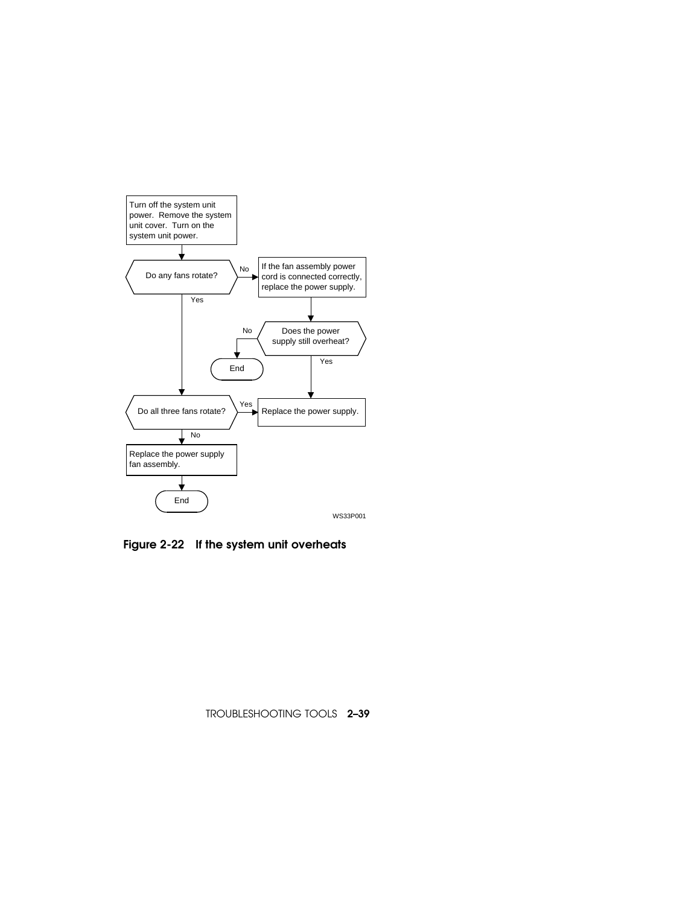Turn off the system unit power. Remove the system unit cover. Turn on the system unit power.

Do any fans rotate?

- No → If the fan assembly power cord is connected correctly, replace the power supply.
  - Does the power supply still overheat?
    - No → End
    - Yes → Replace the power supply.
- Yes → Do all three fans rotate?
  - Yes → Replace the power supply.
  - No → Replace the power supply fan assembly. → End

WS33P001

**Figure 2-22 If the system unit overheats**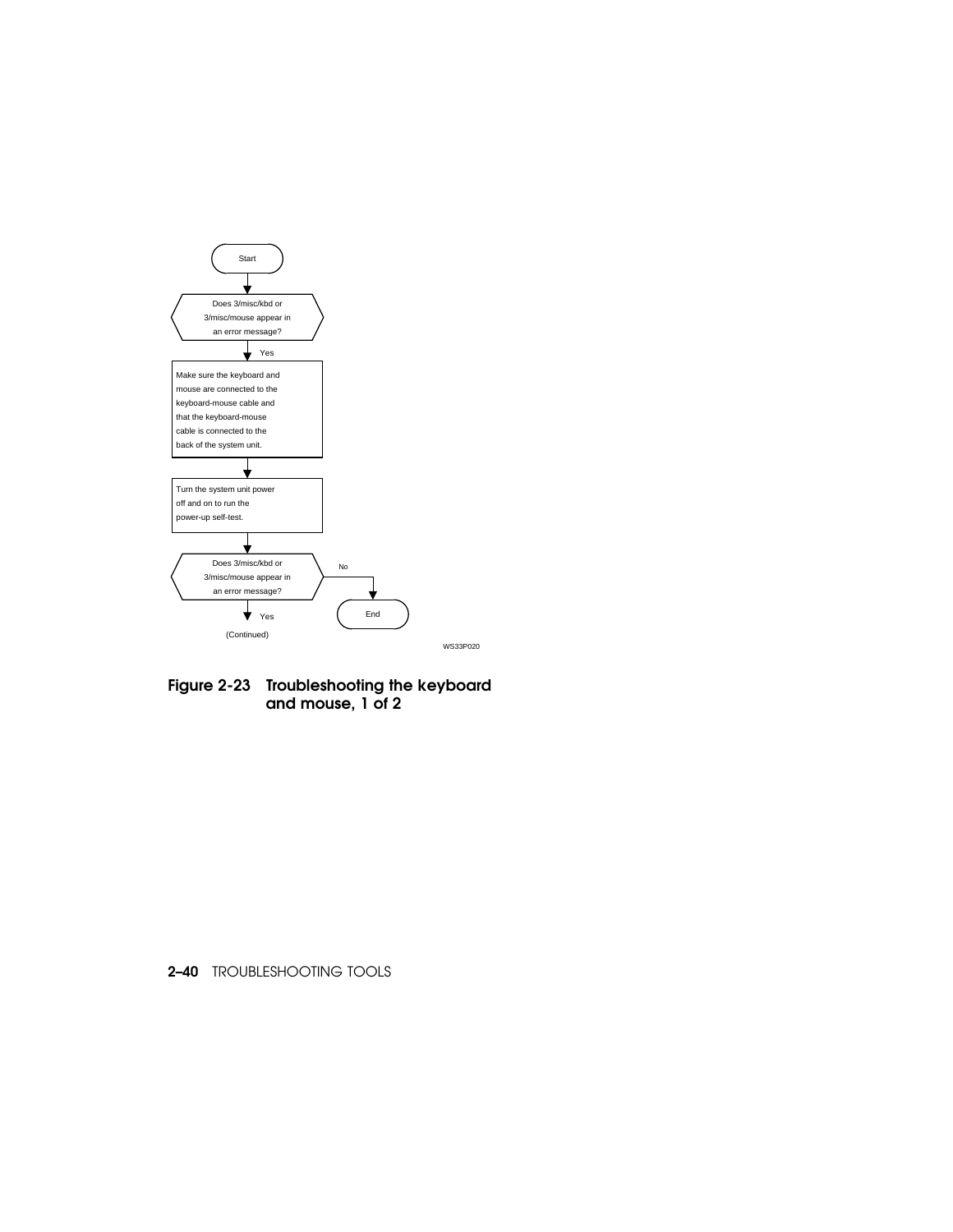Start

Does 3/misc/kbd or 3/misc/mouse appear in an error message?

Yes

Make sure the keyboard and mouse are connected to the keyboard-mouse cable and that the keyboard-mouse cable is connected to the back of the system unit.

Turn the system unit power off and on to run the power-up self-test.

Does 3/misc/kbd or 3/misc/mouse appear in an error message?

No → End

Yes

(Continued)

WS33P020

**Figure 2-23 Troubleshooting the keyboard and mouse, 1 of 2**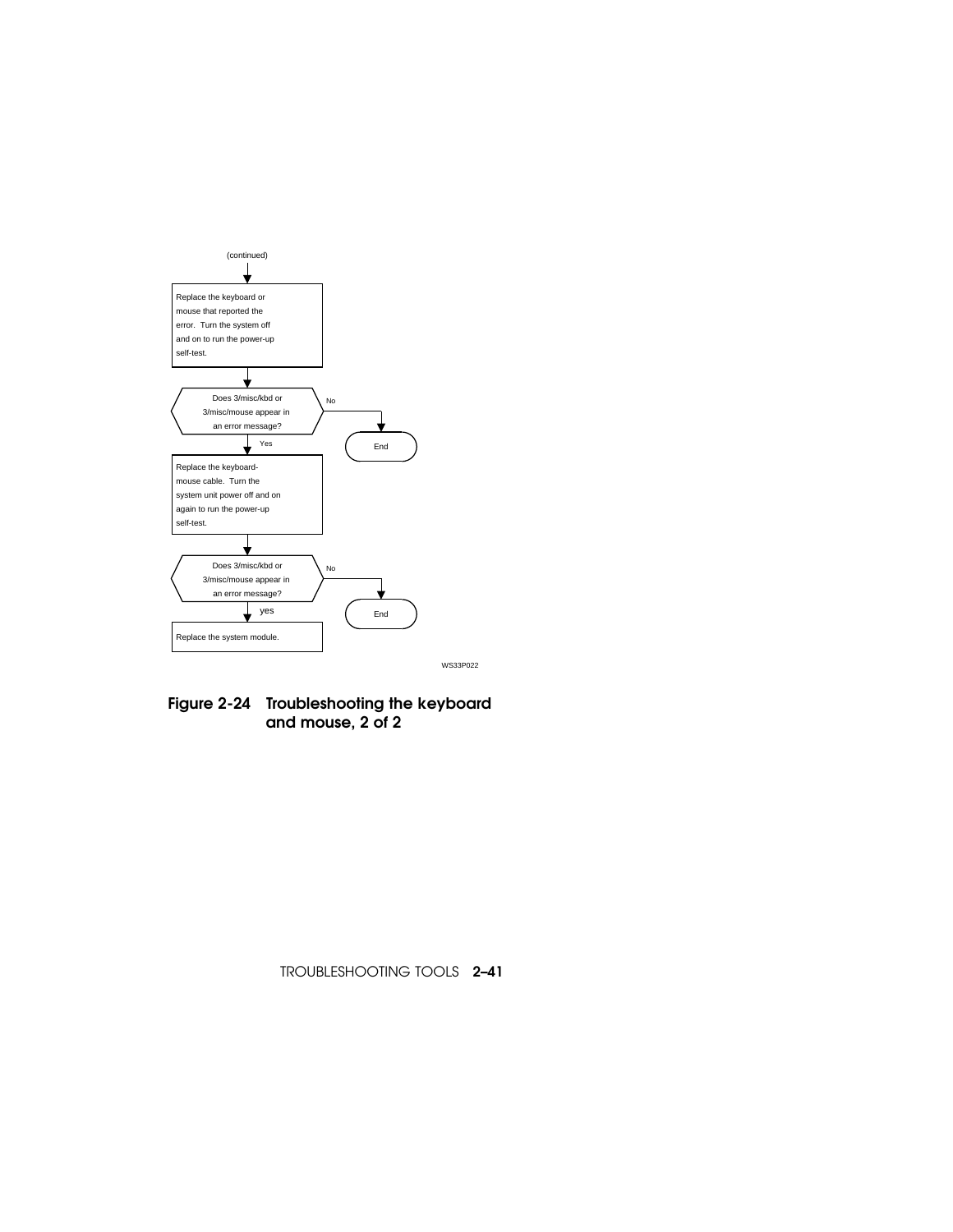(continued)

Replace the keyboard or mouse that reported the error. Turn the system off and on to run the power-up self-test.

Does 3/misc/kbd or 3/misc/mouse appear in an error message?

No → End

Yes

Replace the keyboard-mouse cable. Turn the system unit power off and on again to run the power-up self-test.

Does 3/misc/kbd or 3/misc/mouse appear in an error message?

No → End

yes

Replace the system module.

WS33P022

**Figure 2-24 Troubleshooting the keyboard and mouse, 2 of 2**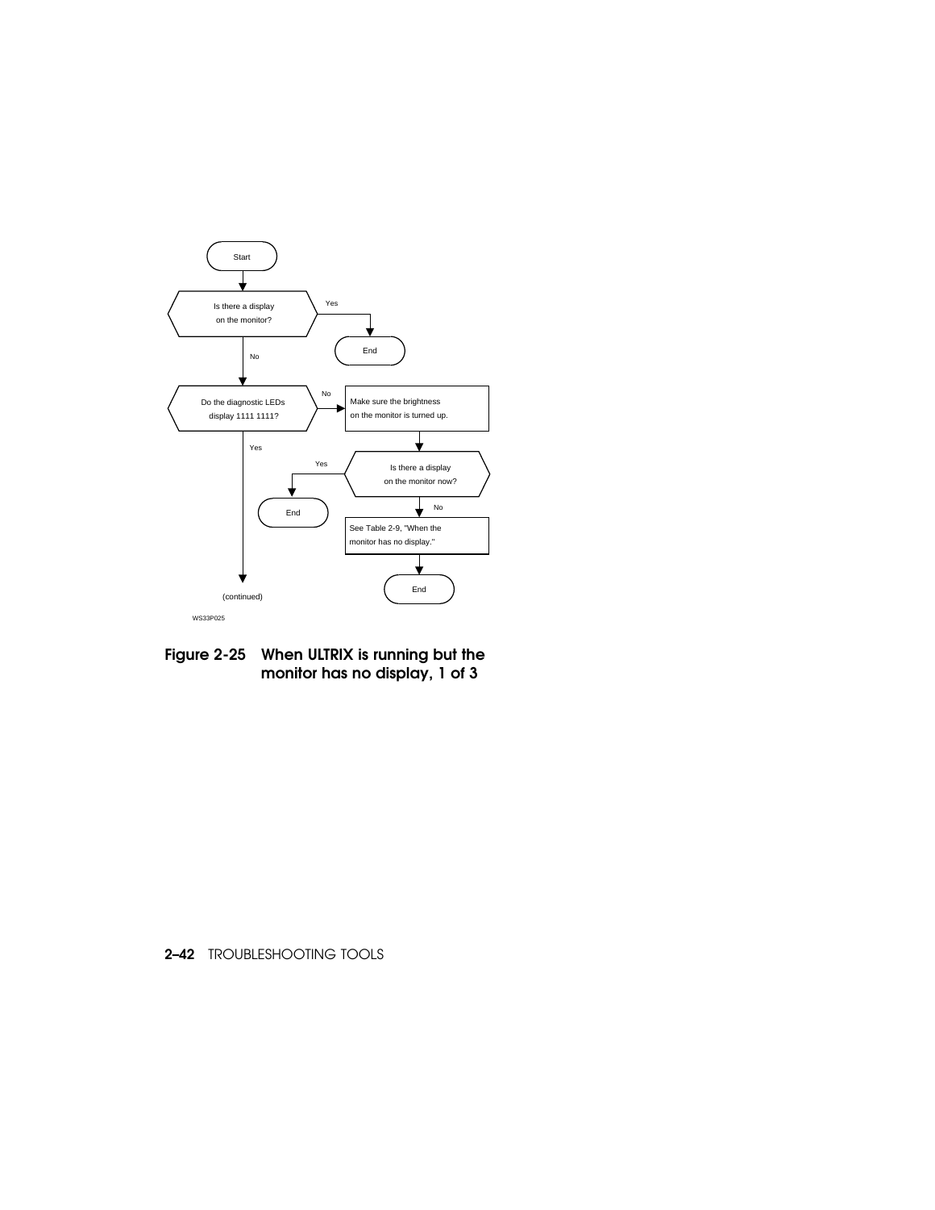Start

Is there a display on the monitor?

Yes → End

No ↓

Do the diagnostic LEDs display 1111 1111?

No → Make sure the brightness on the monitor is turned up.

↓

Is there a display on the monitor now?

Yes → End

No → See Table 2-9, "When the monitor has no display."

↓

End

Yes ↓

(continued)

WS33P025

**Figure 2-25 When ULTRIX is running but the monitor has no display, 1 of 3**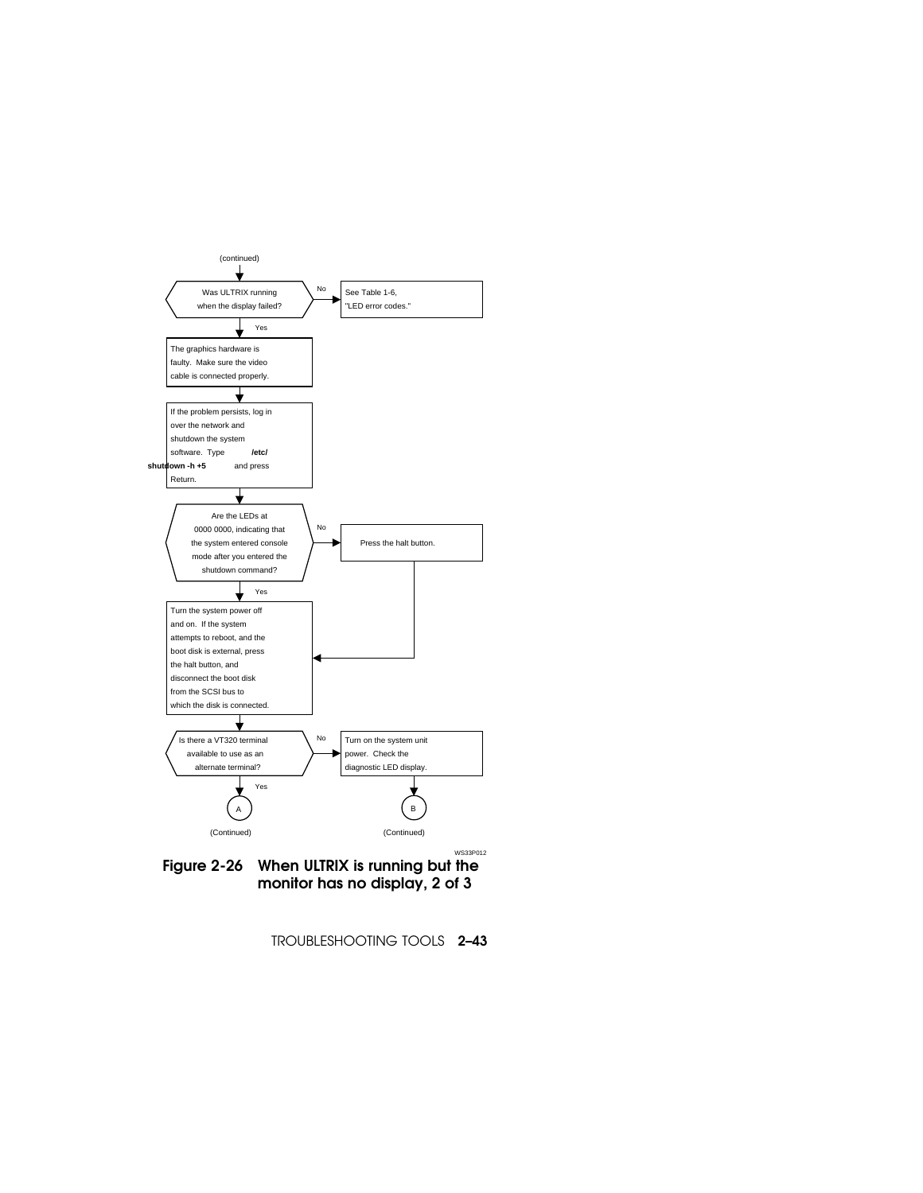(continued)

Was ULTRIX running when the display failed?

- No → See Table 1-6, "LED error codes."
- Yes ↓

The graphics hardware is faulty. Make sure the video cable is connected properly.

↓

If the problem persists, log in over the network and shutdown the system software. Type **/etc/shutdown -h +5** and press Return.

↓

Are the LEDs at 0000 0000, indicating that the system entered console mode after you entered the shutdown command?

- No → Press the halt button. (then continue to next step)
- Yes ↓

Turn the system power off and on. If the system attempts to reboot, and the boot disk is external, press the halt button, and disconnect the boot disk from the SCSI bus to which the disk is connected.

↓

Is there a VT320 terminal available to use as an alternate terminal?

- No → Turn on the system unit power. Check the diagnostic LED display. → B (Continued)
- Yes → A (Continued)

WS33P012

**Figure 2-26 When ULTRIX is running but the monitor has no display, 2 of 3**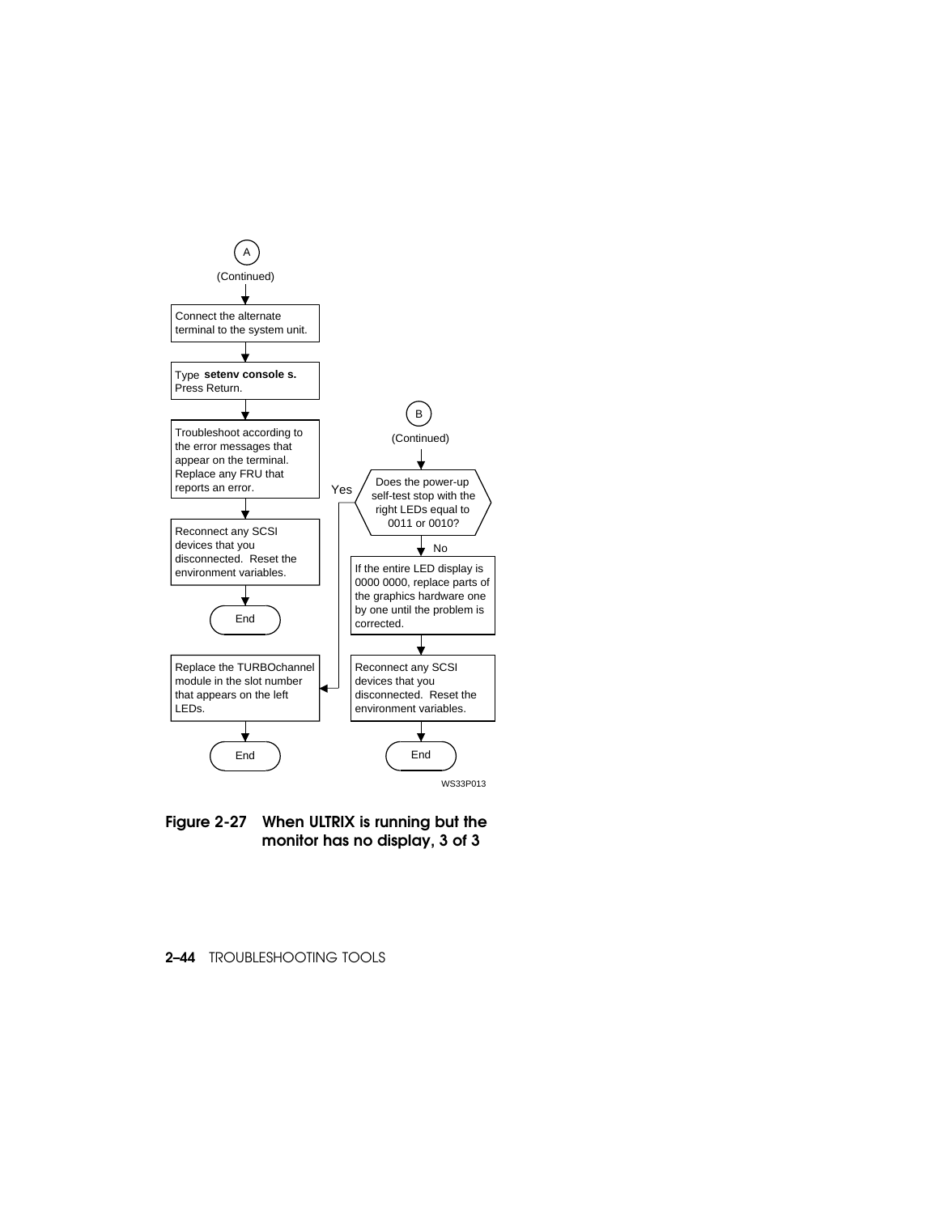A
(Continued)

Connect the alternate terminal to the system unit.

Type **setenv console s.** Press Return.

Troubleshoot according to the error messages that appear on the terminal. Replace any FRU that reports an error.

Reconnect any SCSI devices that you disconnected. Reset the environment variables.

End

B
(Continued)

Does the power-up self-test stop with the right LEDs equal to 0011 or 0010?

Yes

Replace the TURBOchannel module in the slot number that appears on the left LEDs.

End

No

If the entire LED display is 0000 0000, replace parts of the graphics hardware one by one until the problem is corrected.

Reconnect any SCSI devices that you disconnected. Reset the environment variables.

End

WS33P013

**Figure 2-27 When ULTRIX is running but the monitor has no display, 3 of 3**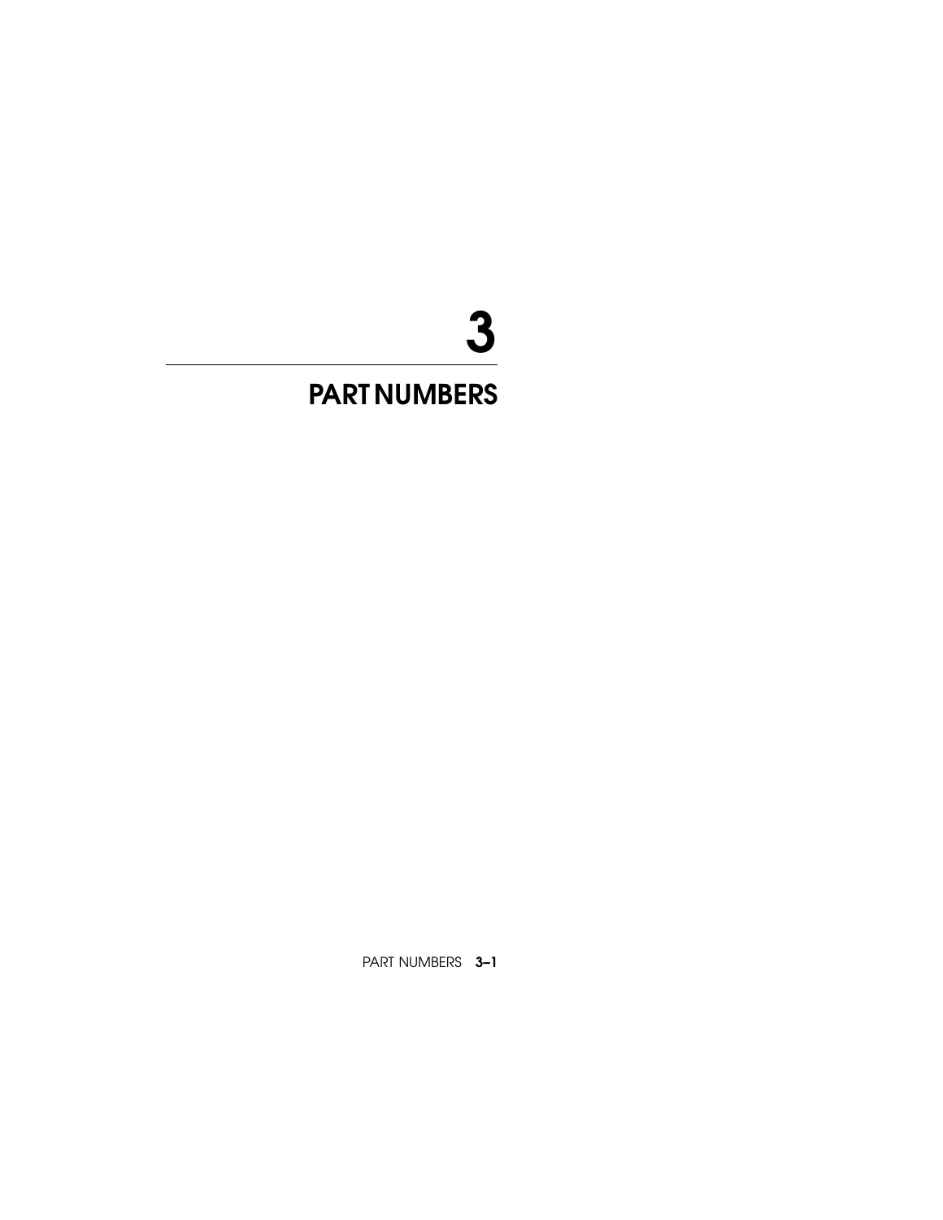# 3

# PART NUMBERS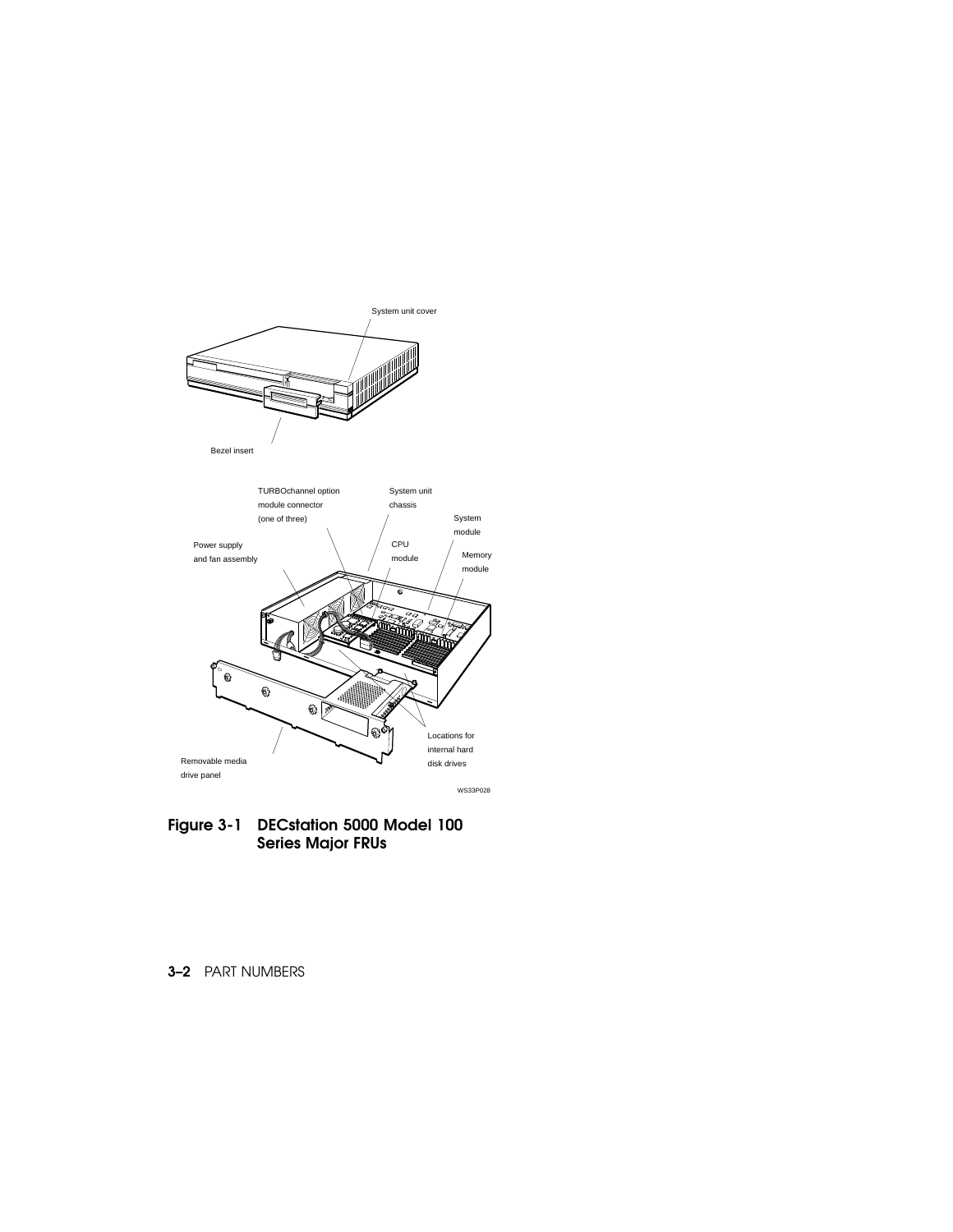System unit cover

Bezel insert

TURBOchannel option module connector (one of three)

System unit chassis

System module

Power supply and fan assembly

CPU module

Memory module

Locations for internal hard disk drives

Removable media drive panel

WS33P028

**Figure 3-1 DECstation 5000 Model 100 Series Major FRUs**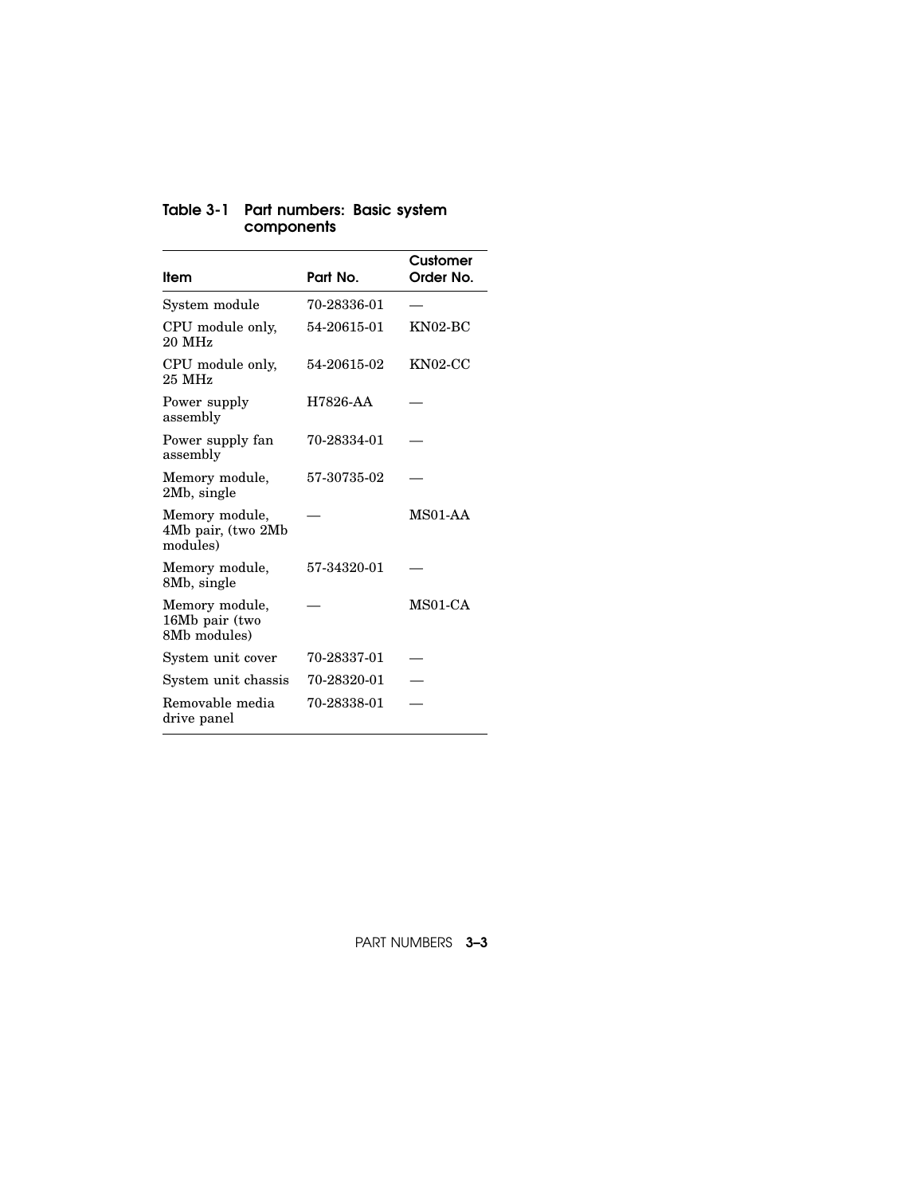**Table 3-1 Part numbers: Basic system components**

| Item | Part No. | Customer Order No. |
|---|---|---|
| System module | 70-28336-01 | — |
| CPU module only, 20 MHz | 54-20615-01 | KN02-BC |
| CPU module only, 25 MHz | 54-20615-02 | KN02-CC |
| Power supply assembly | H7826-AA | — |
| Power supply fan assembly | 70-28334-01 | — |
| Memory module, 2Mb, single | 57-30735-02 | — |
| Memory module, 4Mb pair, (two 2Mb modules) | — | MS01-AA |
| Memory module, 8Mb, single | 57-34320-01 | — |
| Memory module, 16Mb pair (two 8Mb modules) | — | MS01-CA |
| System unit cover | 70-28337-01 | — |
| System unit chassis | 70-28320-01 | — |
| Removable media drive panel | 70-28338-01 | — |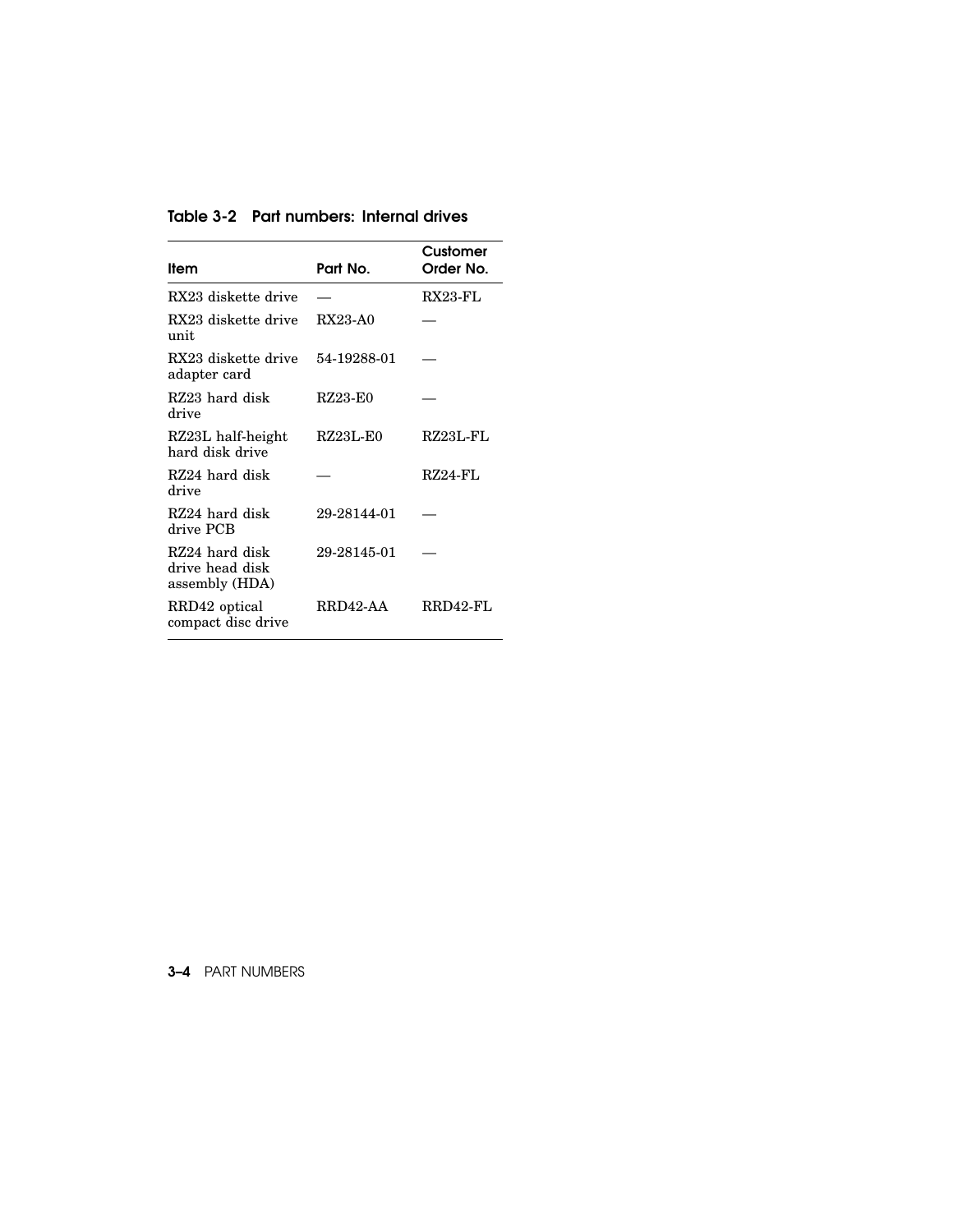**Table 3-2 Part numbers: Internal drives**

| Item | Part No. | Customer Order No. |
| --- | --- | --- |
| RX23 diskette drive | — | RX23-FL |
| RX23 diskette drive unit | RX23-A0 | — |
| RX23 diskette drive adapter card | 54-19288-01 | — |
| RZ23 hard disk drive | RZ23-E0 | — |
| RZ23L half-height hard disk drive | RZ23L-E0 | RZ23L-FL |
| RZ24 hard disk drive | — | RZ24-FL |
| RZ24 hard disk drive PCB | 29-28144-01 | — |
| RZ24 hard disk drive head disk assembly (HDA) | 29-28145-01 | — |
| RRD42 optical compact disc drive | RRD42-AA | RRD42-FL |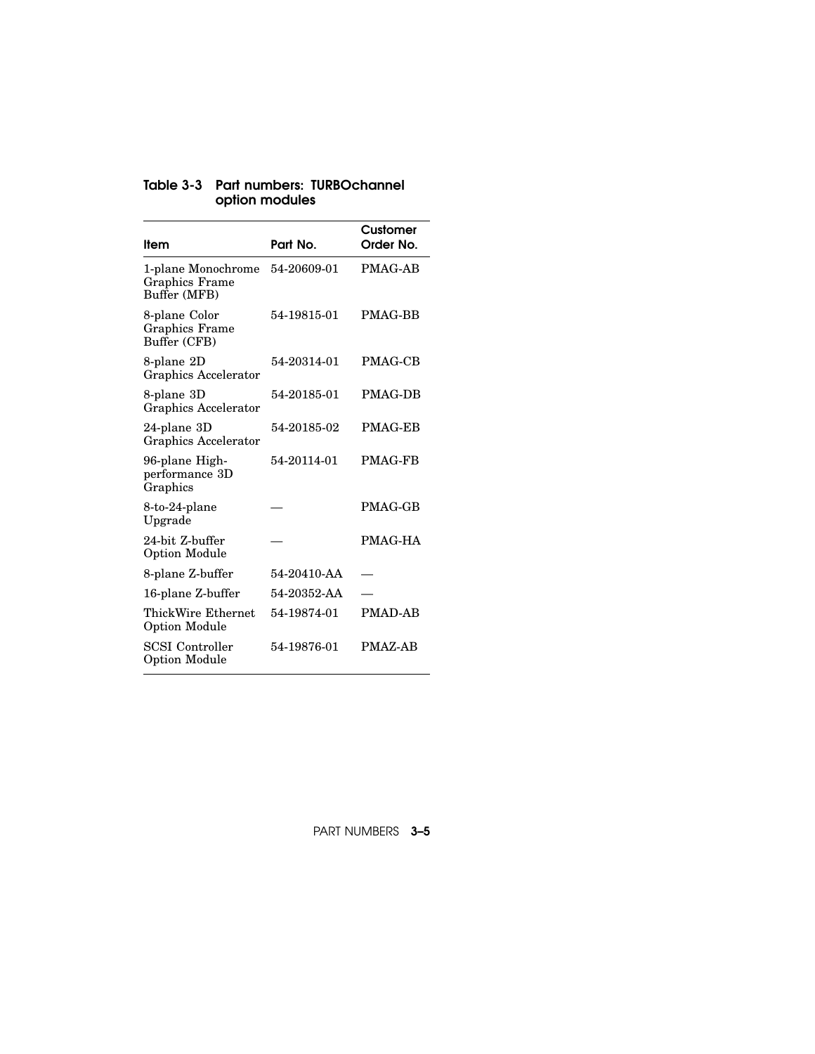**Table 3-3 Part numbers: TURBOchannel option modules**

| Item | Part No. | Customer Order No. |
|---|---|---|
| 1-plane Monochrome Graphics Frame Buffer (MFB) | 54-20609-01 | PMAG-AB |
| 8-plane Color Graphics Frame Buffer (CFB) | 54-19815-01 | PMAG-BB |
| 8-plane 2D Graphics Accelerator | 54-20314-01 | PMAG-CB |
| 8-plane 3D Graphics Accelerator | 54-20185-01 | PMAG-DB |
| 24-plane 3D Graphics Accelerator | 54-20185-02 | PMAG-EB |
| 96-plane High-performance 3D Graphics | 54-20114-01 | PMAG-FB |
| 8-to-24-plane Upgrade | — | PMAG-GB |
| 24-bit Z-buffer Option Module | — | PMAG-HA |
| 8-plane Z-buffer | 54-20410-AA | — |
| 16-plane Z-buffer | 54-20352-AA | — |
| ThickWire Ethernet Option Module | 54-19874-01 | PMAD-AB |
| SCSI Controller Option Module | 54-19876-01 | PMAZ-AB |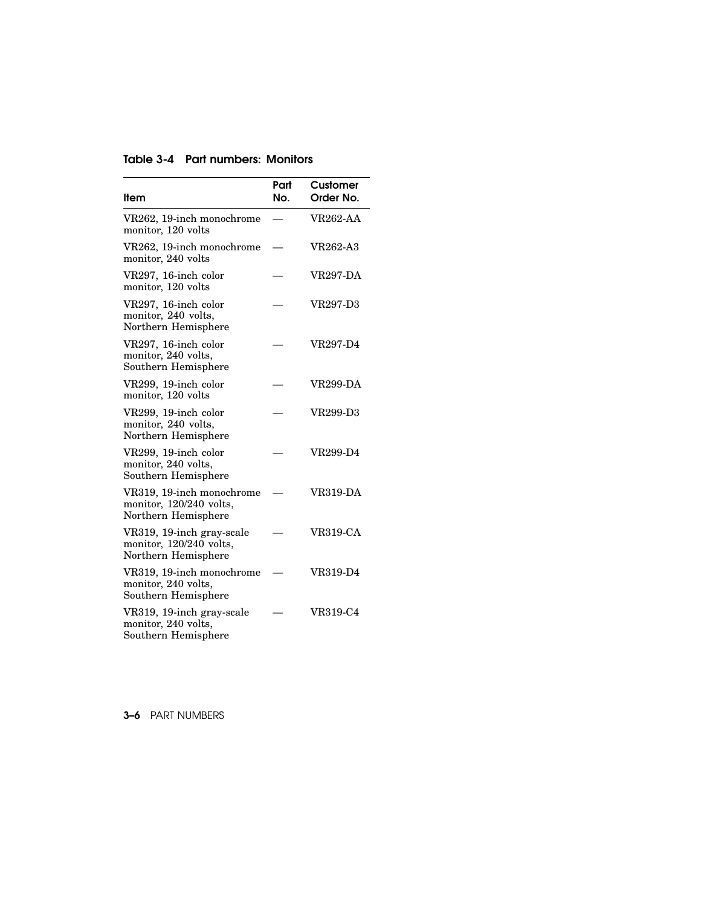**Table 3-4 Part numbers: Monitors**

| Item | Part No. | Customer Order No. |
|---|---|---|
| VR262, 19-inch monochrome monitor, 120 volts | — | VR262-AA |
| VR262, 19-inch monochrome monitor, 240 volts | — | VR262-A3 |
| VR297, 16-inch color monitor, 120 volts | — | VR297-DA |
| VR297, 16-inch color monitor, 240 volts, Northern Hemisphere | — | VR297-D3 |
| VR297, 16-inch color monitor, 240 volts, Southern Hemisphere | — | VR297-D4 |
| VR299, 19-inch color monitor, 120 volts | — | VR299-DA |
| VR299, 19-inch color monitor, 240 volts, Northern Hemisphere | — | VR299-D3 |
| VR299, 19-inch color monitor, 240 volts, Southern Hemisphere | — | VR299-D4 |
| VR319, 19-inch monochrome monitor, 120/240 volts, Northern Hemisphere | — | VR319-DA |
| VR319, 19-inch gray-scale monitor, 120/240 volts, Northern Hemisphere | — | VR319-CA |
| VR319, 19-inch monochrome monitor, 240 volts, Southern Hemisphere | — | VR319-D4 |
| VR319, 19-inch gray-scale monitor, 240 volts, Southern Hemisphere | — | VR319-C4 |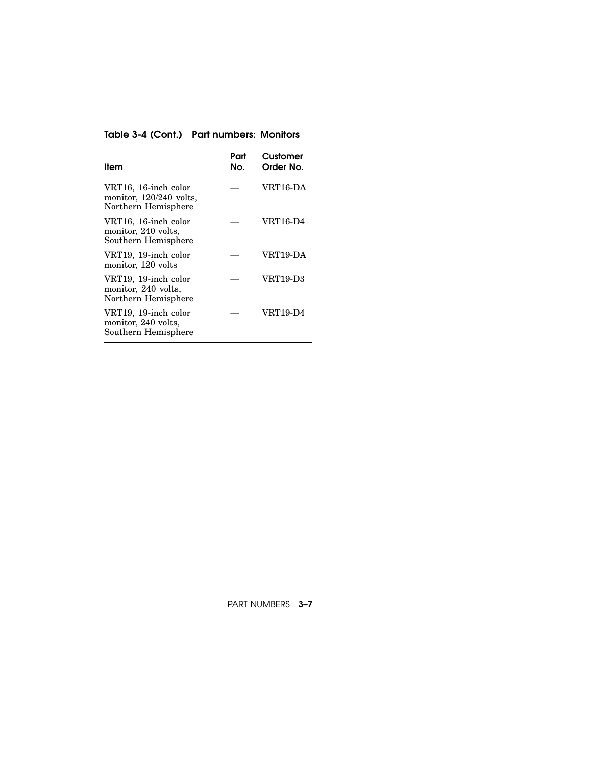**Table 3-4 (Cont.) Part numbers: Monitors**

| Item | Part No. | Customer Order No. |
|---|---|---|
| VRT16, 16-inch color monitor, 120/240 volts, Northern Hemisphere | — | VRT16-DA |
| VRT16, 16-inch color monitor, 240 volts, Southern Hemisphere | — | VRT16-D4 |
| VRT19, 19-inch color monitor, 120 volts | — | VRT19-DA |
| VRT19, 19-inch color monitor, 240 volts, Northern Hemisphere | — | VRT19-D3 |
| VRT19, 19-inch color monitor, 240 volts, Southern Hemisphere | — | VRT19-D4 |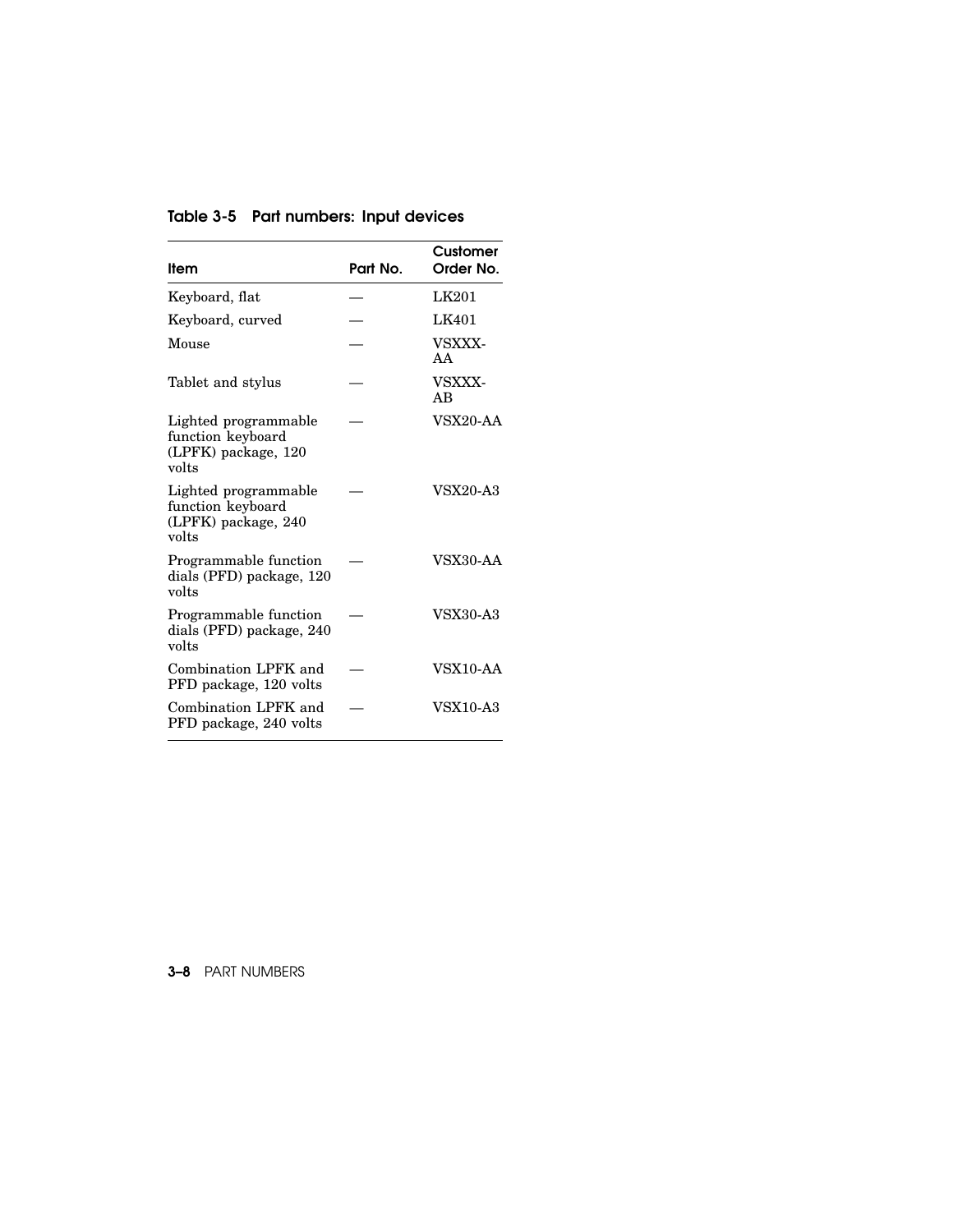**Table 3-5 Part numbers: Input devices**

| Item | Part No. | Customer Order No. |
|---|---|---|
| Keyboard, flat | — | LK201 |
| Keyboard, curved | — | LK401 |
| Mouse | — | VSXXX-AA |
| Tablet and stylus | — | VSXXX-AB |
| Lighted programmable function keyboard (LPFK) package, 120 volts | — | VSX20-AA |
| Lighted programmable function keyboard (LPFK) package, 240 volts | — | VSX20-A3 |
| Programmable function dials (PFD) package, 120 volts | — | VSX30-AA |
| Programmable function dials (PFD) package, 240 volts | — | VSX30-A3 |
| Combination LPFK and PFD package, 120 volts | — | VSX10-AA |
| Combination LPFK and PFD package, 240 volts | — | VSX10-A3 |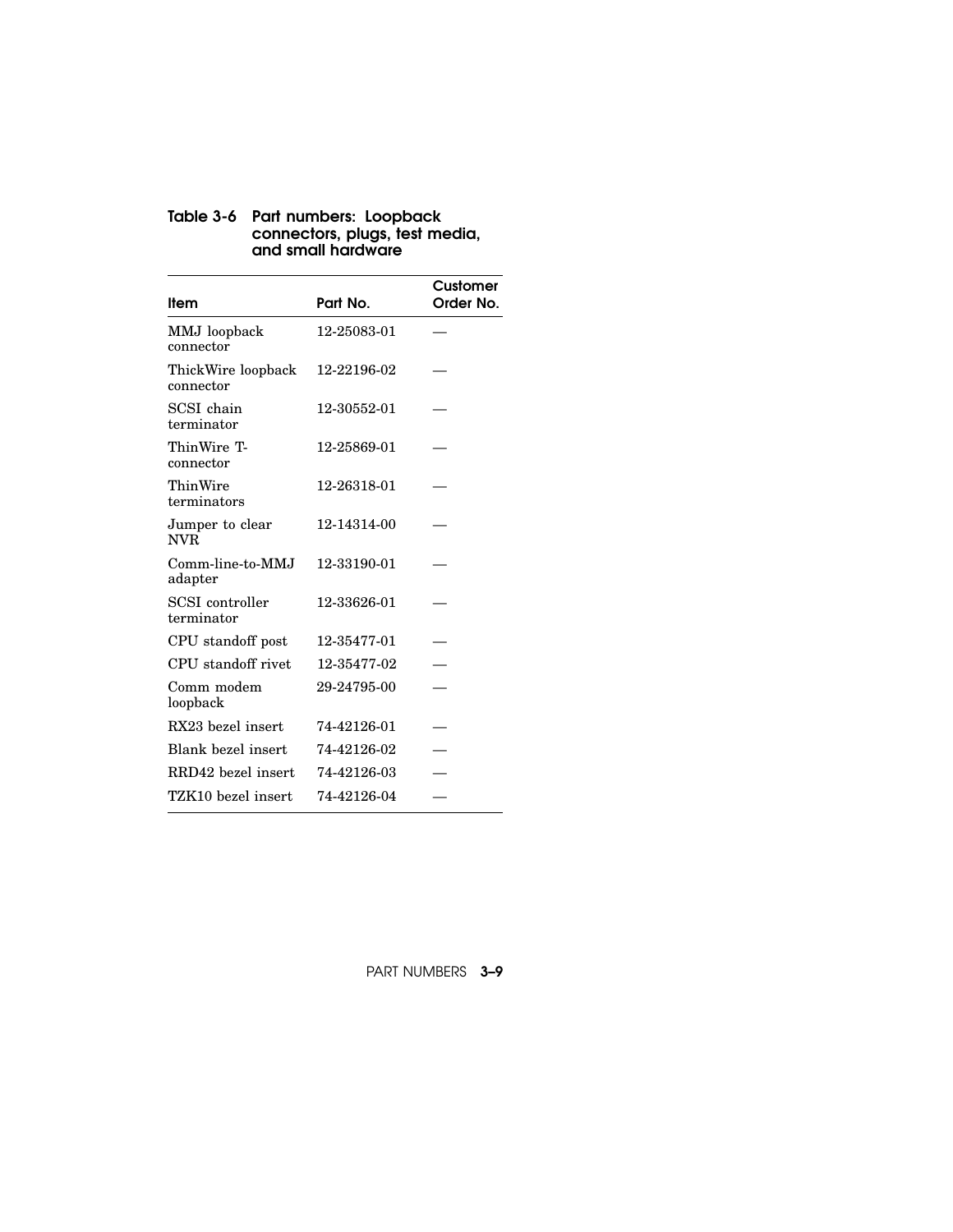**Table 3-6 Part numbers: Loopback connectors, plugs, test media, and small hardware**

| Item | Part No. | Customer Order No. |
|---|---|---|
| MMJ loopback connector | 12-25083-01 | — |
| ThickWire loopback connector | 12-22196-02 | — |
| SCSI chain terminator | 12-30552-01 | — |
| ThinWire T-connector | 12-25869-01 | — |
| ThinWire terminators | 12-26318-01 | — |
| Jumper to clear NVR | 12-14314-00 | — |
| Comm-line-to-MMJ adapter | 12-33190-01 | — |
| SCSI controller terminator | 12-33626-01 | — |
| CPU standoff post | 12-35477-01 | — |
| CPU standoff rivet | 12-35477-02 | — |
| Comm modem loopback | 29-24795-00 | — |
| RX23 bezel insert | 74-42126-01 | — |
| Blank bezel insert | 74-42126-02 | — |
| RRD42 bezel insert | 74-42126-03 | — |
| TZK10 bezel insert | 74-42126-04 | — |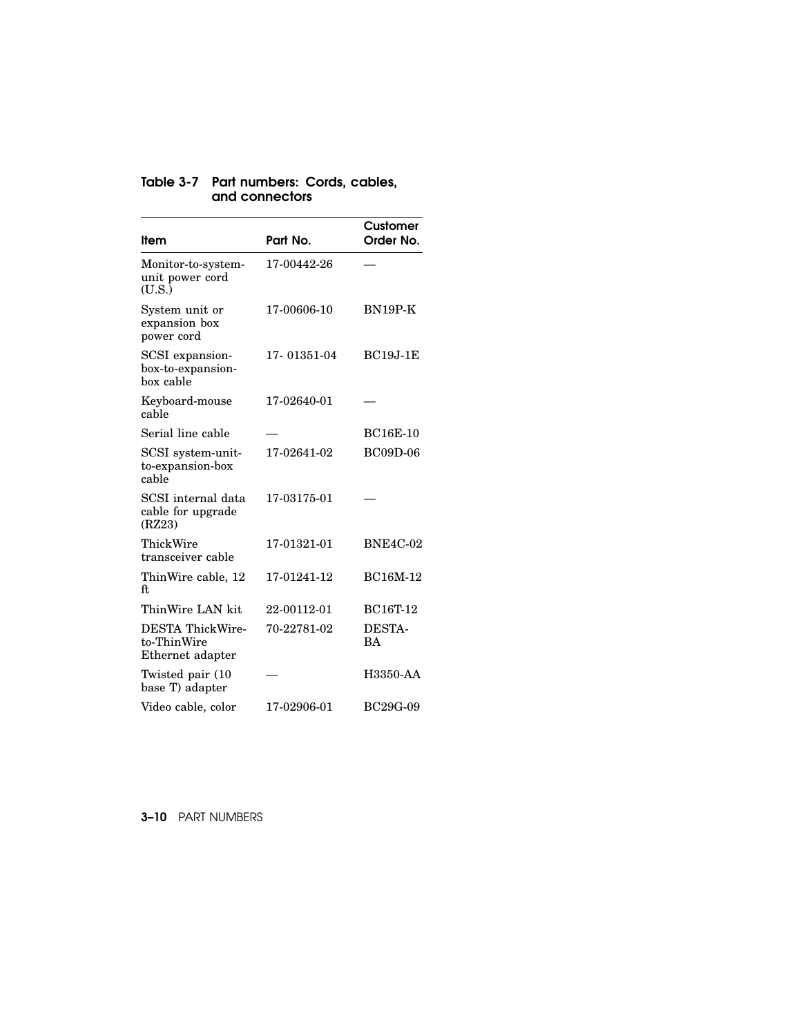**Table 3-7 Part numbers: Cords, cables, and connectors**

| Item | Part No. | Customer Order No. |
|---|---|---|
| Monitor-to-system-unit power cord (U.S.) | 17-00442-26 | — |
| System unit or expansion box power cord | 17-00606-10 | BN19P-K |
| SCSI expansion-box-to-expansion-box cable | 17- 01351-04 | BC19J-1E |
| Keyboard-mouse cable | 17-02640-01 | — |
| Serial line cable | — | BC16E-10 |
| SCSI system-unit-to-expansion-box cable | 17-02641-02 | BC09D-06 |
| SCSI internal data cable for upgrade (RZ23) | 17-03175-01 | — |
| ThickWire transceiver cable | 17-01321-01 | BNE4C-02 |
| ThinWire cable, 12 ft | 17-01241-12 | BC16M-12 |
| ThinWire LAN kit | 22-00112-01 | BC16T-12 |
| DESTA ThickWire-to-ThinWire Ethernet adapter | 70-22781-02 | DESTA-BA |
| Twisted pair (10 base T) adapter | — | H3350-AA |
| Video cable, color | 17-02906-01 | BC29G-09 |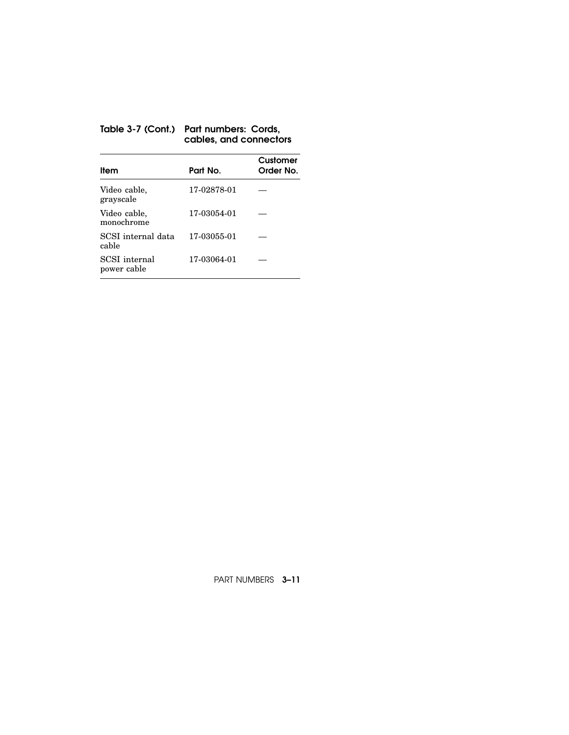**Table 3-7 (Cont.) Part numbers: Cords, cables, and connectors**

| Item | Part No. | Customer Order No. |
| --- | --- | --- |
| Video cable, grayscale | 17-02878-01 | — |
| Video cable, monochrome | 17-03054-01 | — |
| SCSI internal data cable | 17-03055-01 | — |
| SCSI internal power cable | 17-03064-01 | — |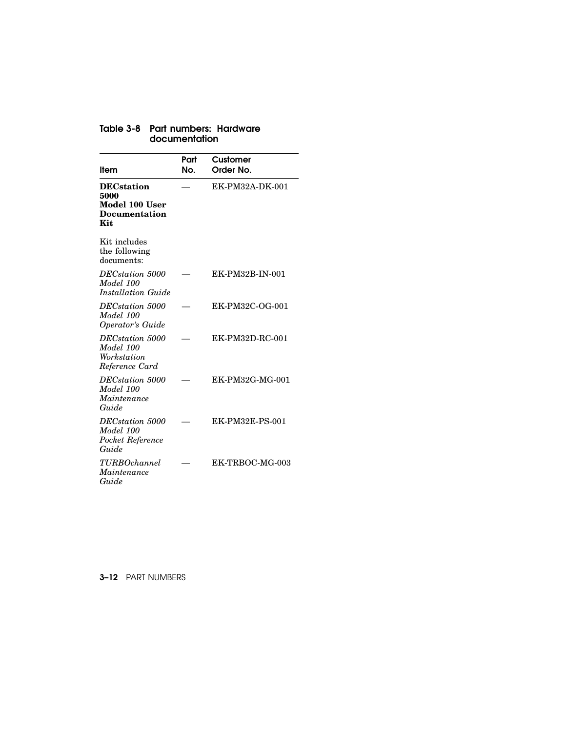**Table 3-8 Part numbers: Hardware documentation**

| Item | Part No. | Customer Order No. |
|---|---|---|
| **DECstation 5000 Model 100 User Documentation Kit** | — | EK-PM32A-DK-001 |
| Kit includes the following documents: | | |
| *DECstation 5000 Model 100 Installation Guide* | — | EK-PM32B-IN-001 |
| *DECstation 5000 Model 100 Operator's Guide* | — | EK-PM32C-OG-001 |
| *DECstation 5000 Model 100 Workstation Reference Card* | — | EK-PM32D-RC-001 |
| *DECstation 5000 Model 100 Maintenance Guide* | — | EK-PM32G-MG-001 |
| *DECstation 5000 Model 100 Pocket Reference Guide* | — | EK-PM32E-PS-001 |
| *TURBOchannel Maintenance Guide* | — | EK-TRBOC-MG-003 |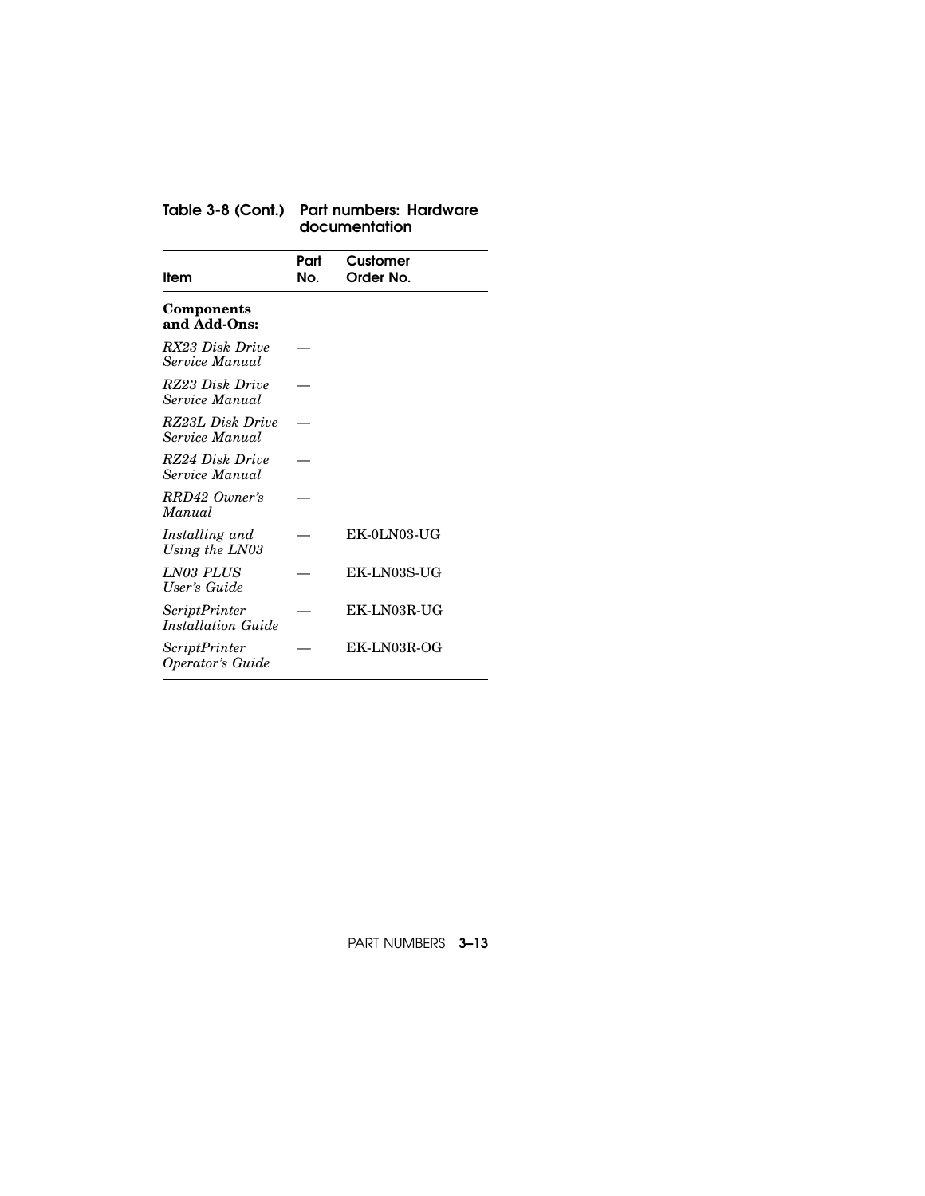**Table 3-8 (Cont.) Part numbers: Hardware documentation**

| Item | Part No. | Customer Order No. |
|---|---|---|
| **Components and Add-Ons:** | | |
| *RX23 Disk Drive Service Manual* | — | |
| *RZ23 Disk Drive Service Manual* | — | |
| *RZ23L Disk Drive Service Manual* | — | |
| *RZ24 Disk Drive Service Manual* | — | |
| *RRD42 Owner's Manual* | — | |
| *Installing and Using the LN03* | — | EK-0LN03-UG |
| *LN03 PLUS User's Guide* | — | EK-LN03S-UG |
| *ScriptPrinter Installation Guide* | — | EK-LN03R-UG |
| *ScriptPrinter Operator's Guide* | — | EK-LN03R-OG |